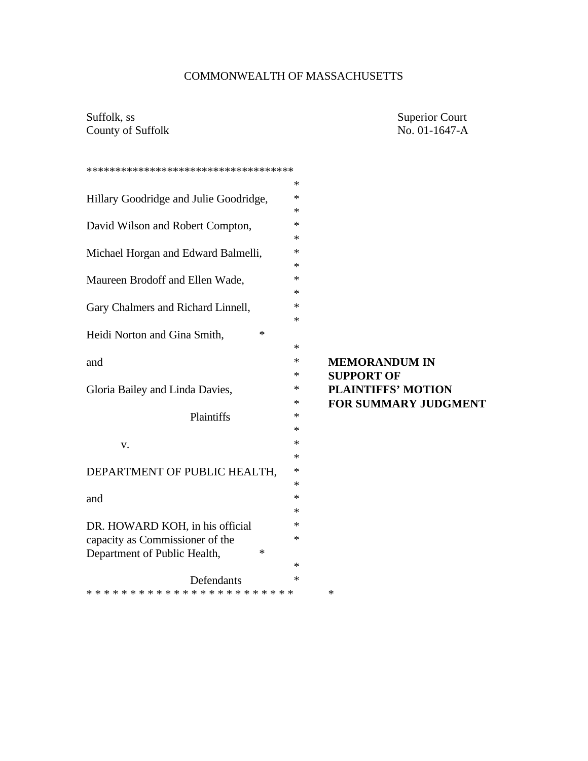COMMONWEALTH OF MASSACHUSETTS

Suffolk, ss
County of Suffolk

Superior Court
No. 01-1647-A

Hillary Goodridge and Julie Goodridge,

David Wilson and Robert Compton,

Michael Horgan and Edward Balmelli,

Maureen Brodoff and Ellen Wade,

Gary Chalmers and Richard Linnell,

Heidi Norton and Gina Smith,

and

Gloria Bailey and Linda Davies,

Plaintiffs

v.

DEPARTMENT OF PUBLIC HEALTH,

and

DR. HOWARD KOH, in his official capacity as Commissioner of the Department of Public Health,

Defendants

**MEMORANDUM IN SUPPORT OF PLAINTIFFS' MOTION FOR SUMMARY JUDGMENT**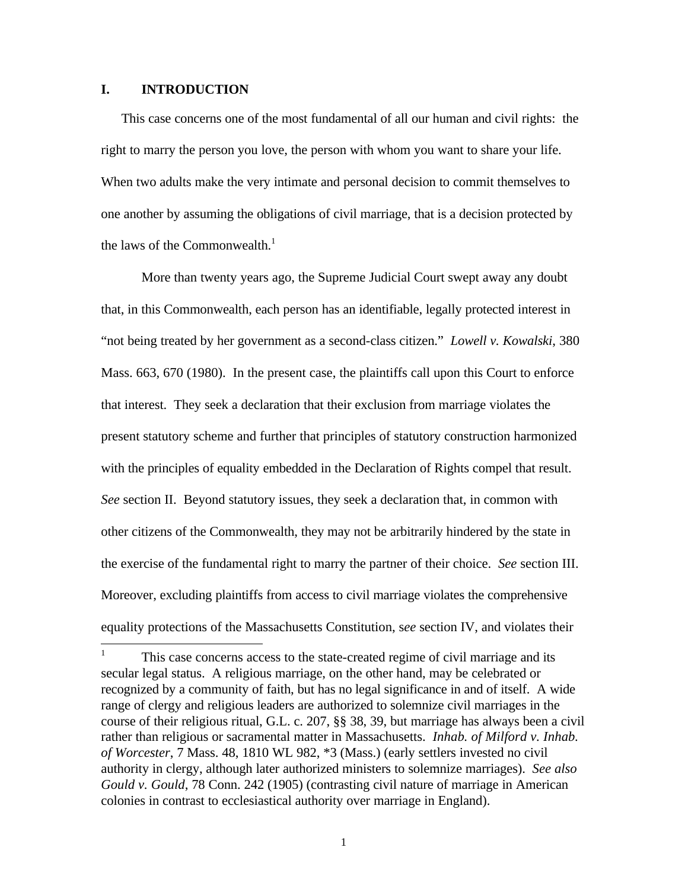## I. INTRODUCTION

This case concerns one of the most fundamental of all our human and civil rights: the right to marry the person you love, the person with whom you want to share your life. When two adults make the very intimate and personal decision to commit themselves to one another by assuming the obligations of civil marriage, that is a decision protected by the laws of the Commonwealth.[1]

More than twenty years ago, the Supreme Judicial Court swept away any doubt that, in this Commonwealth, each person has an identifiable, legally protected interest in "not being treated by her government as a second-class citizen." *Lowell v. Kowalski*, 380 Mass. 663, 670 (1980). In the present case, the plaintiffs call upon this Court to enforce that interest. They seek a declaration that their exclusion from marriage violates the present statutory scheme and further that principles of statutory construction harmonized with the principles of equality embedded in the Declaration of Rights compel that result. *See* section II. Beyond statutory issues, they seek a declaration that, in common with other citizens of the Commonwealth, they may not be arbitrarily hindered by the state in the exercise of the fundamental right to marry the partner of their choice. *See* section III. Moreover, excluding plaintiffs from access to civil marriage violates the comprehensive equality protections of the Massachusetts Constitution, s*ee* section IV, and violates their

---

[1] This case concerns access to the state-created regime of civil marriage and its secular legal status. A religious marriage, on the other hand, may be celebrated or recognized by a community of faith, but has no legal significance in and of itself. A wide range of clergy and religious leaders are authorized to solemnize civil marriages in the course of their religious ritual, G.L. c. 207, §§ 38, 39, but marriage has always been a civil rather than religious or sacramental matter in Massachusetts. *Inhab. of Milford v. Inhab. of Worcester*, 7 Mass. 48, 1810 WL 982, *3 (Mass.) (early settlers invested no civil authority in clergy, although later authorized ministers to solemnize marriages). *See also Gould v. Gould*, 78 Conn. 242 (1905) (contrasting civil nature of marriage in American colonies in contrast to ecclesiastical authority over marriage in England).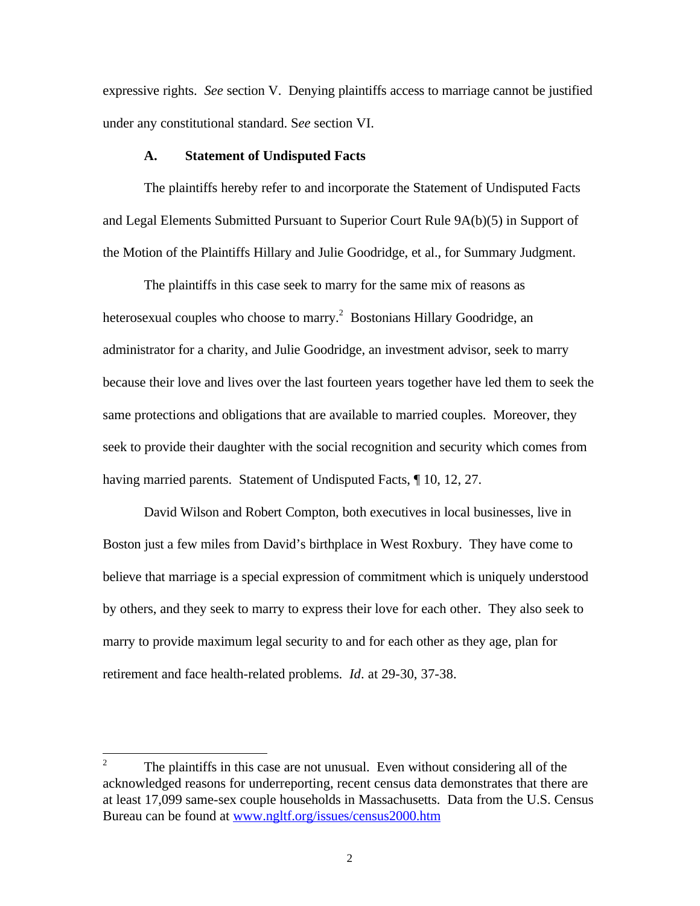expressive rights. *See* section V. Denying plaintiffs access to marriage cannot be justified under any constitutional standard. S*ee* section VI.

### A. Statement of Undisputed Facts

The plaintiffs hereby refer to and incorporate the Statement of Undisputed Facts and Legal Elements Submitted Pursuant to Superior Court Rule 9A(b)(5) in Support of the Motion of the Plaintiffs Hillary and Julie Goodridge, et al., for Summary Judgment.

The plaintiffs in this case seek to marry for the same mix of reasons as heterosexual couples who choose to marry.[2] Bostonians Hillary Goodridge, an administrator for a charity, and Julie Goodridge, an investment advisor, seek to marry because their love and lives over the last fourteen years together have led them to seek the same protections and obligations that are available to married couples. Moreover, they seek to provide their daughter with the social recognition and security which comes from having married parents. Statement of Undisputed Facts, ¶ 10, 12, 27.

David Wilson and Robert Compton, both executives in local businesses, live in Boston just a few miles from David's birthplace in West Roxbury. They have come to believe that marriage is a special expression of commitment which is uniquely understood by others, and they seek to marry to express their love for each other. They also seek to marry to provide maximum legal security to and for each other as they age, plan for retirement and face health-related problems. *Id*. at 29-30, 37-38.

---

[2] The plaintiffs in this case are not unusual. Even without considering all of the acknowledged reasons for underreporting, recent census data demonstrates that there are at least 17,099 same-sex couple households in Massachusetts. Data from the U.S. Census Bureau can be found at www.ngltf.org/issues/census2000.htm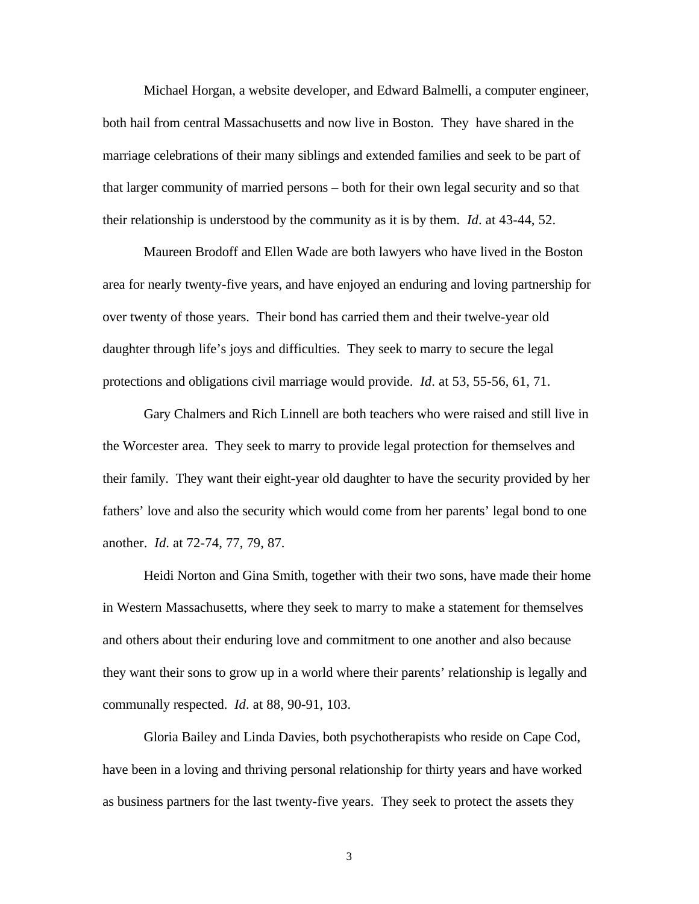Michael Horgan, a website developer, and Edward Balmelli, a computer engineer, both hail from central Massachusetts and now live in Boston. They have shared in the marriage celebrations of their many siblings and extended families and seek to be part of that larger community of married persons – both for their own legal security and so that their relationship is understood by the community as it is by them. *Id*. at 43-44, 52.

Maureen Brodoff and Ellen Wade are both lawyers who have lived in the Boston area for nearly twenty-five years, and have enjoyed an enduring and loving partnership for over twenty of those years. Their bond has carried them and their twelve-year old daughter through life's joys and difficulties. They seek to marry to secure the legal protections and obligations civil marriage would provide. *Id*. at 53, 55-56, 61, 71.

Gary Chalmers and Rich Linnell are both teachers who were raised and still live in the Worcester area. They seek to marry to provide legal protection for themselves and their family. They want their eight-year old daughter to have the security provided by her fathers' love and also the security which would come from her parents' legal bond to one another. *Id*. at 72-74, 77, 79, 87.

Heidi Norton and Gina Smith, together with their two sons, have made their home in Western Massachusetts, where they seek to marry to make a statement for themselves and others about their enduring love and commitment to one another and also because they want their sons to grow up in a world where their parents' relationship is legally and communally respected. *Id*. at 88, 90-91, 103.

Gloria Bailey and Linda Davies, both psychotherapists who reside on Cape Cod, have been in a loving and thriving personal relationship for thirty years and have worked as business partners for the last twenty-five years. They seek to protect the assets they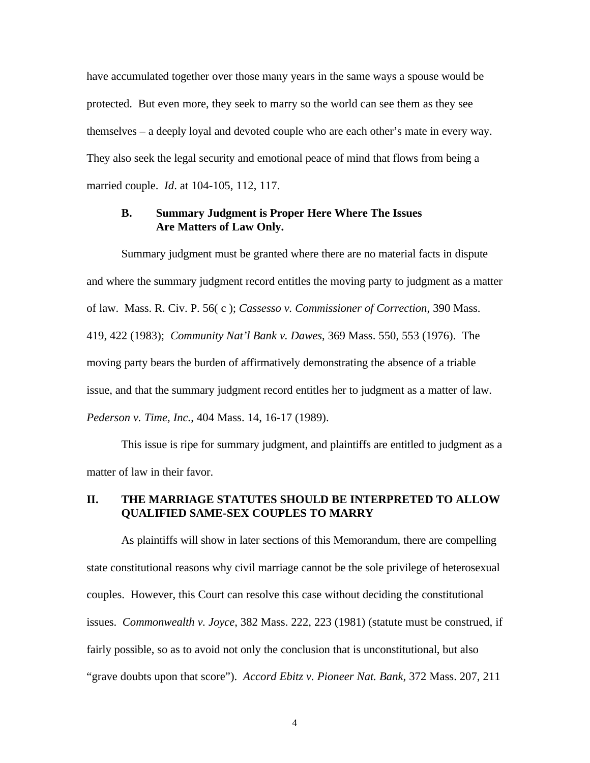have accumulated together over those many years in the same ways a spouse would be protected. But even more, they seek to marry so the world can see them as they see themselves – a deeply loyal and devoted couple who are each other's mate in every way. They also seek the legal security and emotional peace of mind that flows from being a married couple. *Id*. at 104-105, 112, 117.

### B. Summary Judgment is Proper Here Where The Issues Are Matters of Law Only.

Summary judgment must be granted where there are no material facts in dispute and where the summary judgment record entitles the moving party to judgment as a matter of law. Mass. R. Civ. P. 56( c ); *Cassesso v. Commissioner of Correction*, 390 Mass. 419, 422 (1983); *Community Nat'l Bank v. Dawes*, 369 Mass. 550, 553 (1976). The moving party bears the burden of affirmatively demonstrating the absence of a triable issue, and that the summary judgment record entitles her to judgment as a matter of law. *Pederson v. Time, Inc.*, 404 Mass. 14, 16-17 (1989).

This issue is ripe for summary judgment, and plaintiffs are entitled to judgment as a matter of law in their favor.

## II. THE MARRIAGE STATUTES SHOULD BE INTERPRETED TO ALLOW QUALIFIED SAME-SEX COUPLES TO MARRY

As plaintiffs will show in later sections of this Memorandum, there are compelling state constitutional reasons why civil marriage cannot be the sole privilege of heterosexual couples. However, this Court can resolve this case without deciding the constitutional issues. *Commonwealth v. Joyce*, 382 Mass. 222, 223 (1981) (statute must be construed, if fairly possible, so as to avoid not only the conclusion that is unconstitutional, but also "grave doubts upon that score"). *Accord Ebitz v. Pioneer Nat. Bank*, 372 Mass. 207, 211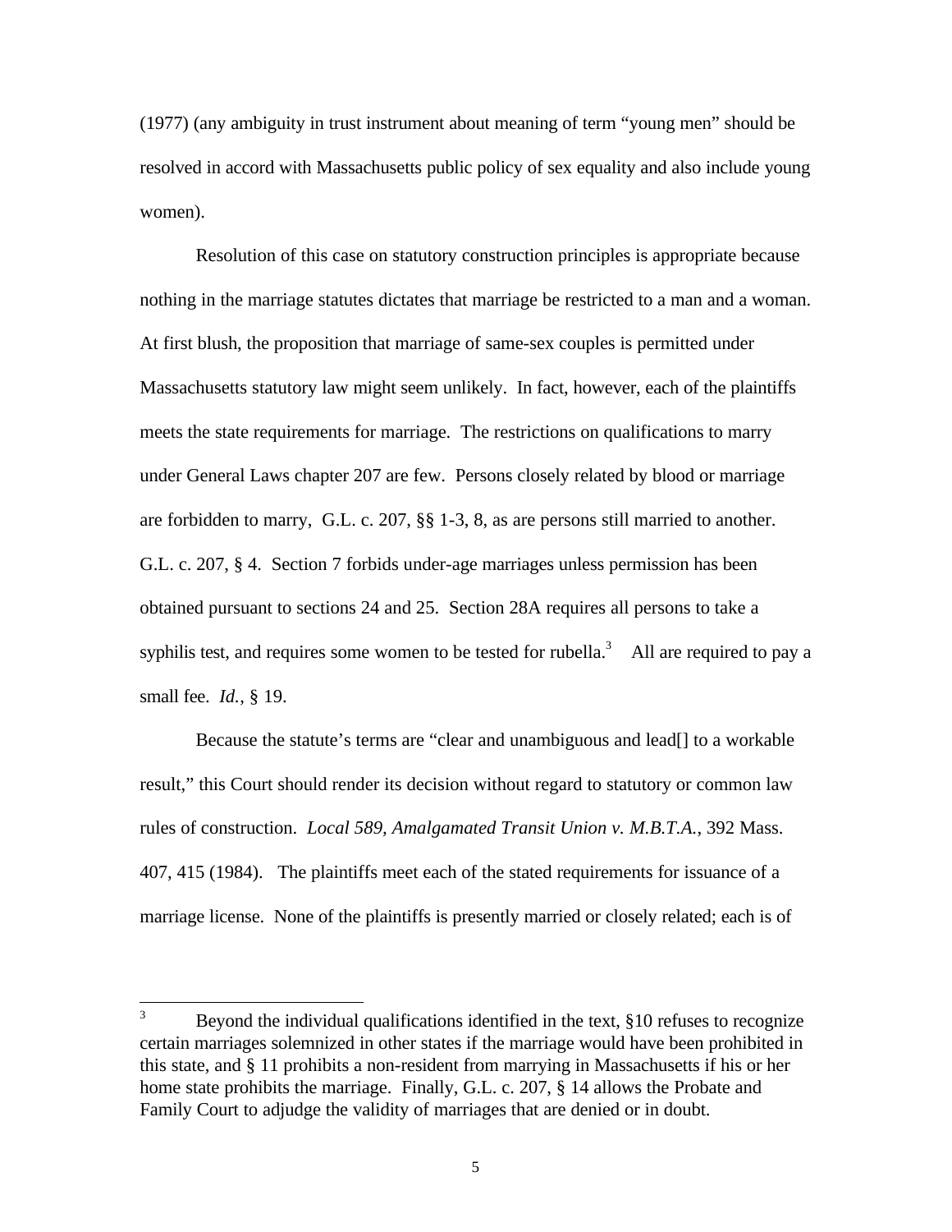(1977) (any ambiguity in trust instrument about meaning of term "young men" should be resolved in accord with Massachusetts public policy of sex equality and also include young women).

Resolution of this case on statutory construction principles is appropriate because nothing in the marriage statutes dictates that marriage be restricted to a man and a woman. At first blush, the proposition that marriage of same-sex couples is permitted under Massachusetts statutory law might seem unlikely. In fact, however, each of the plaintiffs meets the state requirements for marriage. The restrictions on qualifications to marry under General Laws chapter 207 are few. Persons closely related by blood or marriage are forbidden to marry, G.L. c. 207, §§ 1-3, 8, as are persons still married to another. G.L. c. 207, § 4. Section 7 forbids under-age marriages unless permission has been obtained pursuant to sections 24 and 25. Section 28A requires all persons to take a syphilis test, and requires some women to be tested for rubella.[3] All are required to pay a small fee. *Id.*, § 19.

Because the statute's terms are "clear and unambiguous and lead[] to a workable result," this Court should render its decision without regard to statutory or common law rules of construction. *Local 589, Amalgamated Transit Union v. M.B.T.A.*, 392 Mass. 407, 415 (1984). The plaintiffs meet each of the stated requirements for issuance of a marriage license. None of the plaintiffs is presently married or closely related; each is of

[3] Beyond the individual qualifications identified in the text, §10 refuses to recognize certain marriages solemnized in other states if the marriage would have been prohibited in this state, and § 11 prohibits a non-resident from marrying in Massachusetts if his or her home state prohibits the marriage. Finally, G.L. c. 207, § 14 allows the Probate and Family Court to adjudge the validity of marriages that are denied or in doubt.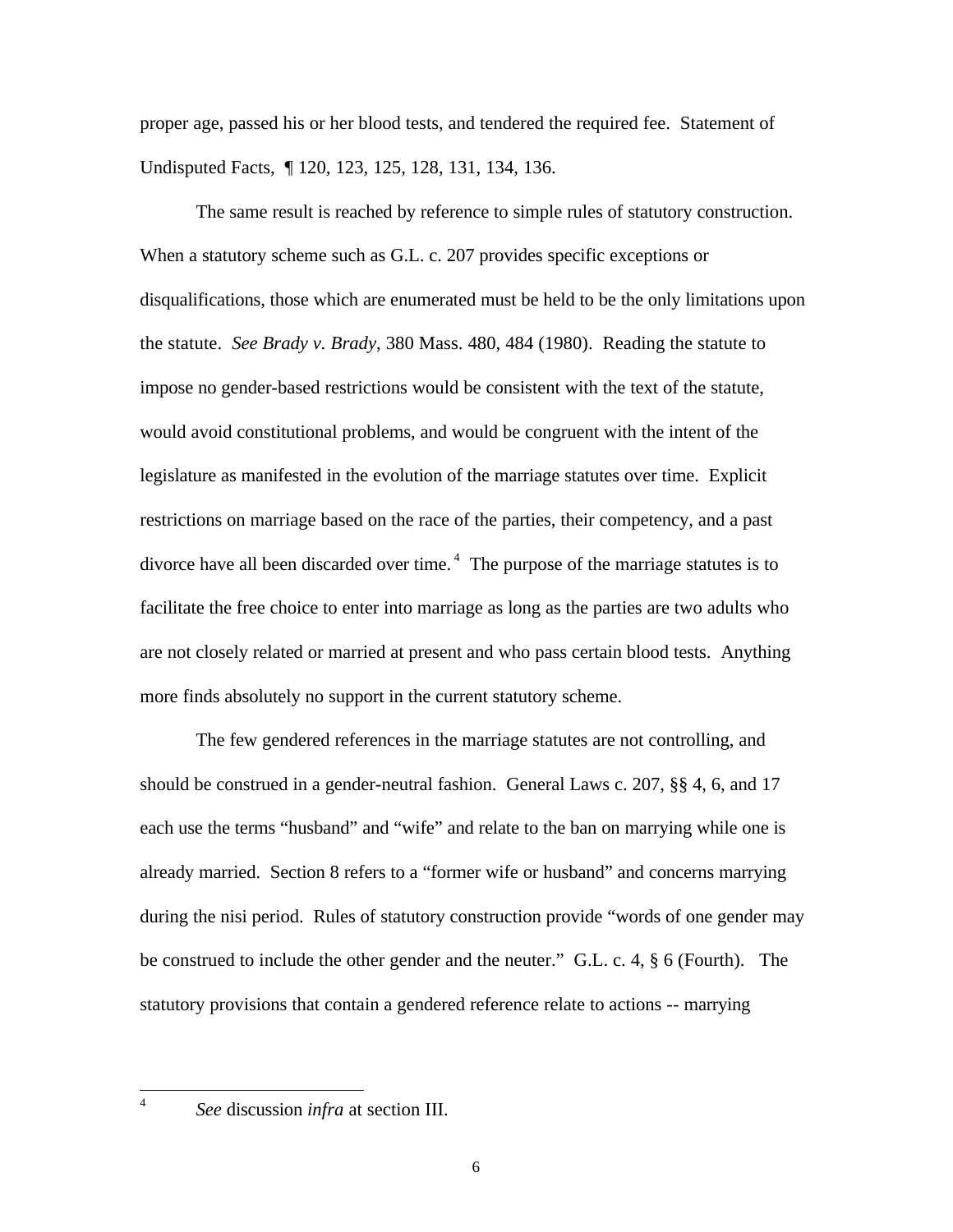proper age, passed his or her blood tests, and tendered the required fee. Statement of Undisputed Facts, ¶ 120, 123, 125, 128, 131, 134, 136.

The same result is reached by reference to simple rules of statutory construction. When a statutory scheme such as G.L. c. 207 provides specific exceptions or disqualifications, those which are enumerated must be held to be the only limitations upon the statute. *See Brady v. Brady*, 380 Mass. 480, 484 (1980). Reading the statute to impose no gender-based restrictions would be consistent with the text of the statute, would avoid constitutional problems, and would be congruent with the intent of the legislature as manifested in the evolution of the marriage statutes over time. Explicit restrictions on marriage based on the race of the parties, their competency, and a past divorce have all been discarded over time.[4] The purpose of the marriage statutes is to facilitate the free choice to enter into marriage as long as the parties are two adults who are not closely related or married at present and who pass certain blood tests. Anything more finds absolutely no support in the current statutory scheme.

The few gendered references in the marriage statutes are not controlling, and should be construed in a gender-neutral fashion. General Laws c. 207, §§ 4, 6, and 17 each use the terms "husband" and "wife" and relate to the ban on marrying while one is already married. Section 8 refers to a "former wife or husband" and concerns marrying during the nisi period. Rules of statutory construction provide "words of one gender may be construed to include the other gender and the neuter." G.L. c. 4, § 6 (Fourth). The statutory provisions that contain a gendered reference relate to actions -- marrying

[4] *See* discussion *infra* at section III.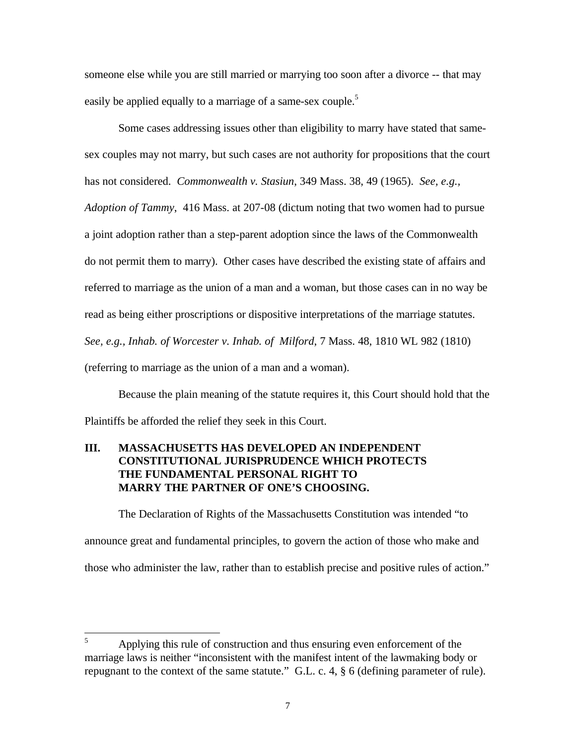someone else while you are still married or marrying too soon after a divorce -- that may easily be applied equally to a marriage of a same-sex couple.[5]

Some cases addressing issues other than eligibility to marry have stated that same-sex couples may not marry, but such cases are not authority for propositions that the court has not considered. *Commonwealth v. Stasiun*, 349 Mass. 38, 49 (1965). *See, e.g., Adoption of Tammy*, 416 Mass. at 207-08 (dictum noting that two women had to pursue a joint adoption rather than a step-parent adoption since the laws of the Commonwealth do not permit them to marry). Other cases have described the existing state of affairs and referred to marriage as the union of a man and a woman, but those cases can in no way be read as being either proscriptions or dispositive interpretations of the marriage statutes. *See, e.g., Inhab. of Worcester v. Inhab. of Milford*, 7 Mass. 48, 1810 WL 982 (1810) (referring to marriage as the union of a man and a woman).

Because the plain meaning of the statute requires it, this Court should hold that the Plaintiffs be afforded the relief they seek in this Court.

## III. MASSACHUSETTS HAS DEVELOPED AN INDEPENDENT CONSTITUTIONAL JURISPRUDENCE WHICH PROTECTS THE FUNDAMENTAL PERSONAL RIGHT TO MARRY THE PARTNER OF ONE'S CHOOSING.

The Declaration of Rights of the Massachusetts Constitution was intended "to announce great and fundamental principles, to govern the action of those who make and those who administer the law, rather than to establish precise and positive rules of action."

---

[5] Applying this rule of construction and thus ensuring even enforcement of the marriage laws is neither "inconsistent with the manifest intent of the lawmaking body or repugnant to the context of the same statute." G.L. c. 4, § 6 (defining parameter of rule).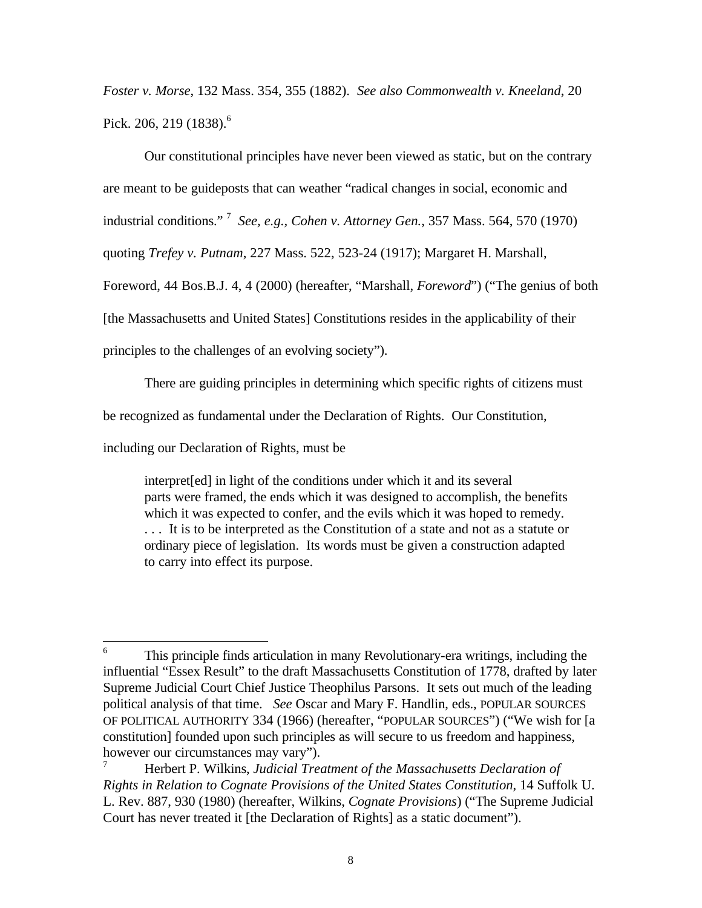*Foster v. Morse*, 132 Mass. 354, 355 (1882). *See also Commonwealth v. Kneeland*, 20 Pick. 206, 219 (1838).[6]

Our constitutional principles have never been viewed as static, but on the contrary are meant to be guideposts that can weather "radical changes in social, economic and industrial conditions."[7] *See, e.g.*, *Cohen v. Attorney Gen.*, 357 Mass. 564, 570 (1970) quoting *Trefey v. Putnam*, 227 Mass. 522, 523-24 (1917); Margaret H. Marshall, Foreword, 44 Bos.B.J. 4, 4 (2000) (hereafter, "Marshall, *Foreword*") ("The genius of both [the Massachusetts and United States] Constitutions resides in the applicability of their principles to the challenges of an evolving society").

There are guiding principles in determining which specific rights of citizens must be recognized as fundamental under the Declaration of Rights. Our Constitution, including our Declaration of Rights, must be

> interpret[ed] in light of the conditions under which it and its several parts were framed, the ends which it was designed to accomplish, the benefits which it was expected to confer, and the evils which it was hoped to remedy. . . . It is to be interpreted as the Constitution of a state and not as a statute or ordinary piece of legislation. Its words must be given a construction adapted to carry into effect its purpose.

---

[6] This principle finds articulation in many Revolutionary-era writings, including the influential "Essex Result" to the draft Massachusetts Constitution of 1778, drafted by later Supreme Judicial Court Chief Justice Theophilus Parsons. It sets out much of the leading political analysis of that time. *See* Oscar and Mary F. Handlin, eds., POPULAR SOURCES OF POLITICAL AUTHORITY 334 (1966) (hereafter, "POPULAR SOURCES") ("We wish for [a constitution] founded upon such principles as will secure to us freedom and happiness, however our circumstances may vary").

[7] Herbert P. Wilkins, *Judicial Treatment of the Massachusetts Declaration of Rights in Relation to Cognate Provisions of the United States Constitution*, 14 Suffolk U. L. Rev. 887, 930 (1980) (hereafter, Wilkins, *Cognate Provisions*) ("The Supreme Judicial Court has never treated it [the Declaration of Rights] as a static document").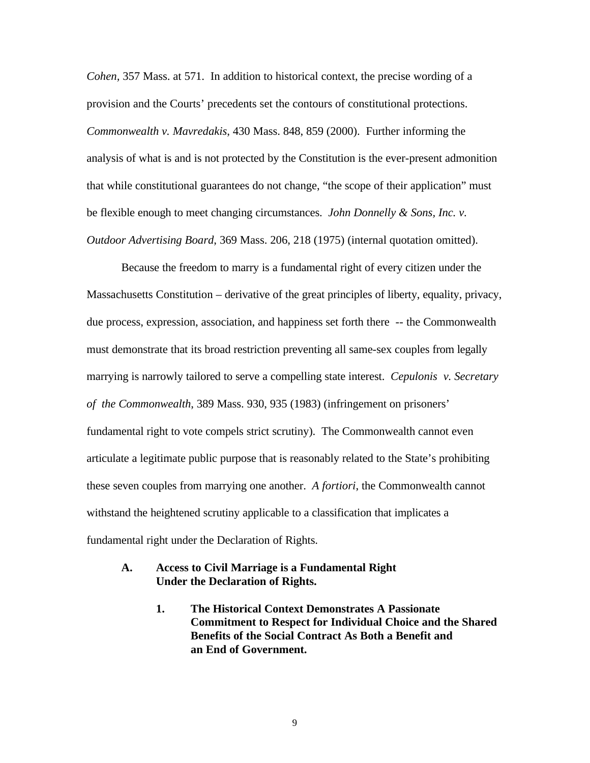*Cohen*, 357 Mass. at 571. In addition to historical context, the precise wording of a provision and the Courts' precedents set the contours of constitutional protections. *Commonwealth v. Mavredakis*, 430 Mass. 848, 859 (2000). Further informing the analysis of what is and is not protected by the Constitution is the ever-present admonition that while constitutional guarantees do not change, "the scope of their application" must be flexible enough to meet changing circumstances. *John Donnelly & Sons, Inc. v. Outdoor Advertising Board*, 369 Mass. 206, 218 (1975) (internal quotation omitted).

Because the freedom to marry is a fundamental right of every citizen under the Massachusetts Constitution – derivative of the great principles of liberty, equality, privacy, due process, expression, association, and happiness set forth there -- the Commonwealth must demonstrate that its broad restriction preventing all same-sex couples from legally marrying is narrowly tailored to serve a compelling state interest. *Cepulonis v. Secretary of the Commonwealth*, 389 Mass. 930, 935 (1983) (infringement on prisoners' fundamental right to vote compels strict scrutiny). The Commonwealth cannot even articulate a legitimate public purpose that is reasonably related to the State's prohibiting these seven couples from marrying one another. *A fortiori*, the Commonwealth cannot withstand the heightened scrutiny applicable to a classification that implicates a fundamental right under the Declaration of Rights.

## A. Access to Civil Marriage is a Fundamental Right Under the Declaration of Rights.

### 1. The Historical Context Demonstrates A Passionate Commitment to Respect for Individual Choice and the Shared Benefits of the Social Contract As Both a Benefit and an End of Government.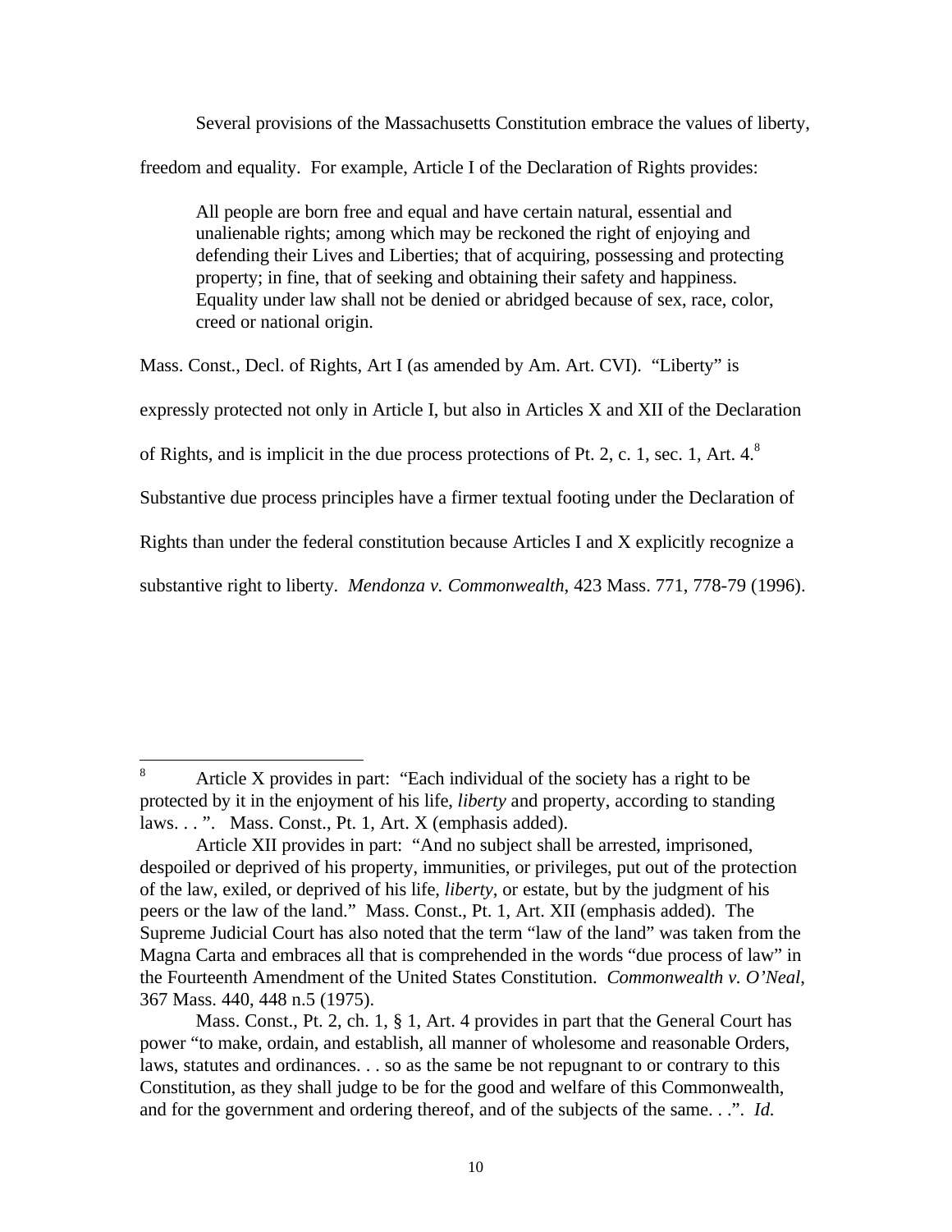Several provisions of the Massachusetts Constitution embrace the values of liberty, freedom and equality. For example, Article I of the Declaration of Rights provides:

> All people are born free and equal and have certain natural, essential and unalienable rights; among which may be reckoned the right of enjoying and defending their Lives and Liberties; that of acquiring, possessing and protecting property; in fine, that of seeking and obtaining their safety and happiness. Equality under law shall not be denied or abridged because of sex, race, color, creed or national origin.

Mass. Const., Decl. of Rights, Art I (as amended by Am. Art. CVI). "Liberty" is expressly protected not only in Article I, but also in Articles X and XII of the Declaration of Rights, and is implicit in the due process protections of Pt. 2, c. 1, sec. 1, Art. 4.[8] Substantive due process principles have a firmer textual footing under the Declaration of Rights than under the federal constitution because Articles I and X explicitly recognize a substantive right to liberty. *Mendonza v. Commonwealth*, 423 Mass. 771, 778-79 (1996).

---

[8] Article X provides in part: "Each individual of the society has a right to be protected by it in the enjoyment of his life, *liberty* and property, according to standing laws. . . ". Mass. Const., Pt. 1, Art. X (emphasis added).

Article XII provides in part: "And no subject shall be arrested, imprisoned, despoiled or deprived of his property, immunities, or privileges, put out of the protection of the law, exiled, or deprived of his life, *liberty*, or estate, but by the judgment of his peers or the law of the land." Mass. Const., Pt. 1, Art. XII (emphasis added). The Supreme Judicial Court has also noted that the term "law of the land" was taken from the Magna Carta and embraces all that is comprehended in the words "due process of law" in the Fourteenth Amendment of the United States Constitution. *Commonwealth v. O'Neal*, 367 Mass. 440, 448 n.5 (1975).

Mass. Const., Pt. 2, ch. 1, § 1, Art. 4 provides in part that the General Court has power "to make, ordain, and establish, all manner of wholesome and reasonable Orders, laws, statutes and ordinances. . . so as the same be not repugnant to or contrary to this Constitution, as they shall judge to be for the good and welfare of this Commonwealth, and for the government and ordering thereof, and of the subjects of the same. . .". *Id.*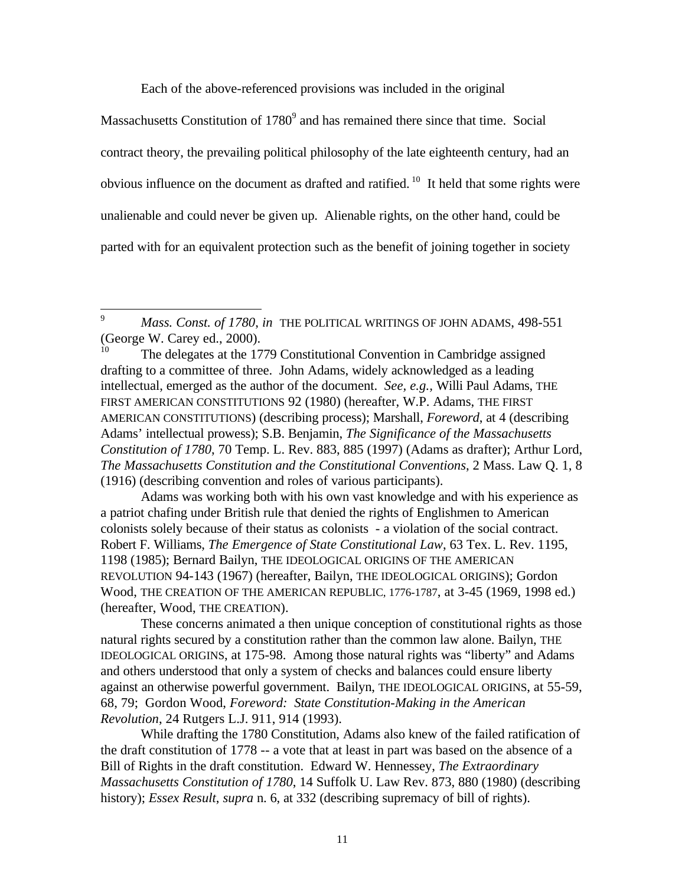Each of the above-referenced provisions was included in the original Massachusetts Constitution of 1780[9] and has remained there since that time. Social contract theory, the prevailing political philosophy of the late eighteenth century, had an obvious influence on the document as drafted and ratified.[10] It held that some rights were unalienable and could never be given up. Alienable rights, on the other hand, could be parted with for an equivalent protection such as the benefit of joining together in society

---

[9] *Mass. Const. of 1780*, *in* THE POLITICAL WRITINGS OF JOHN ADAMS, 498-551 (George W. Carey ed., 2000).

[10] The delegates at the 1779 Constitutional Convention in Cambridge assigned drafting to a committee of three. John Adams, widely acknowledged as a leading intellectual, emerged as the author of the document. *See, e.g.*, Willi Paul Adams, THE FIRST AMERICAN CONSTITUTIONS 92 (1980) (hereafter, W.P. Adams, THE FIRST AMERICAN CONSTITUTIONS) (describing process); Marshall, *Foreword*, at 4 (describing Adams' intellectual prowess); S.B. Benjamin, *The Significance of the Massachusetts Constitution of 1780*, 70 Temp. L. Rev. 883, 885 (1997) (Adams as drafter); Arthur Lord, *The Massachusetts Constitution and the Constitutional Conventions*, 2 Mass. Law Q. 1, 8 (1916) (describing convention and roles of various participants).

Adams was working both with his own vast knowledge and with his experience as a patriot chafing under British rule that denied the rights of Englishmen to American colonists solely because of their status as colonists - a violation of the social contract. Robert F. Williams, *The Emergence of State Constitutional Law*, 63 Tex. L. Rev. 1195, 1198 (1985); Bernard Bailyn, THE IDEOLOGICAL ORIGINS OF THE AMERICAN REVOLUTION 94-143 (1967) (hereafter, Bailyn, THE IDEOLOGICAL ORIGINS); Gordon Wood, THE CREATION OF THE AMERICAN REPUBLIC, 1776-1787, at 3-45 (1969, 1998 ed.) (hereafter, Wood, THE CREATION).

These concerns animated a then unique conception of constitutional rights as those natural rights secured by a constitution rather than the common law alone. Bailyn, THE IDEOLOGICAL ORIGINS, at 175-98. Among those natural rights was "liberty" and Adams and others understood that only a system of checks and balances could ensure liberty against an otherwise powerful government. Bailyn, THE IDEOLOGICAL ORIGINS, at 55-59, 68, 79; Gordon Wood, *Foreword: State Constitution-Making in the American Revolution*, 24 Rutgers L.J. 911, 914 (1993).

While drafting the 1780 Constitution, Adams also knew of the failed ratification of the draft constitution of 1778 -- a vote that at least in part was based on the absence of a Bill of Rights in the draft constitution. Edward W. Hennessey, *The Extraordinary Massachusetts Constitution of 1780*, 14 Suffolk U. Law Rev. 873, 880 (1980) (describing history); *Essex Result*, *supra* n. 6, at 332 (describing supremacy of bill of rights).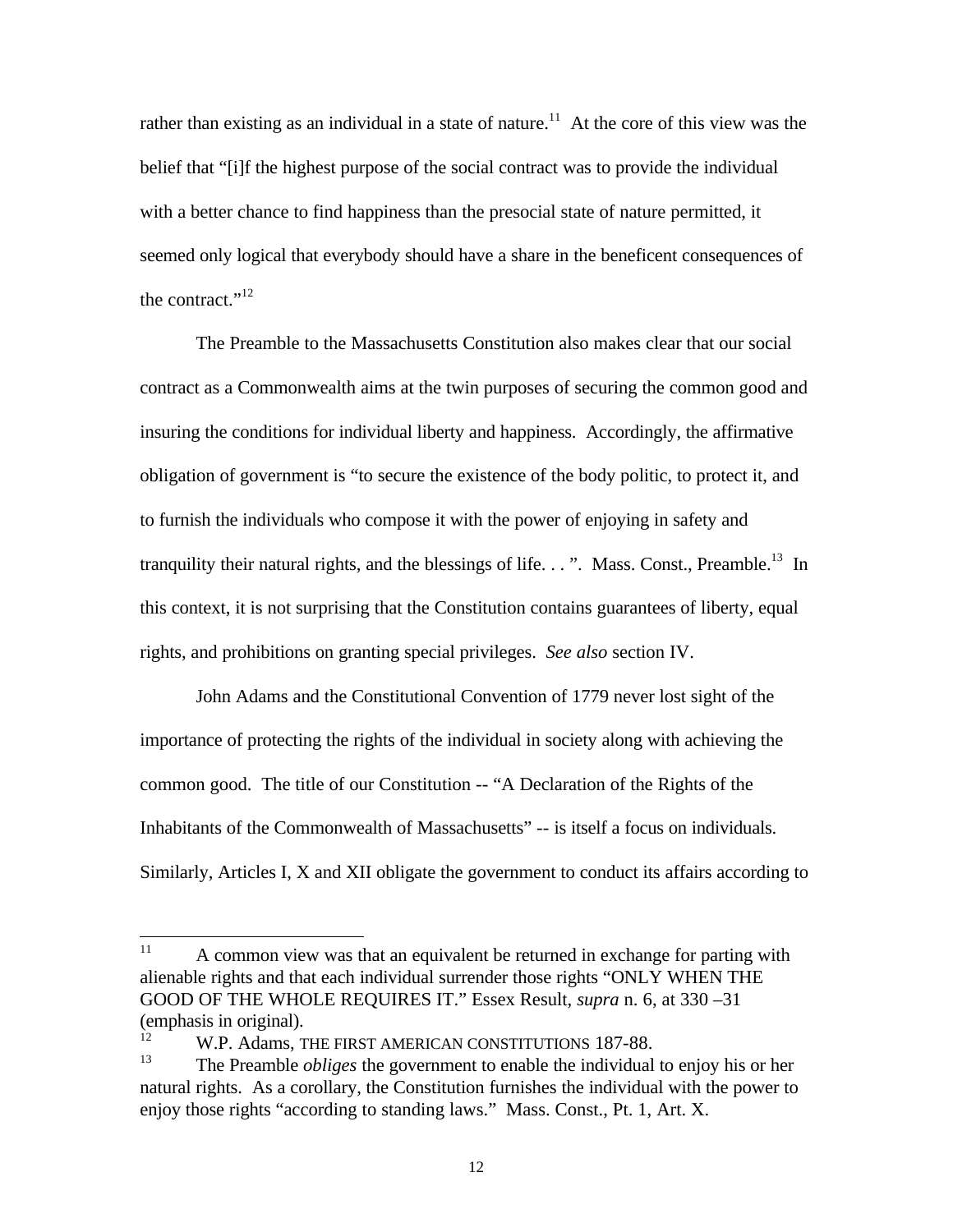rather than existing as an individual in a state of nature.[11] At the core of this view was the belief that "[i]f the highest purpose of the social contract was to provide the individual with a better chance to find happiness than the presocial state of nature permitted, it seemed only logical that everybody should have a share in the beneficent consequences of the contract."[12]

The Preamble to the Massachusetts Constitution also makes clear that our social contract as a Commonwealth aims at the twin purposes of securing the common good and insuring the conditions for individual liberty and happiness. Accordingly, the affirmative obligation of government is "to secure the existence of the body politic, to protect it, and to furnish the individuals who compose it with the power of enjoying in safety and tranquility their natural rights, and the blessings of life. . . ". Mass. Const., Preamble.[13] In this context, it is not surprising that the Constitution contains guarantees of liberty, equal rights, and prohibitions on granting special privileges. *See also* section IV.

John Adams and the Constitutional Convention of 1779 never lost sight of the importance of protecting the rights of the individual in society along with achieving the common good. The title of our Constitution -- "A Declaration of the Rights of the Inhabitants of the Commonwealth of Massachusetts" -- is itself a focus on individuals. Similarly, Articles I, X and XII obligate the government to conduct its affairs according to

---

[11] A common view was that an equivalent be returned in exchange for parting with alienable rights and that each individual surrender those rights "ONLY WHEN THE GOOD OF THE WHOLE REQUIRES IT." Essex Result, *supra* n. 6, at 330 –31 (emphasis in original).

[12] W.P. Adams, THE FIRST AMERICAN CONSTITUTIONS 187-88.

[13] The Preamble *obliges* the government to enable the individual to enjoy his or her natural rights. As a corollary, the Constitution furnishes the individual with the power to enjoy those rights "according to standing laws." Mass. Const., Pt. 1, Art. X.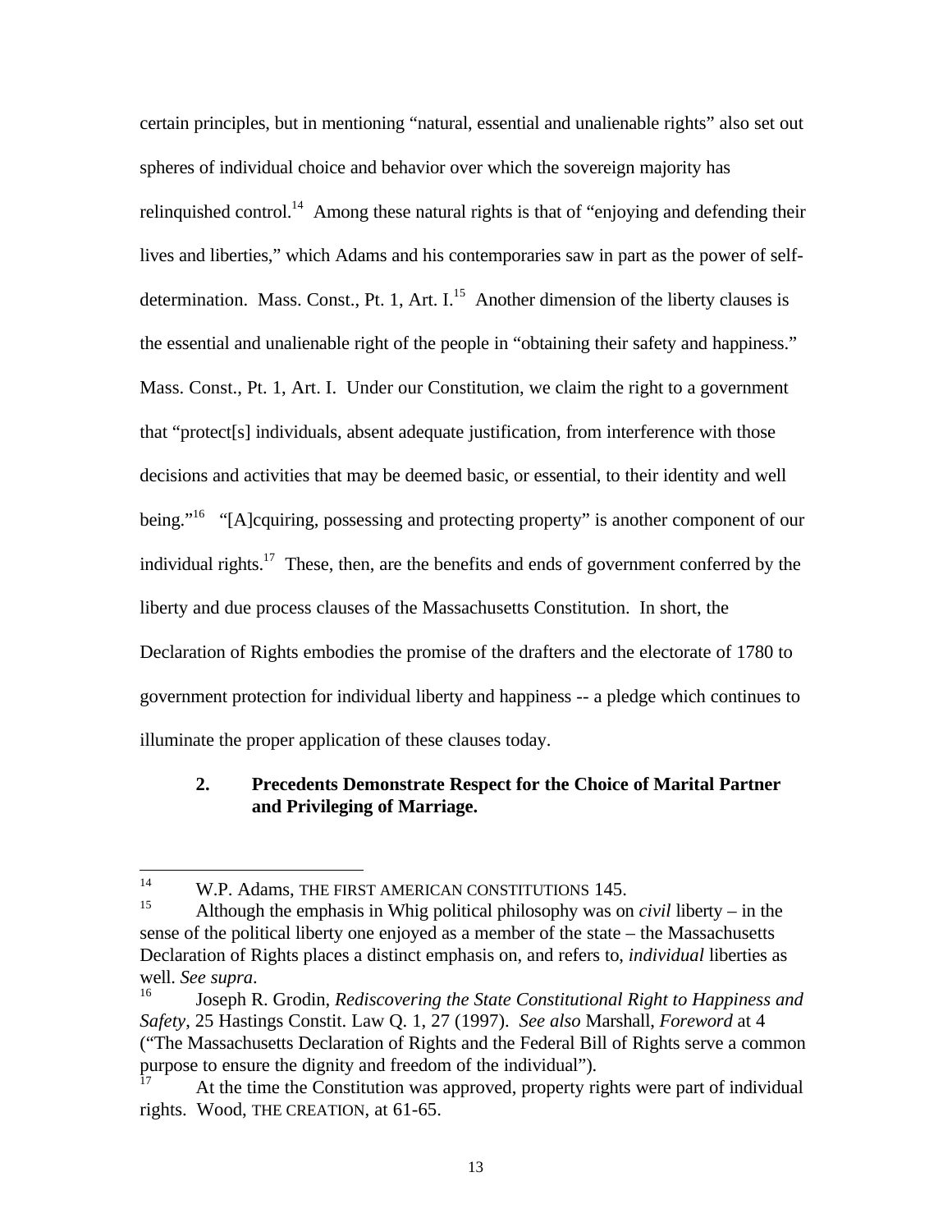certain principles, but in mentioning "natural, essential and unalienable rights" also set out spheres of individual choice and behavior over which the sovereign majority has relinquished control.[14] Among these natural rights is that of "enjoying and defending their lives and liberties," which Adams and his contemporaries saw in part as the power of self-determination. Mass. Const., Pt. 1, Art. I.[15] Another dimension of the liberty clauses is the essential and unalienable right of the people in "obtaining their safety and happiness." Mass. Const., Pt. 1, Art. I. Under our Constitution, we claim the right to a government that "protect[s] individuals, absent adequate justification, from interference with those decisions and activities that may be deemed basic, or essential, to their identity and well being."[16] "[A]cquiring, possessing and protecting property" is another component of our individual rights.[17] These, then, are the benefits and ends of government conferred by the liberty and due process clauses of the Massachusetts Constitution. In short, the Declaration of Rights embodies the promise of the drafters and the electorate of 1780 to government protection for individual liberty and happiness -- a pledge which continues to illuminate the proper application of these clauses today.

### 2. Precedents Demonstrate Respect for the Choice of Marital Partner and Privileging of Marriage.

---

[14] W.P. Adams, THE FIRST AMERICAN CONSTITUTIONS 145.

[15] Although the emphasis in Whig political philosophy was on *civil* liberty – in the sense of the political liberty one enjoyed as a member of the state – the Massachusetts Declaration of Rights places a distinct emphasis on, and refers to, *individual* liberties as well. *See supra*.

[16] Joseph R. Grodin, *Rediscovering the State Constitutional Right to Happiness and Safety*, 25 Hastings Constit. Law Q. 1, 27 (1997). *See also* Marshall, *Foreword* at 4 ("The Massachusetts Declaration of Rights and the Federal Bill of Rights serve a common purpose to ensure the dignity and freedom of the individual").

[17] At the time the Constitution was approved, property rights were part of individual rights. Wood, THE CREATION, at 61-65.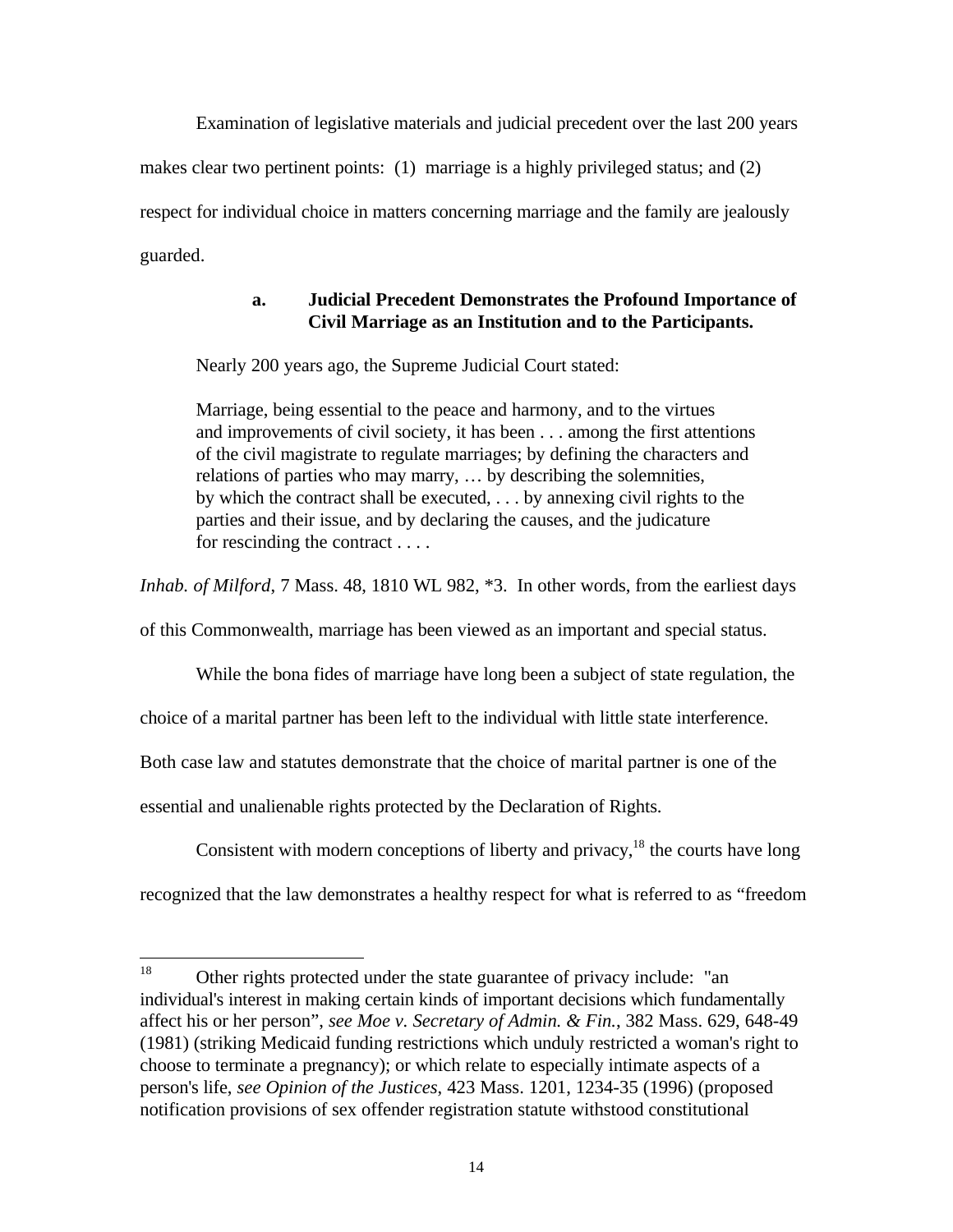Examination of legislative materials and judicial precedent over the last 200 years makes clear two pertinent points: (1) marriage is a highly privileged status; and (2) respect for individual choice in matters concerning marriage and the family are jealously guarded.

### a. Judicial Precedent Demonstrates the Profound Importance of Civil Marriage as an Institution and to the Participants.

Nearly 200 years ago, the Supreme Judicial Court stated:

> Marriage, being essential to the peace and harmony, and to the virtues and improvements of civil society, it has been . . . among the first attentions of the civil magistrate to regulate marriages; by defining the characters and relations of parties who may marry, … by describing the solemnities, by which the contract shall be executed, . . . by annexing civil rights to the parties and their issue, and by declaring the causes, and the judicature for rescinding the contract . . . .

*Inhab. of Milford*, 7 Mass. 48, 1810 WL 982, *3. In other words, from the earliest days of this Commonwealth, marriage has been viewed as an important and special status.

While the bona fides of marriage have long been a subject of state regulation, the choice of a marital partner has been left to the individual with little state interference. Both case law and statutes demonstrate that the choice of marital partner is one of the essential and unalienable rights protected by the Declaration of Rights.

Consistent with modern conceptions of liberty and privacy,[18] the courts have long recognized that the law demonstrates a healthy respect for what is referred to as "freedom

---

[18] Other rights protected under the state guarantee of privacy include: "an individual's interest in making certain kinds of important decisions which fundamentally affect his or her person", *see Moe v. Secretary of Admin. & Fin.*, 382 Mass. 629, 648-49 (1981) (striking Medicaid funding restrictions which unduly restricted a woman's right to choose to terminate a pregnancy); or which relate to especially intimate aspects of a person's life, *see Opinion of the Justices*, 423 Mass. 1201, 1234-35 (1996) (proposed notification provisions of sex offender registration statute withstood constitutional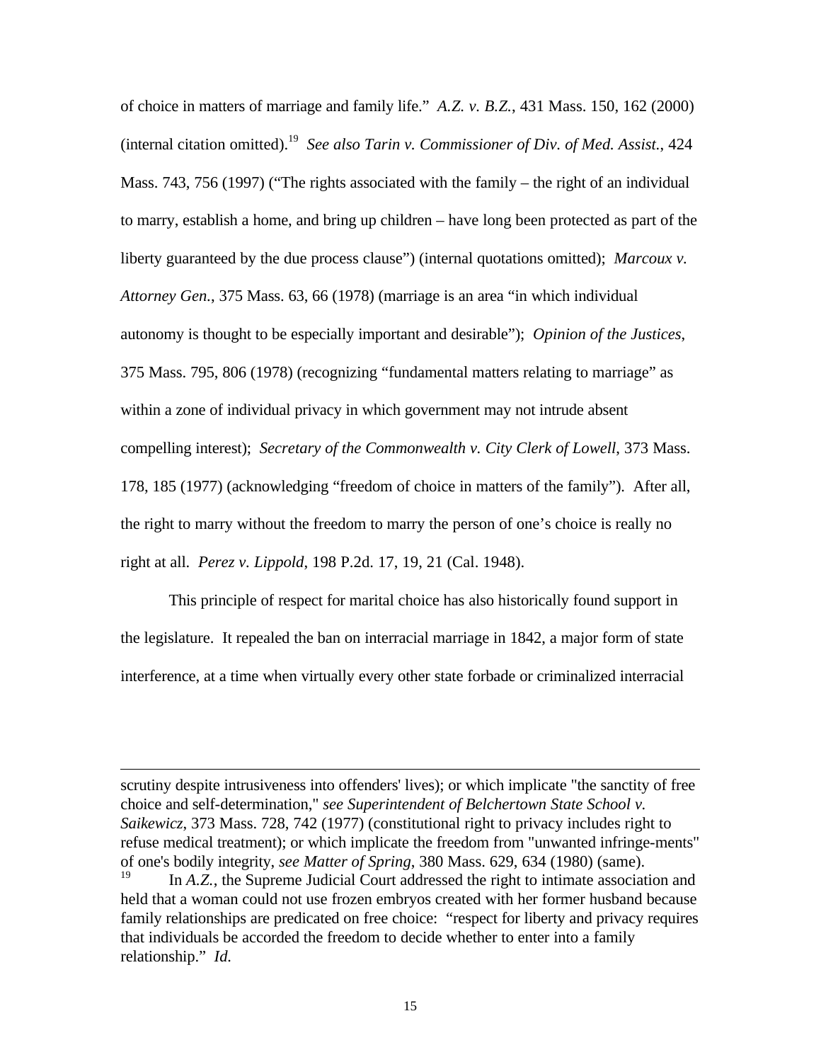of choice in matters of marriage and family life." *A.Z. v. B.Z.*, 431 Mass. 150, 162 (2000) (internal citation omitted).[19] *See also Tarin v. Commissioner of Div. of Med. Assist.*, 424 Mass. 743, 756 (1997) ("The rights associated with the family – the right of an individual to marry, establish a home, and bring up children – have long been protected as part of the liberty guaranteed by the due process clause") (internal quotations omitted); *Marcoux v. Attorney Gen.*, 375 Mass. 63, 66 (1978) (marriage is an area "in which individual autonomy is thought to be especially important and desirable"); *Opinion of the Justices*, 375 Mass. 795, 806 (1978) (recognizing "fundamental matters relating to marriage" as within a zone of individual privacy in which government may not intrude absent compelling interest); *Secretary of the Commonwealth v. City Clerk of Lowell*, 373 Mass. 178, 185 (1977) (acknowledging "freedom of choice in matters of the family"). After all, the right to marry without the freedom to marry the person of one's choice is really no right at all. *Perez v. Lippold*, 198 P.2d. 17, 19, 21 (Cal. 1948).

This principle of respect for marital choice has also historically found support in the legislature. It repealed the ban on interracial marriage in 1842, a major form of state interference, at a time when virtually every other state forbade or criminalized interracial

---

scrutiny despite intrusiveness into offenders' lives); or which implicate "the sanctity of free choice and self-determination," *see Superintendent of Belchertown State School v. Saikewicz*, 373 Mass. 728, 742 (1977) (constitutional right to privacy includes right to refuse medical treatment); or which implicate the freedom from "unwanted infringe-ments" of one's bodily integrity, *see Matter of Spring*, 380 Mass. 629, 634 (1980) (same).

[19] In *A.Z.*, the Supreme Judicial Court addressed the right to intimate association and held that a woman could not use frozen embryos created with her former husband because family relationships are predicated on free choice: "respect for liberty and privacy requires that individuals be accorded the freedom to decide whether to enter into a family relationship." *Id.*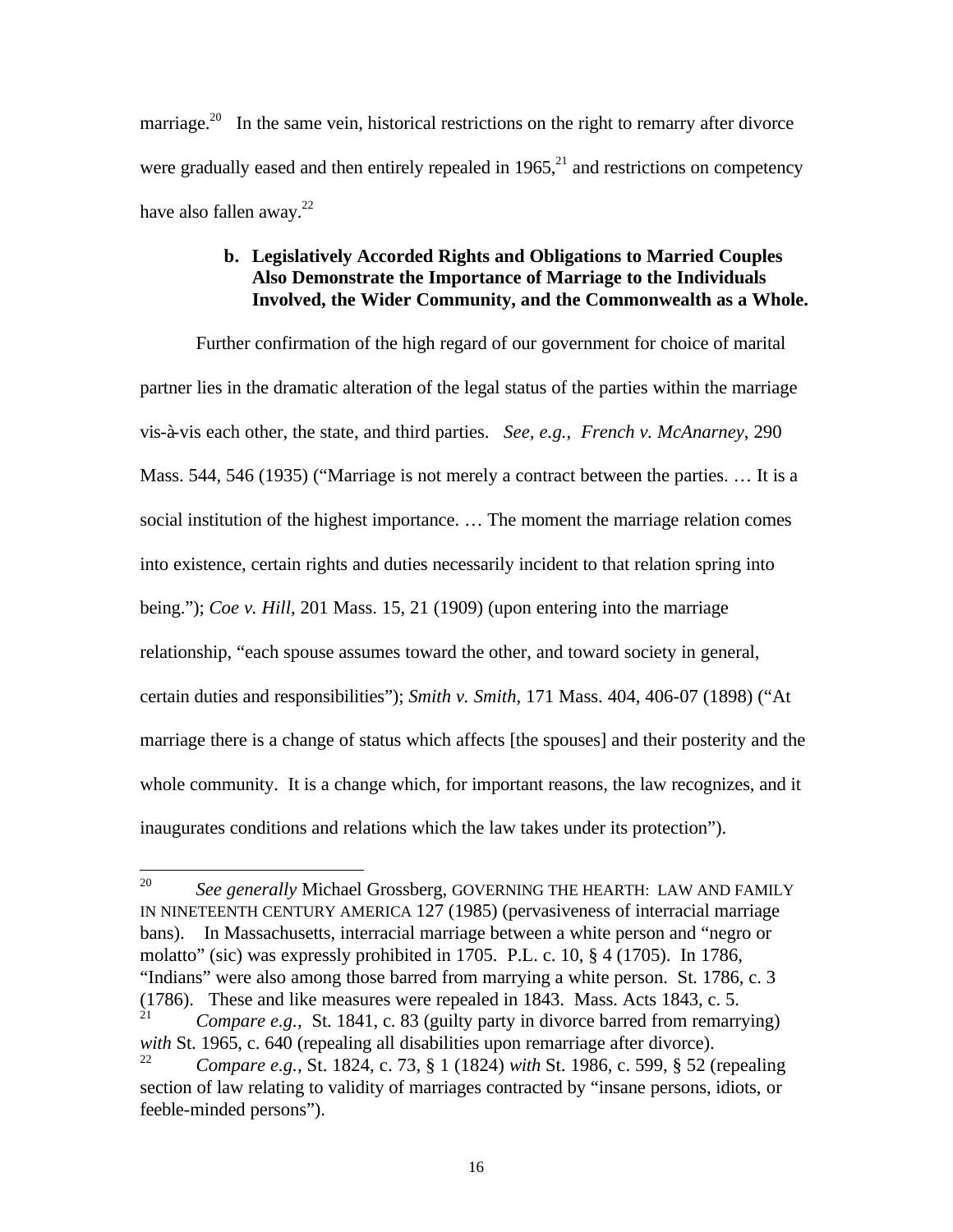marriage.[20] In the same vein, historical restrictions on the right to remarry after divorce were gradually eased and then entirely repealed in 1965,[21] and restrictions on competency have also fallen away.[22]

**b. Legislatively Accorded Rights and Obligations to Married Couples Also Demonstrate the Importance of Marriage to the Individuals Involved, the Wider Community, and the Commonwealth as a Whole.**

Further confirmation of the high regard of our government for choice of marital partner lies in the dramatic alteration of the legal status of the parties within the marriage vis-à-vis each other, the state, and third parties. *See, e.g., French v. McAnarney*, 290 Mass. 544, 546 (1935) ("Marriage is not merely a contract between the parties. … It is a social institution of the highest importance. … The moment the marriage relation comes into existence, certain rights and duties necessarily incident to that relation spring into being."); *Coe v. Hill*, 201 Mass. 15, 21 (1909) (upon entering into the marriage relationship, "each spouse assumes toward the other, and toward society in general, certain duties and responsibilities"); *Smith v. Smith*, 171 Mass. 404, 406-07 (1898) ("At marriage there is a change of status which affects [the spouses] and their posterity and the whole community. It is a change which, for important reasons, the law recognizes, and it inaugurates conditions and relations which the law takes under its protection").

---

[20] *See generally* Michael Grossberg, GOVERNING THE HEARTH: LAW AND FAMILY IN NINETEENTH CENTURY AMERICA 127 (1985) (pervasiveness of interracial marriage bans). In Massachusetts, interracial marriage between a white person and "negro or molatto" (sic) was expressly prohibited in 1705. P.L. c. 10, § 4 (1705). In 1786, "Indians" were also among those barred from marrying a white person. St. 1786, c. 3 (1786). These and like measures were repealed in 1843. Mass. Acts 1843, c. 5.

[21] *Compare e.g.,* St. 1841, c. 83 (guilty party in divorce barred from remarrying) *with* St. 1965, c. 640 (repealing all disabilities upon remarriage after divorce).

[22] *Compare e.g.,* St. 1824, c. 73, § 1 (1824) *with* St. 1986, c. 599, § 52 (repealing section of law relating to validity of marriages contracted by "insane persons, idiots, or feeble-minded persons").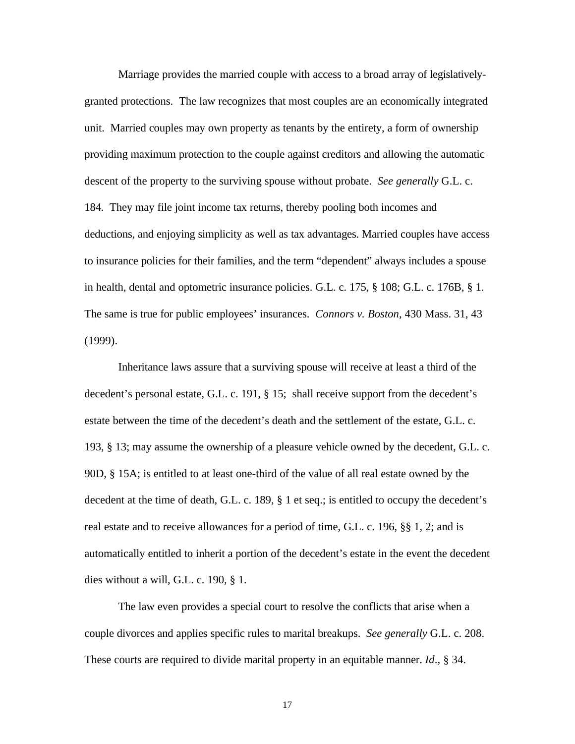Marriage provides the married couple with access to a broad array of legislatively-granted protections. The law recognizes that most couples are an economically integrated unit. Married couples may own property as tenants by the entirety, a form of ownership providing maximum protection to the couple against creditors and allowing the automatic descent of the property to the surviving spouse without probate. *See generally* G.L. c. 184. They may file joint income tax returns, thereby pooling both incomes and deductions, and enjoying simplicity as well as tax advantages. Married couples have access to insurance policies for their families, and the term “dependent” always includes a spouse in health, dental and optometric insurance policies. G.L. c. 175, § 108; G.L. c. 176B, § 1. The same is true for public employees’ insurances. *Connors v. Boston*, 430 Mass. 31, 43 (1999).

Inheritance laws assure that a surviving spouse will receive at least a third of the decedent’s personal estate, G.L. c. 191, § 15; shall receive support from the decedent’s estate between the time of the decedent’s death and the settlement of the estate, G.L. c. 193, § 13; may assume the ownership of a pleasure vehicle owned by the decedent, G.L. c. 90D, § 15A; is entitled to at least one-third of the value of all real estate owned by the decedent at the time of death, G.L. c. 189, § 1 et seq.; is entitled to occupy the decedent’s real estate and to receive allowances for a period of time, G.L. c. 196, §§ 1, 2; and is automatically entitled to inherit a portion of the decedent’s estate in the event the decedent dies without a will, G.L. c. 190, § 1.

The law even provides a special court to resolve the conflicts that arise when a couple divorces and applies specific rules to marital breakups. *See generally* G.L. c. 208. These courts are required to divide marital property in an equitable manner. *Id*., § 34.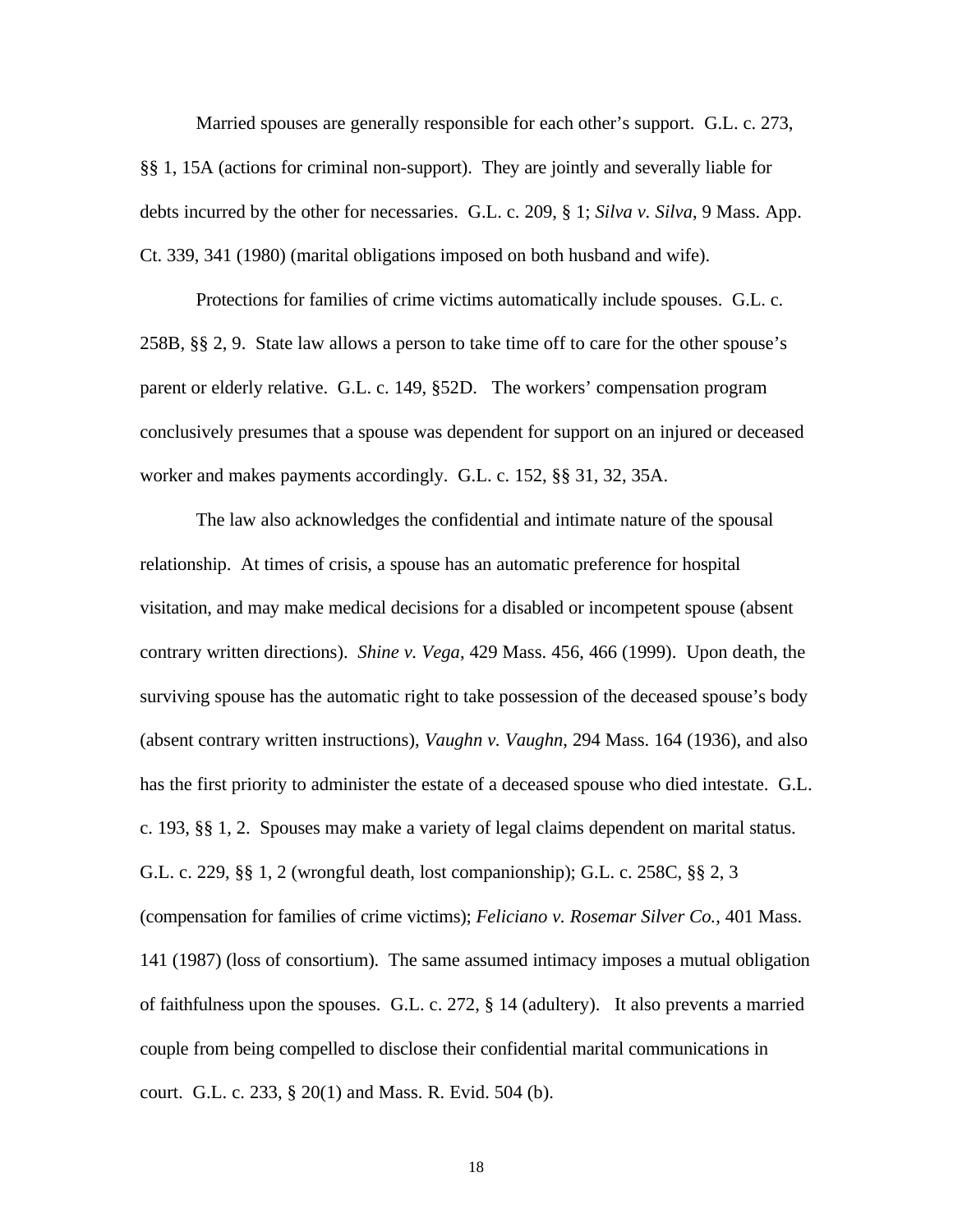Married spouses are generally responsible for each other's support. G.L. c. 273, §§ 1, 15A (actions for criminal non-support). They are jointly and severally liable for debts incurred by the other for necessaries. G.L. c. 209, § 1; *Silva v. Silva*, 9 Mass. App. Ct. 339, 341 (1980) (marital obligations imposed on both husband and wife).

Protections for families of crime victims automatically include spouses. G.L. c. 258B, §§ 2, 9. State law allows a person to take time off to care for the other spouse's parent or elderly relative. G.L. c. 149, §52D. The workers' compensation program conclusively presumes that a spouse was dependent for support on an injured or deceased worker and makes payments accordingly. G.L. c. 152, §§ 31, 32, 35A.

The law also acknowledges the confidential and intimate nature of the spousal relationship. At times of crisis, a spouse has an automatic preference for hospital visitation, and may make medical decisions for a disabled or incompetent spouse (absent contrary written directions). *Shine v. Vega*, 429 Mass. 456, 466 (1999). Upon death, the surviving spouse has the automatic right to take possession of the deceased spouse's body (absent contrary written instructions), *Vaughn v. Vaughn*, 294 Mass. 164 (1936), and also has the first priority to administer the estate of a deceased spouse who died intestate. G.L. c. 193, §§ 1, 2. Spouses may make a variety of legal claims dependent on marital status. G.L. c. 229, §§ 1, 2 (wrongful death, lost companionship); G.L. c. 258C, §§ 2, 3 (compensation for families of crime victims); *Feliciano v. Rosemar Silver Co.*, 401 Mass. 141 (1987) (loss of consortium). The same assumed intimacy imposes a mutual obligation of faithfulness upon the spouses. G.L. c. 272, § 14 (adultery). It also prevents a married couple from being compelled to disclose their confidential marital communications in court. G.L. c. 233, § 20(1) and Mass. R. Evid. 504 (b).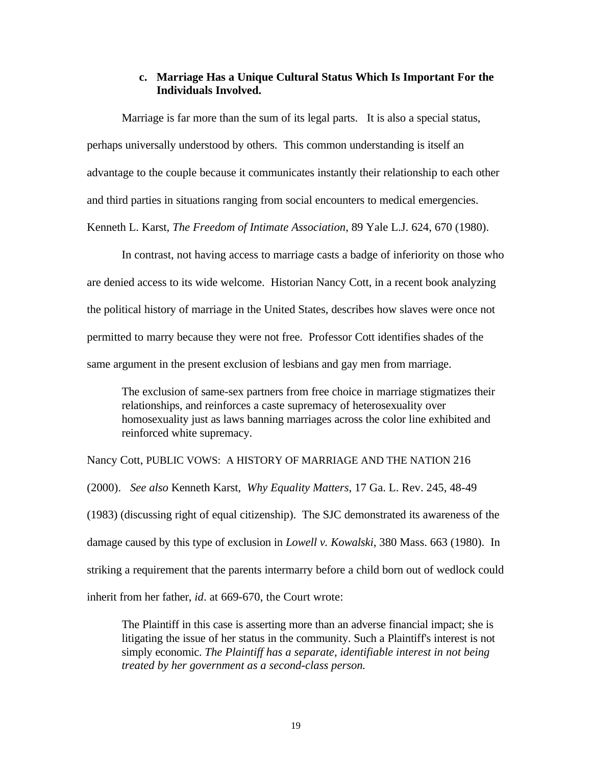### c. Marriage Has a Unique Cultural Status Which Is Important For the Individuals Involved.

Marriage is far more than the sum of its legal parts. It is also a special status, perhaps universally understood by others. This common understanding is itself an advantage to the couple because it communicates instantly their relationship to each other and third parties in situations ranging from social encounters to medical emergencies. Kenneth L. Karst, *The Freedom of Intimate Association*, 89 Yale L.J. 624, 670 (1980).

In contrast, not having access to marriage casts a badge of inferiority on those who are denied access to its wide welcome. Historian Nancy Cott, in a recent book analyzing the political history of marriage in the United States, describes how slaves were once not permitted to marry because they were not free. Professor Cott identifies shades of the same argument in the present exclusion of lesbians and gay men from marriage.

> The exclusion of same-sex partners from free choice in marriage stigmatizes their relationships, and reinforces a caste supremacy of heterosexuality over homosexuality just as laws banning marriages across the color line exhibited and reinforced white supremacy.

Nancy Cott, PUBLIC VOWS: A HISTORY OF MARRIAGE AND THE NATION 216 (2000). *See also* Kenneth Karst, *Why Equality Matters*, 17 Ga. L. Rev. 245, 48-49 (1983) (discussing right of equal citizenship). The SJC demonstrated its awareness of the damage caused by this type of exclusion in *Lowell v. Kowalski*, 380 Mass. 663 (1980). In striking a requirement that the parents intermarry before a child born out of wedlock could inherit from her father, *id*. at 669-670, the Court wrote:

> The Plaintiff in this case is asserting more than an adverse financial impact; she is litigating the issue of her status in the community. Such a Plaintiff's interest is not simply economic. *The Plaintiff has a separate, identifiable interest in not being treated by her government as a second-class person.*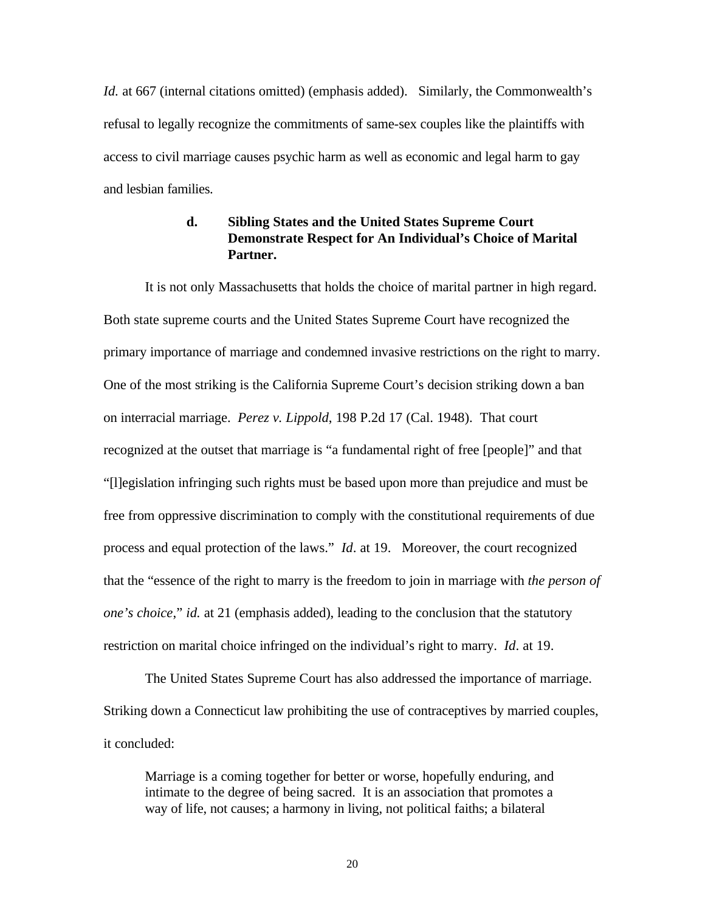*Id.* at 667 (internal citations omitted) (emphasis added). Similarly, the Commonwealth's refusal to legally recognize the commitments of same-sex couples like the plaintiffs with access to civil marriage causes psychic harm as well as economic and legal harm to gay and lesbian families.

#### d. Sibling States and the United States Supreme Court Demonstrate Respect for An Individual's Choice of Marital Partner.

It is not only Massachusetts that holds the choice of marital partner in high regard. Both state supreme courts and the United States Supreme Court have recognized the primary importance of marriage and condemned invasive restrictions on the right to marry. One of the most striking is the California Supreme Court's decision striking down a ban on interracial marriage. *Perez v. Lippold*, 198 P.2d 17 (Cal. 1948). That court recognized at the outset that marriage is "a fundamental right of free [people]" and that "[l]egislation infringing such rights must be based upon more than prejudice and must be free from oppressive discrimination to comply with the constitutional requirements of due process and equal protection of the laws." *Id*. at 19. Moreover, the court recognized that the "essence of the right to marry is the freedom to join in marriage with *the person of one's choice*," *id.* at 21 (emphasis added), leading to the conclusion that the statutory restriction on marital choice infringed on the individual's right to marry. *Id*. at 19.

The United States Supreme Court has also addressed the importance of marriage. Striking down a Connecticut law prohibiting the use of contraceptives by married couples, it concluded:

> Marriage is a coming together for better or worse, hopefully enduring, and intimate to the degree of being sacred. It is an association that promotes a way of life, not causes; a harmony in living, not political faiths; a bilateral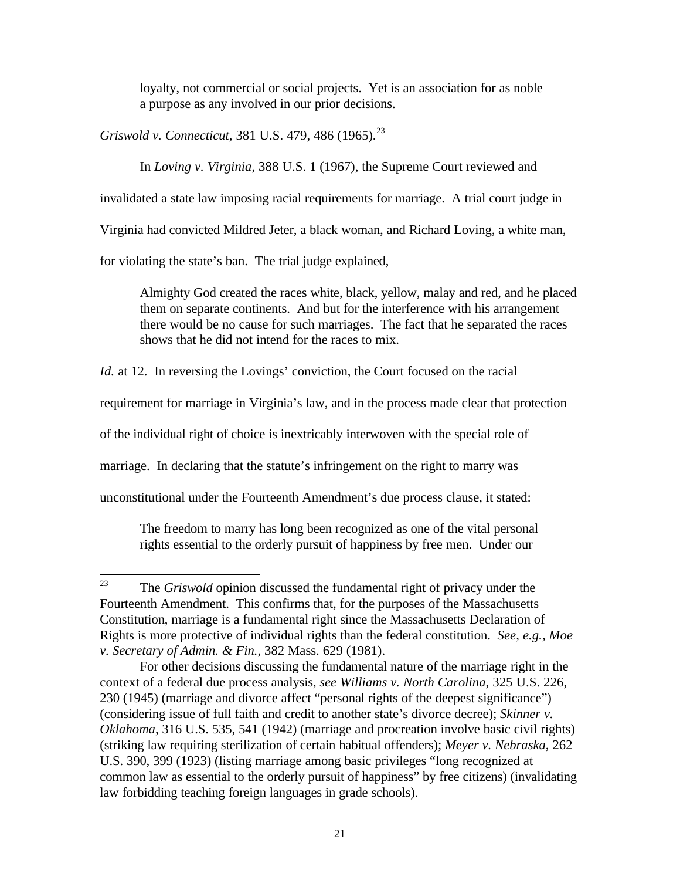> loyalty, not commercial or social projects. Yet is an association for as noble a purpose as any involved in our prior decisions.

*Griswold v. Connecticut*, 381 U.S. 479, 486 (1965).[23]

In *Loving v. Virginia*, 388 U.S. 1 (1967), the Supreme Court reviewed and invalidated a state law imposing racial requirements for marriage. A trial court judge in Virginia had convicted Mildred Jeter, a black woman, and Richard Loving, a white man, for violating the state's ban. The trial judge explained,

> Almighty God created the races white, black, yellow, malay and red, and he placed them on separate continents. And but for the interference with his arrangement there would be no cause for such marriages. The fact that he separated the races shows that he did not intend for the races to mix.

*Id.* at 12. In reversing the Lovings' conviction, the Court focused on the racial requirement for marriage in Virginia's law, and in the process made clear that protection of the individual right of choice is inextricably interwoven with the special role of marriage. In declaring that the statute's infringement on the right to marry was unconstitutional under the Fourteenth Amendment's due process clause, it stated:

> The freedom to marry has long been recognized as one of the vital personal rights essential to the orderly pursuit of happiness by free men. Under our

---

[23] The *Griswold* opinion discussed the fundamental right of privacy under the Fourteenth Amendment. This confirms that, for the purposes of the Massachusetts Constitution, marriage is a fundamental right since the Massachusetts Declaration of Rights is more protective of individual rights than the federal constitution. *See, e.g., Moe v. Secretary of Admin. & Fin.*, 382 Mass. 629 (1981).

For other decisions discussing the fundamental nature of the marriage right in the context of a federal due process analysis, *see Williams v. North Carolina*, 325 U.S. 226, 230 (1945) (marriage and divorce affect "personal rights of the deepest significance") (considering issue of full faith and credit to another state's divorce decree); *Skinner v. Oklahoma*, 316 U.S. 535, 541 (1942) (marriage and procreation involve basic civil rights) (striking law requiring sterilization of certain habitual offenders); *Meyer v. Nebraska*, 262 U.S. 390, 399 (1923) (listing marriage among basic privileges "long recognized at common law as essential to the orderly pursuit of happiness" by free citizens) (invalidating law forbidding teaching foreign languages in grade schools).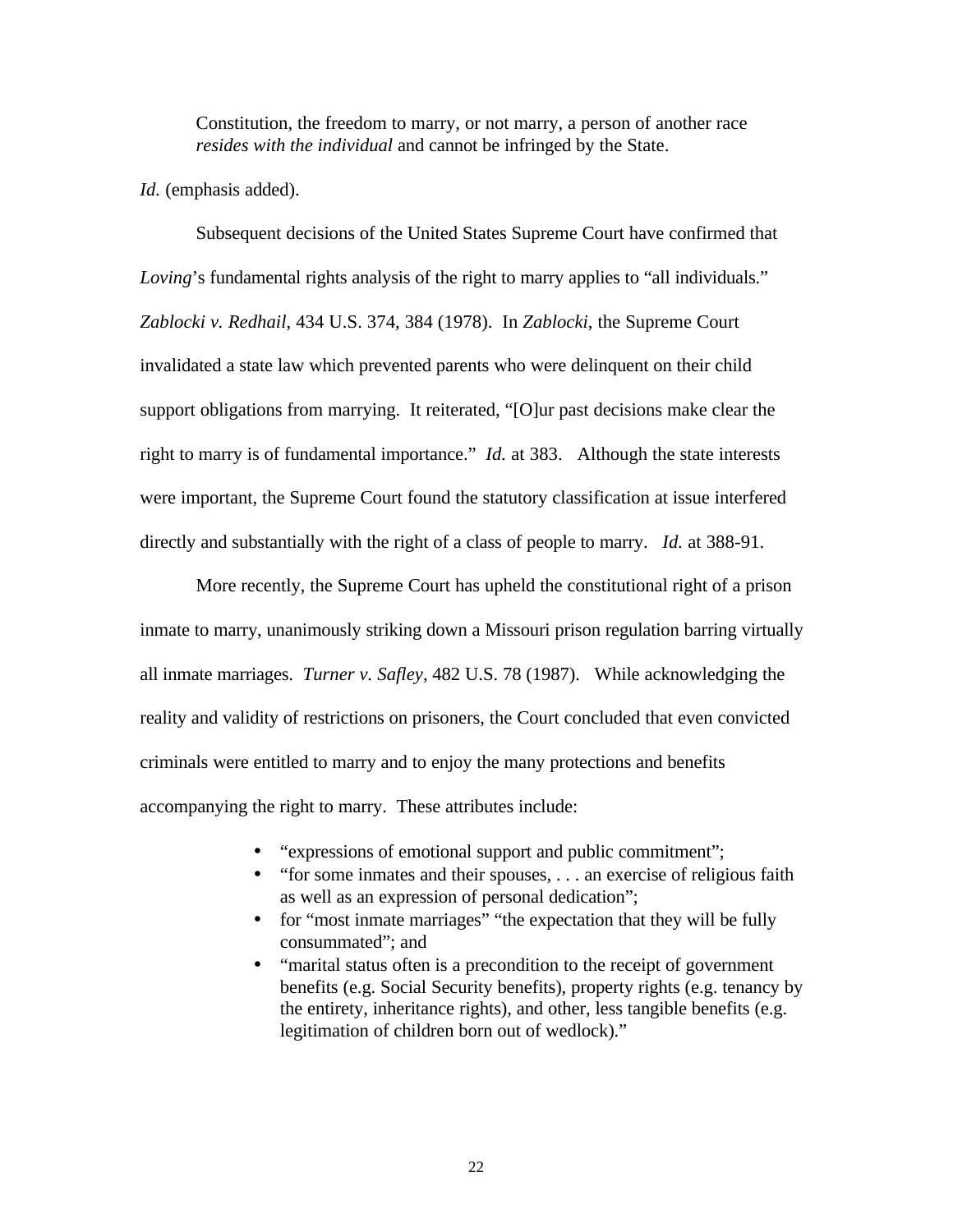> Constitution, the freedom to marry, or not marry, a person of another race *resides with the individual* and cannot be infringed by the State.

*Id.* (emphasis added).

Subsequent decisions of the United States Supreme Court have confirmed that *Loving*'s fundamental rights analysis of the right to marry applies to "all individuals." *Zablocki v. Redhail*, 434 U.S. 374, 384 (1978). In *Zablocki*, the Supreme Court invalidated a state law which prevented parents who were delinquent on their child support obligations from marrying. It reiterated, "[O]ur past decisions make clear the right to marry is of fundamental importance." *Id.* at 383. Although the state interests were important, the Supreme Court found the statutory classification at issue interfered directly and substantially with the right of a class of people to marry. *Id.* at 388-91.

More recently, the Supreme Court has upheld the constitutional right of a prison inmate to marry, unanimously striking down a Missouri prison regulation barring virtually all inmate marriages. *Turner v. Safley*, 482 U.S. 78 (1987). While acknowledging the reality and validity of restrictions on prisoners, the Court concluded that even convicted criminals were entitled to marry and to enjoy the many protections and benefits accompanying the right to marry. These attributes include:

- "expressions of emotional support and public commitment";
- "for some inmates and their spouses, . . . an exercise of religious faith as well as an expression of personal dedication";
- for "most inmate marriages" "the expectation that they will be fully consummated"; and
- "marital status often is a precondition to the receipt of government benefits (e.g. Social Security benefits), property rights (e.g. tenancy by the entirety, inheritance rights), and other, less tangible benefits (e.g. legitimation of children born out of wedlock)."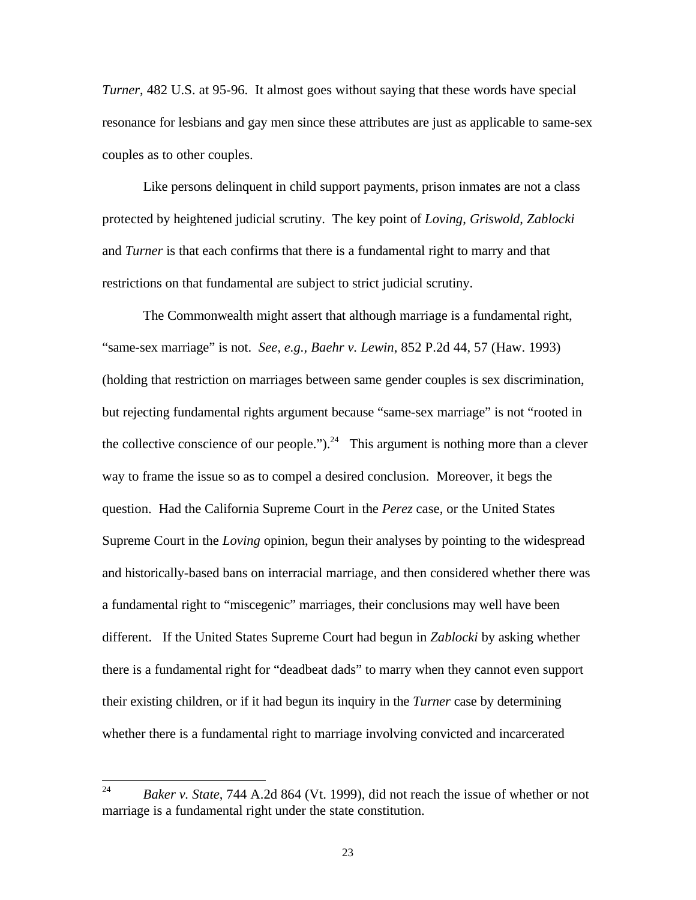*Turner*, 482 U.S. at 95-96. It almost goes without saying that these words have special resonance for lesbians and gay men since these attributes are just as applicable to same-sex couples as to other couples.

Like persons delinquent in child support payments, prison inmates are not a class protected by heightened judicial scrutiny. The key point of *Loving*, *Griswold*, *Zablocki* and *Turner* is that each confirms that there is a fundamental right to marry and that restrictions on that fundamental are subject to strict judicial scrutiny.

The Commonwealth might assert that although marriage is a fundamental right, "same-sex marriage" is not. *See*, *e.g.*, *Baehr v. Lewin*, 852 P.2d 44, 57 (Haw. 1993) (holding that restriction on marriages between same gender couples is sex discrimination, but rejecting fundamental rights argument because "same-sex marriage" is not "rooted in the collective conscience of our people.").[24] This argument is nothing more than a clever way to frame the issue so as to compel a desired conclusion. Moreover, it begs the question. Had the California Supreme Court in the *Perez* case, or the United States Supreme Court in the *Loving* opinion, begun their analyses by pointing to the widespread and historically-based bans on interracial marriage, and then considered whether there was a fundamental right to "miscegenic" marriages, their conclusions may well have been different. If the United States Supreme Court had begun in *Zablocki* by asking whether there is a fundamental right for "deadbeat dads" to marry when they cannot even support their existing children, or if it had begun its inquiry in the *Turner* case by determining whether there is a fundamental right to marriage involving convicted and incarcerated

---

[24] *Baker v. State*, 744 A.2d 864 (Vt. 1999), did not reach the issue of whether or not marriage is a fundamental right under the state constitution.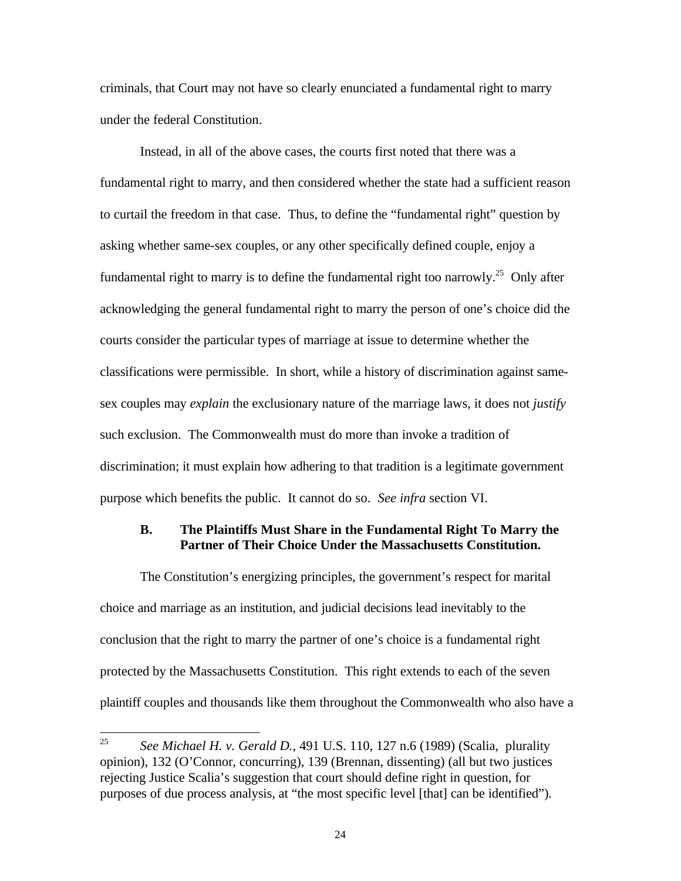criminals, that Court may not have so clearly enunciated a fundamental right to marry under the federal Constitution.

Instead, in all of the above cases, the courts first noted that there was a fundamental right to marry, and then considered whether the state had a sufficient reason to curtail the freedom in that case. Thus, to define the "fundamental right" question by asking whether same-sex couples, or any other specifically defined couple, enjoy a fundamental right to marry is to define the fundamental right too narrowly.[25] Only after acknowledging the general fundamental right to marry the person of one's choice did the courts consider the particular types of marriage at issue to determine whether the classifications were permissible. In short, while a history of discrimination against same-sex couples may *explain* the exclusionary nature of the marriage laws, it does not *justify* such exclusion. The Commonwealth must do more than invoke a tradition of discrimination; it must explain how adhering to that tradition is a legitimate government purpose which benefits the public. It cannot do so. *See infra* section VI.

### B. The Plaintiffs Must Share in the Fundamental Right To Marry the Partner of Their Choice Under the Massachusetts Constitution.

The Constitution's energizing principles, the government's respect for marital choice and marriage as an institution, and judicial decisions lead inevitably to the conclusion that the right to marry the partner of one's choice is a fundamental right protected by the Massachusetts Constitution. This right extends to each of the seven plaintiff couples and thousands like them throughout the Commonwealth who also have a

---

[25] *See Michael H. v. Gerald D.*, 491 U.S. 110, 127 n.6 (1989) (Scalia, plurality opinion), 132 (O'Connor, concurring), 139 (Brennan, dissenting) (all but two justices rejecting Justice Scalia's suggestion that court should define right in question, for purposes of due process analysis, at "the most specific level [that] can be identified").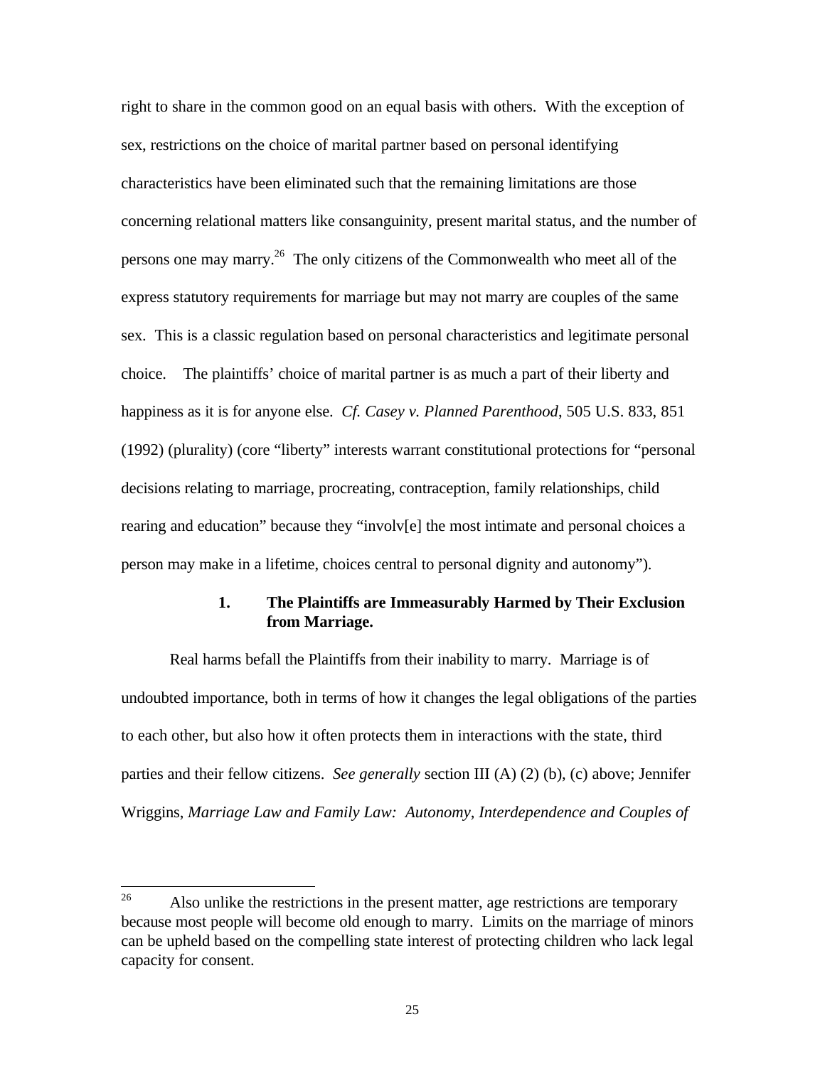right to share in the common good on an equal basis with others. With the exception of sex, restrictions on the choice of marital partner based on personal identifying characteristics have been eliminated such that the remaining limitations are those concerning relational matters like consanguinity, present marital status, and the number of persons one may marry.[26] The only citizens of the Commonwealth who meet all of the express statutory requirements for marriage but may not marry are couples of the same sex. This is a classic regulation based on personal characteristics and legitimate personal choice. The plaintiffs' choice of marital partner is as much a part of their liberty and happiness as it is for anyone else. *Cf. Casey v. Planned Parenthood*, 505 U.S. 833, 851 (1992) (plurality) (core "liberty" interests warrant constitutional protections for "personal decisions relating to marriage, procreating, contraception, family relationships, child rearing and education" because they "involv[e] the most intimate and personal choices a person may make in a lifetime, choices central to personal dignity and autonomy").

### 1. The Plaintiffs are Immeasurably Harmed by Their Exclusion from Marriage.

Real harms befall the Plaintiffs from their inability to marry. Marriage is of undoubted importance, both in terms of how it changes the legal obligations of the parties to each other, but also how it often protects them in interactions with the state, third parties and their fellow citizens. *See generally* section III (A) (2) (b), (c) above; Jennifer Wriggins, *Marriage Law and Family Law: Autonomy, Interdependence and Couples of*

---

[26] Also unlike the restrictions in the present matter, age restrictions are temporary because most people will become old enough to marry. Limits on the marriage of minors can be upheld based on the compelling state interest of protecting children who lack legal capacity for consent.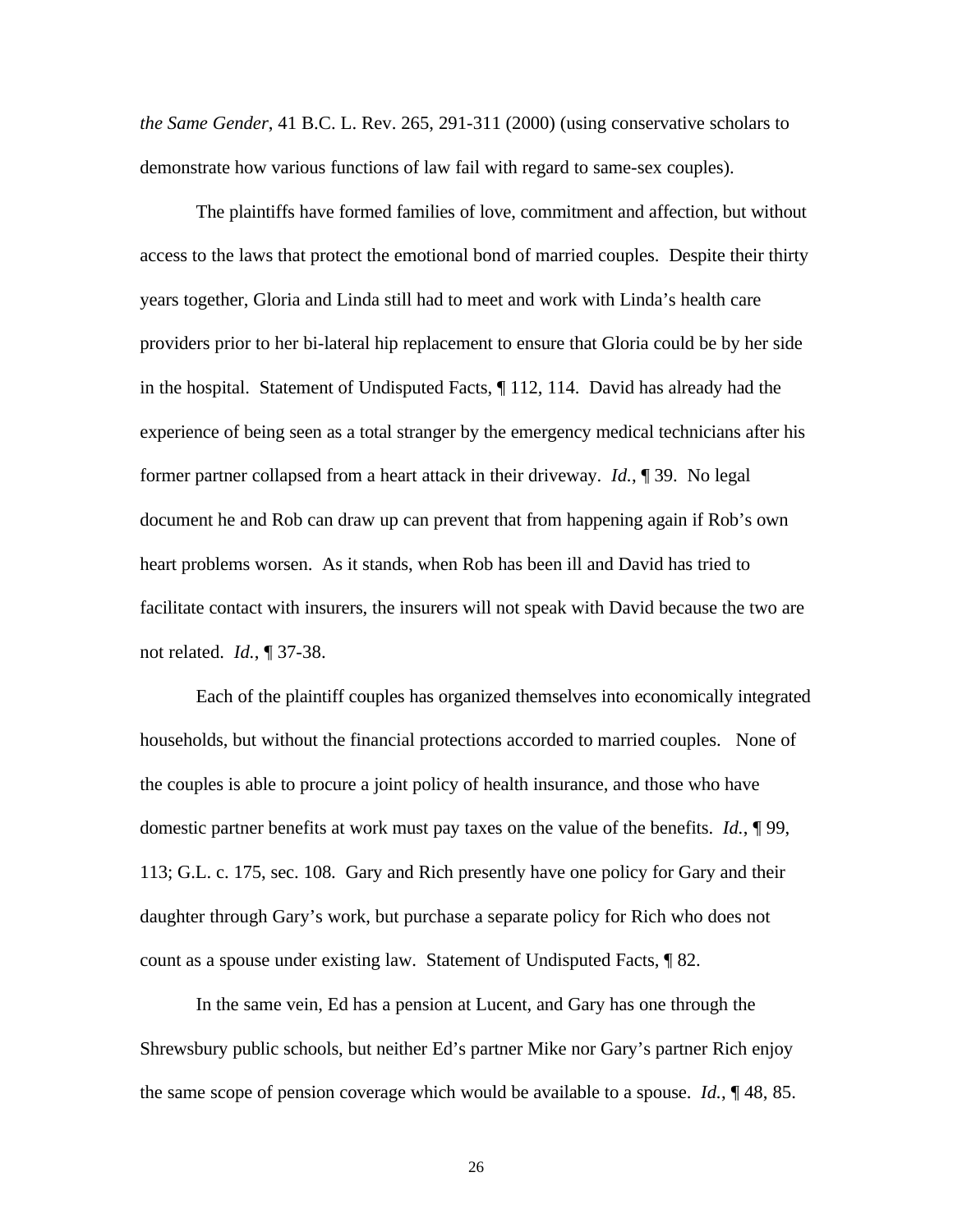*the Same Gender*, 41 B.C. L. Rev. 265, 291-311 (2000) (using conservative scholars to demonstrate how various functions of law fail with regard to same-sex couples).

The plaintiffs have formed families of love, commitment and affection, but without access to the laws that protect the emotional bond of married couples. Despite their thirty years together, Gloria and Linda still had to meet and work with Linda's health care providers prior to her bi-lateral hip replacement to ensure that Gloria could be by her side in the hospital. Statement of Undisputed Facts, ¶ 112, 114. David has already had the experience of being seen as a total stranger by the emergency medical technicians after his former partner collapsed from a heart attack in their driveway. *Id.*, ¶ 39. No legal document he and Rob can draw up can prevent that from happening again if Rob's own heart problems worsen. As it stands, when Rob has been ill and David has tried to facilitate contact with insurers, the insurers will not speak with David because the two are not related. *Id.*, ¶ 37-38.

Each of the plaintiff couples has organized themselves into economically integrated households, but without the financial protections accorded to married couples. None of the couples is able to procure a joint policy of health insurance, and those who have domestic partner benefits at work must pay taxes on the value of the benefits. *Id.*, ¶ 99, 113; G.L. c. 175, sec. 108. Gary and Rich presently have one policy for Gary and their daughter through Gary's work, but purchase a separate policy for Rich who does not count as a spouse under existing law. Statement of Undisputed Facts, ¶ 82.

In the same vein, Ed has a pension at Lucent, and Gary has one through the Shrewsbury public schools, but neither Ed's partner Mike nor Gary's partner Rich enjoy the same scope of pension coverage which would be available to a spouse. *Id.*, ¶ 48, 85.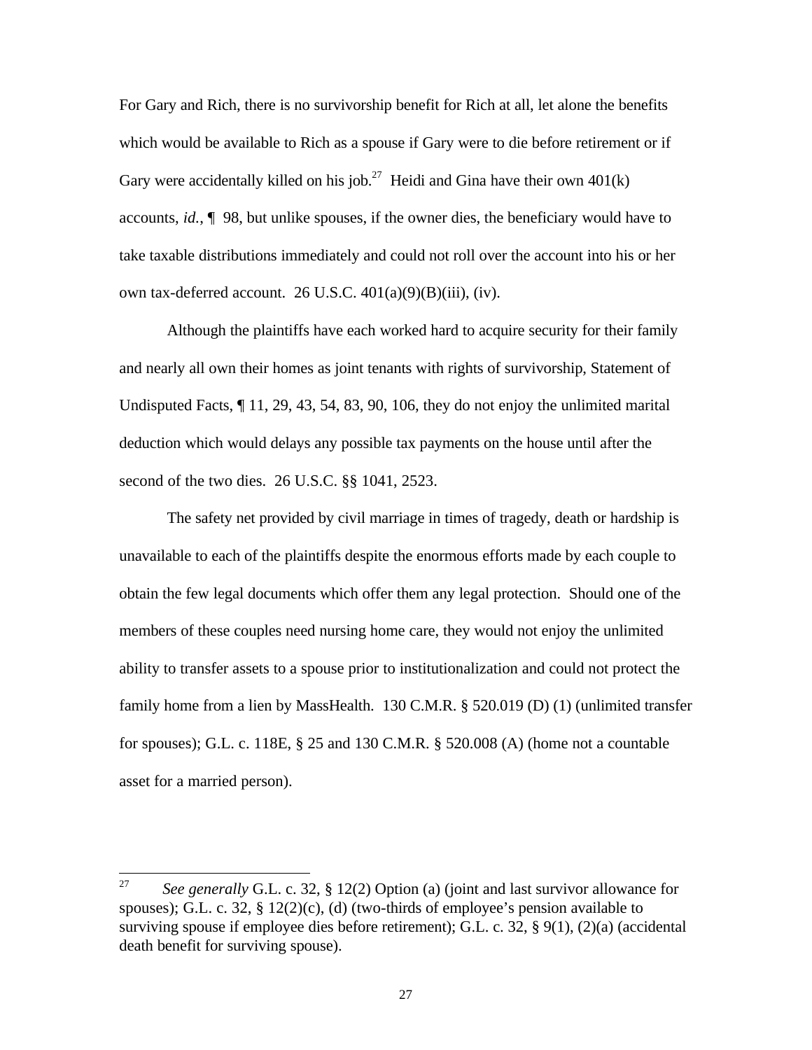For Gary and Rich, there is no survivorship benefit for Rich at all, let alone the benefits which would be available to Rich as a spouse if Gary were to die before retirement or if Gary were accidentally killed on his job.[27] Heidi and Gina have their own 401(k) accounts, *id.*, ¶ 98, but unlike spouses, if the owner dies, the beneficiary would have to take taxable distributions immediately and could not roll over the account into his or her own tax-deferred account. 26 U.S.C. 401(a)(9)(B)(iii), (iv).

Although the plaintiffs have each worked hard to acquire security for their family and nearly all own their homes as joint tenants with rights of survivorship, Statement of Undisputed Facts, ¶ 11, 29, 43, 54, 83, 90, 106, they do not enjoy the unlimited marital deduction which would delays any possible tax payments on the house until after the second of the two dies. 26 U.S.C. §§ 1041, 2523.

The safety net provided by civil marriage in times of tragedy, death or hardship is unavailable to each of the plaintiffs despite the enormous efforts made by each couple to obtain the few legal documents which offer them any legal protection. Should one of the members of these couples need nursing home care, they would not enjoy the unlimited ability to transfer assets to a spouse prior to institutionalization and could not protect the family home from a lien by MassHealth. 130 C.M.R. § 520.019 (D) (1) (unlimited transfer for spouses); G.L. c. 118E, § 25 and 130 C.M.R. § 520.008 (A) (home not a countable asset for a married person).

---

[27] *See generally* G.L. c. 32, § 12(2) Option (a) (joint and last survivor allowance for spouses); G.L. c. 32, § 12(2)(c), (d) (two-thirds of employee's pension available to surviving spouse if employee dies before retirement); G.L. c. 32, § 9(1), (2)(a) (accidental death benefit for surviving spouse).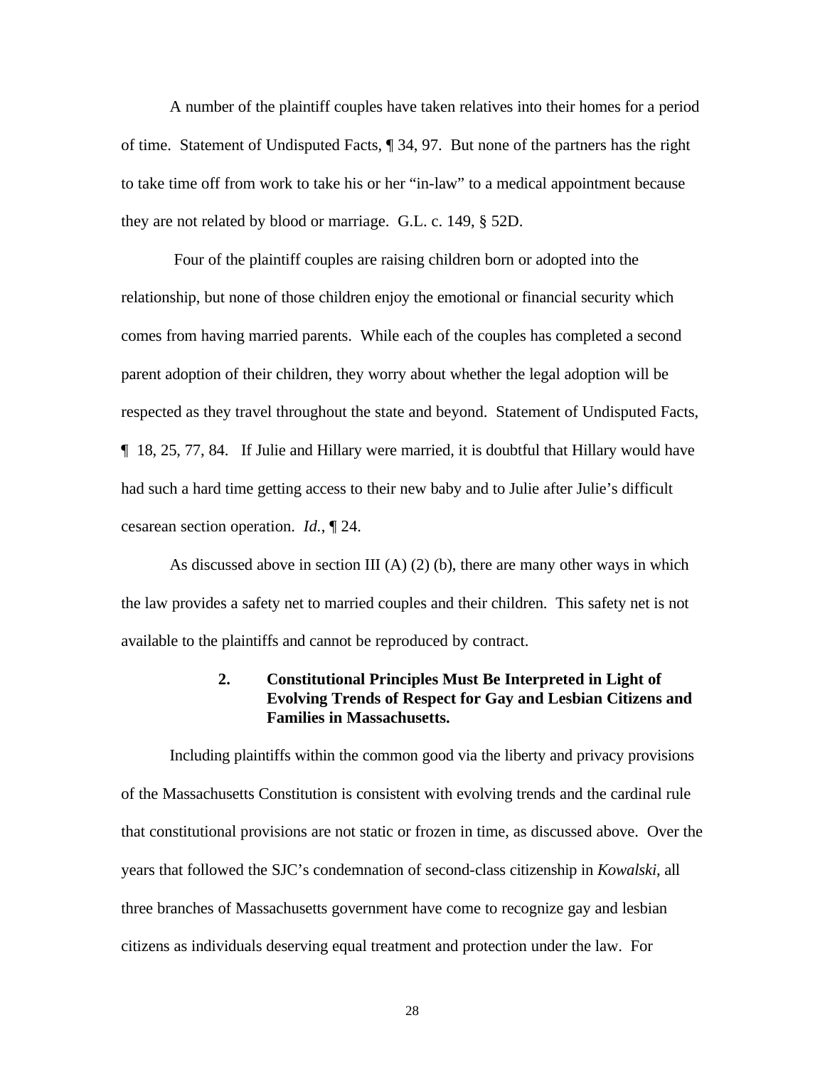A number of the plaintiff couples have taken relatives into their homes for a period of time. Statement of Undisputed Facts, ¶ 34, 97. But none of the partners has the right to take time off from work to take his or her "in-law" to a medical appointment because they are not related by blood or marriage. G.L. c. 149, § 52D.

Four of the plaintiff couples are raising children born or adopted into the relationship, but none of those children enjoy the emotional or financial security which comes from having married parents. While each of the couples has completed a second parent adoption of their children, they worry about whether the legal adoption will be respected as they travel throughout the state and beyond. Statement of Undisputed Facts, ¶ 18, 25, 77, 84. If Julie and Hillary were married, it is doubtful that Hillary would have had such a hard time getting access to their new baby and to Julie after Julie's difficult cesarean section operation. *Id.*, ¶ 24.

As discussed above in section III (A) (2) (b), there are many other ways in which the law provides a safety net to married couples and their children. This safety net is not available to the plaintiffs and cannot be reproduced by contract.

### 2. Constitutional Principles Must Be Interpreted in Light of Evolving Trends of Respect for Gay and Lesbian Citizens and Families in Massachusetts.

Including plaintiffs within the common good via the liberty and privacy provisions of the Massachusetts Constitution is consistent with evolving trends and the cardinal rule that constitutional provisions are not static or frozen in time, as discussed above. Over the years that followed the SJC's condemnation of second-class citizenship in *Kowalski*, all three branches of Massachusetts government have come to recognize gay and lesbian citizens as individuals deserving equal treatment and protection under the law. For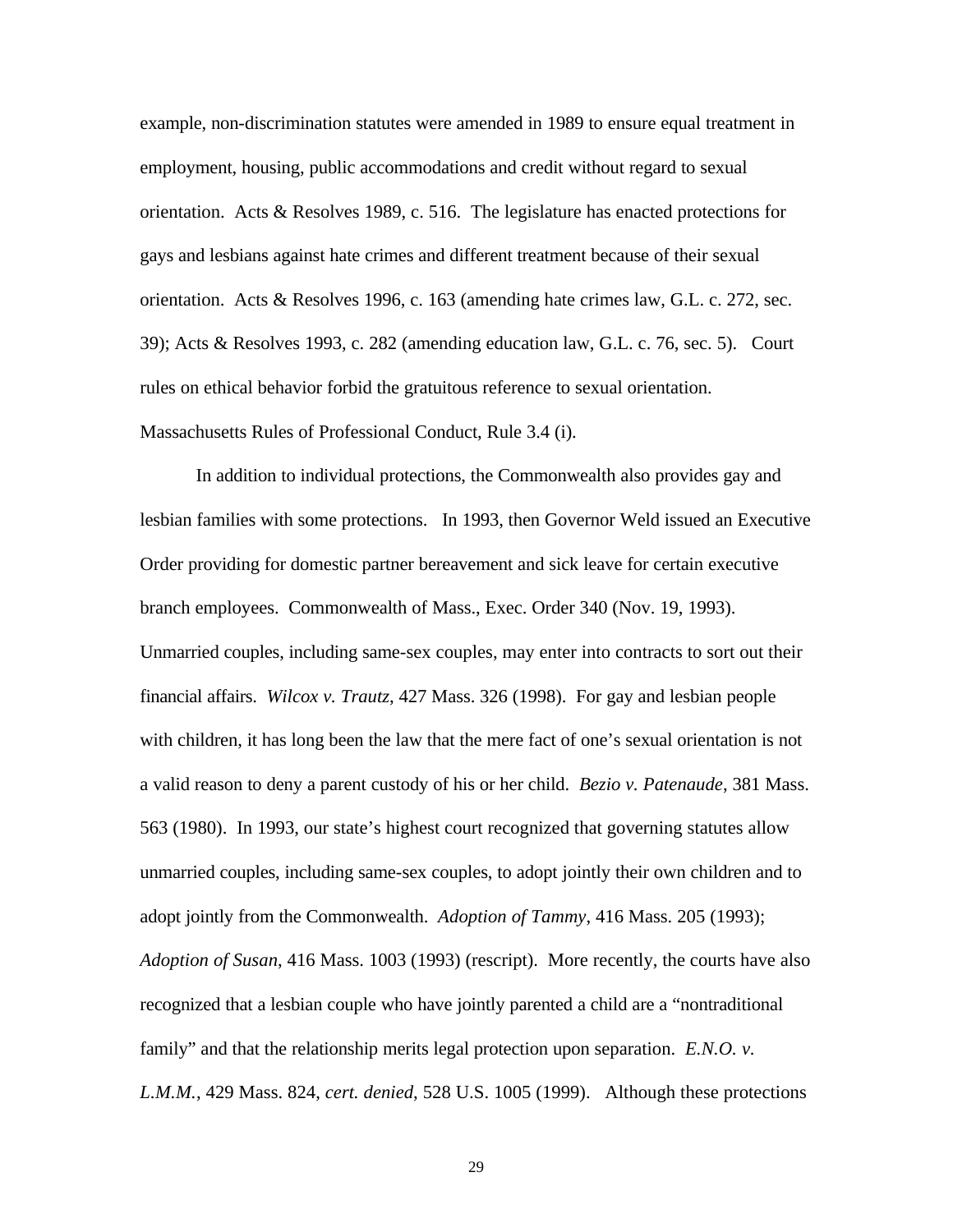example, non-discrimination statutes were amended in 1989 to ensure equal treatment in employment, housing, public accommodations and credit without regard to sexual orientation. Acts & Resolves 1989, c. 516. The legislature has enacted protections for gays and lesbians against hate crimes and different treatment because of their sexual orientation. Acts & Resolves 1996, c. 163 (amending hate crimes law, G.L. c. 272, sec. 39); Acts & Resolves 1993, c. 282 (amending education law, G.L. c. 76, sec. 5). Court rules on ethical behavior forbid the gratuitous reference to sexual orientation. Massachusetts Rules of Professional Conduct, Rule 3.4 (i).

In addition to individual protections, the Commonwealth also provides gay and lesbian families with some protections. In 1993, then Governor Weld issued an Executive Order providing for domestic partner bereavement and sick leave for certain executive branch employees. Commonwealth of Mass., Exec. Order 340 (Nov. 19, 1993). Unmarried couples, including same-sex couples, may enter into contracts to sort out their financial affairs. *Wilcox v. Trautz*, 427 Mass. 326 (1998). For gay and lesbian people with children, it has long been the law that the mere fact of one's sexual orientation is not a valid reason to deny a parent custody of his or her child. *Bezio v. Patenaude*, 381 Mass. 563 (1980). In 1993, our state's highest court recognized that governing statutes allow unmarried couples, including same-sex couples, to adopt jointly their own children and to adopt jointly from the Commonwealth. *Adoption of Tammy*, 416 Mass. 205 (1993); *Adoption of Susan*, 416 Mass. 1003 (1993) (rescript). More recently, the courts have also recognized that a lesbian couple who have jointly parented a child are a "nontraditional family" and that the relationship merits legal protection upon separation. *E.N.O. v. L.M.M.*, 429 Mass. 824, *cert. denied*, 528 U.S. 1005 (1999). Although these protections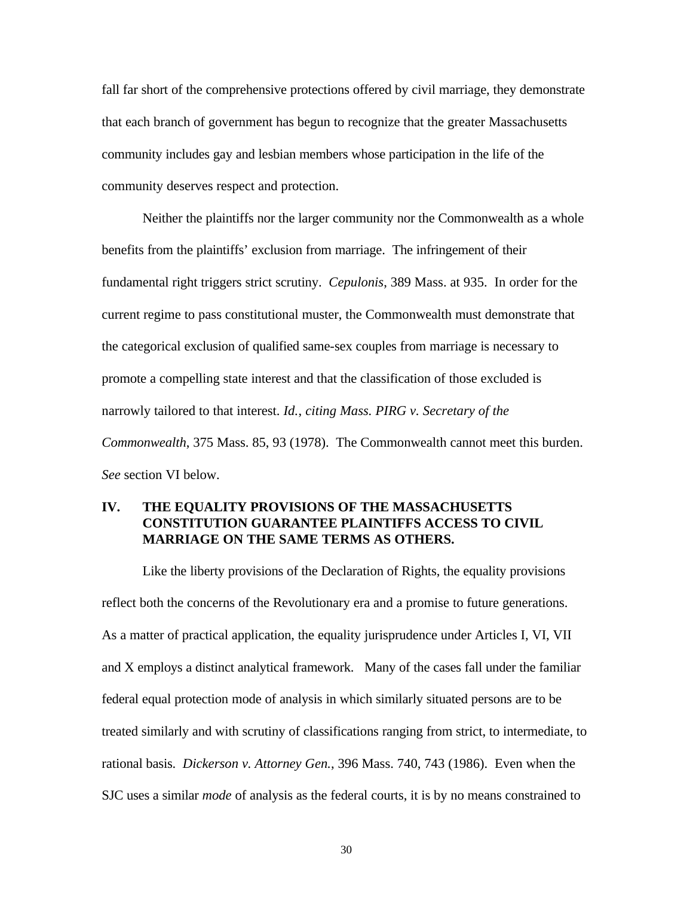fall far short of the comprehensive protections offered by civil marriage, they demonstrate that each branch of government has begun to recognize that the greater Massachusetts community includes gay and lesbian members whose participation in the life of the community deserves respect and protection.

Neither the plaintiffs nor the larger community nor the Commonwealth as a whole benefits from the plaintiffs' exclusion from marriage. The infringement of their fundamental right triggers strict scrutiny. *Cepulonis*, 389 Mass. at 935. In order for the current regime to pass constitutional muster, the Commonwealth must demonstrate that the categorical exclusion of qualified same-sex couples from marriage is necessary to promote a compelling state interest and that the classification of those excluded is narrowly tailored to that interest. *Id., citing Mass. PIRG v. Secretary of the Commonwealth*, 375 Mass. 85, 93 (1978). The Commonwealth cannot meet this burden. *See* section VI below.

## IV. THE EQUALITY PROVISIONS OF THE MASSACHUSETTS CONSTITUTION GUARANTEE PLAINTIFFS ACCESS TO CIVIL MARRIAGE ON THE SAME TERMS AS OTHERS.

Like the liberty provisions of the Declaration of Rights, the equality provisions reflect both the concerns of the Revolutionary era and a promise to future generations. As a matter of practical application, the equality jurisprudence under Articles I, VI, VII and X employs a distinct analytical framework. Many of the cases fall under the familiar federal equal protection mode of analysis in which similarly situated persons are to be treated similarly and with scrutiny of classifications ranging from strict, to intermediate, to rational basis. *Dickerson v. Attorney Gen.*, 396 Mass. 740, 743 (1986). Even when the SJC uses a similar *mode* of analysis as the federal courts, it is by no means constrained to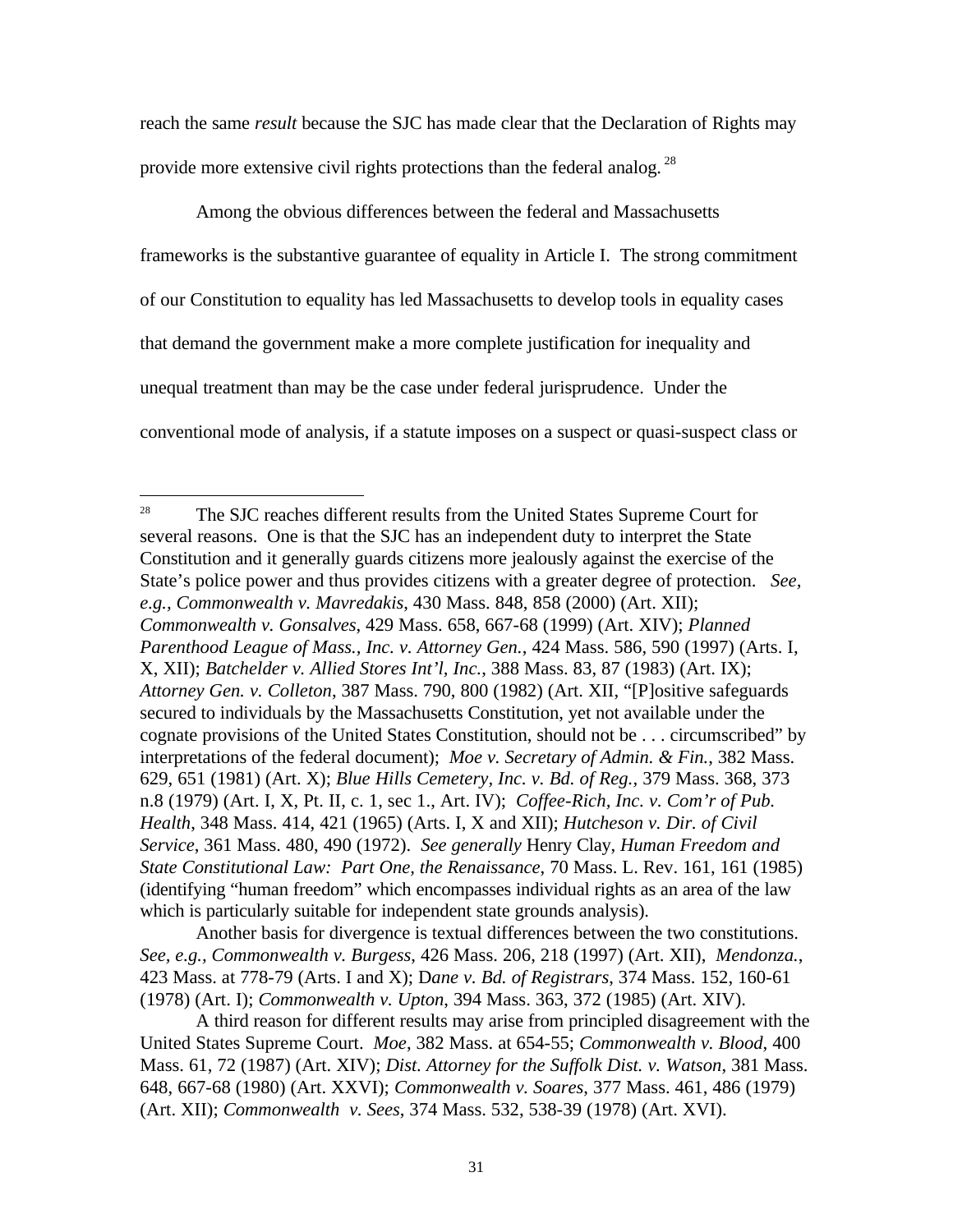reach the same *result* because the SJC has made clear that the Declaration of Rights may provide more extensive civil rights protections than the federal analog.[28]

Among the obvious differences between the federal and Massachusetts frameworks is the substantive guarantee of equality in Article I. The strong commitment of our Constitution to equality has led Massachusetts to develop tools in equality cases that demand the government make a more complete justification for inequality and unequal treatment than may be the case under federal jurisprudence. Under the conventional mode of analysis, if a statute imposes on a suspect or quasi-suspect class or

---

[28] The SJC reaches different results from the United States Supreme Court for several reasons. One is that the SJC has an independent duty to interpret the State Constitution and it generally guards citizens more jealously against the exercise of the State's police power and thus provides citizens with a greater degree of protection. *See, e.g., Commonwealth v. Mavredakis*, 430 Mass. 848, 858 (2000) (Art. XII); *Commonwealth v. Gonsalves*, 429 Mass. 658, 667-68 (1999) (Art. XIV); *Planned Parenthood League of Mass., Inc. v. Attorney Gen.*, 424 Mass. 586, 590 (1997) (Arts. I, X, XII); *Batchelder v. Allied Stores Int'l, Inc.*, 388 Mass. 83, 87 (1983) (Art. IX); *Attorney Gen. v. Colleton*, 387 Mass. 790, 800 (1982) (Art. XII, "[P]ositive safeguards secured to individuals by the Massachusetts Constitution, yet not available under the cognate provisions of the United States Constitution, should not be . . . circumscribed" by interpretations of the federal document); *Moe v. Secretary of Admin. & Fin.*, 382 Mass. 629, 651 (1981) (Art. X); *Blue Hills Cemetery, Inc. v. Bd. of Reg.*, 379 Mass. 368, 373 n.8 (1979) (Art. I, X, Pt. II, c. 1, sec 1., Art. IV); *Coffee-Rich, Inc. v. Com'r of Pub. Health*, 348 Mass. 414, 421 (1965) (Arts. I, X and XII); *Hutcheson v. Dir. of Civil Service*, 361 Mass. 480, 490 (1972). *See generally* Henry Clay, *Human Freedom and State Constitutional Law: Part One, the Renaissance*, 70 Mass. L. Rev. 161, 161 (1985) (identifying "human freedom" which encompasses individual rights as an area of the law which is particularly suitable for independent state grounds analysis).

Another basis for divergence is textual differences between the two constitutions. *See, e.g., Commonwealth v. Burgess*, 426 Mass. 206, 218 (1997) (Art. XII), *Mendonza.*, 423 Mass. at 778-79 (Arts. I and X); *Dane v. Bd. of Registrars*, 374 Mass. 152, 160-61 (1978) (Art. I); *Commonwealth v. Upton*, 394 Mass. 363, 372 (1985) (Art. XIV).

A third reason for different results may arise from principled disagreement with the United States Supreme Court. *Moe*, 382 Mass. at 654-55; *Commonwealth v. Blood*, 400 Mass. 61, 72 (1987) (Art. XIV); *Dist. Attorney for the Suffolk Dist. v. Watson*, 381 Mass. 648, 667-68 (1980) (Art. XXVI); *Commonwealth v. Soares*, 377 Mass. 461, 486 (1979) (Art. XII); *Commonwealth v. Sees*, 374 Mass. 532, 538-39 (1978) (Art. XVI).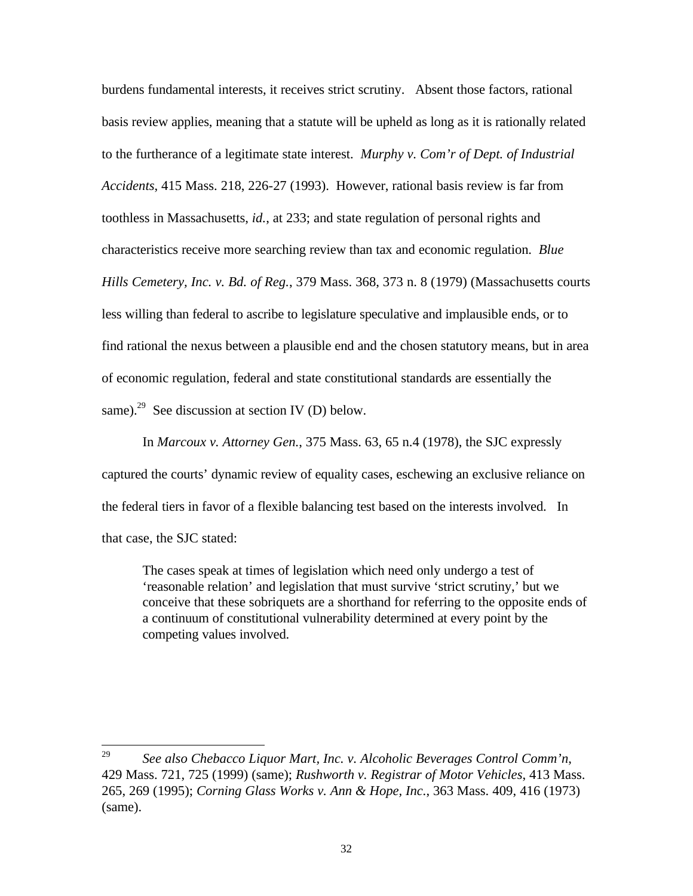burdens fundamental interests, it receives strict scrutiny. Absent those factors, rational basis review applies, meaning that a statute will be upheld as long as it is rationally related to the furtherance of a legitimate state interest. *Murphy v. Com'r of Dept. of Industrial Accidents*, 415 Mass. 218, 226-27 (1993). However, rational basis review is far from toothless in Massachusetts, *id.*, at 233; and state regulation of personal rights and characteristics receive more searching review than tax and economic regulation. *Blue Hills Cemetery, Inc. v. Bd. of Reg.*, 379 Mass. 368, 373 n. 8 (1979) (Massachusetts courts less willing than federal to ascribe to legislature speculative and implausible ends, or to find rational the nexus between a plausible end and the chosen statutory means, but in area of economic regulation, federal and state constitutional standards are essentially the same).[29] See discussion at section IV (D) below.

In *Marcoux v. Attorney Gen.*, 375 Mass. 63, 65 n.4 (1978), the SJC expressly captured the courts' dynamic review of equality cases, eschewing an exclusive reliance on the federal tiers in favor of a flexible balancing test based on the interests involved. In that case, the SJC stated:

> The cases speak at times of legislation which need only undergo a test of 'reasonable relation' and legislation that must survive 'strict scrutiny,' but we conceive that these sobriquets are a shorthand for referring to the opposite ends of a continuum of constitutional vulnerability determined at every point by the competing values involved.

---

[29] *See also Chebacco Liquor Mart, Inc. v. Alcoholic Beverages Control Comm'n*, 429 Mass. 721, 725 (1999) (same); *Rushworth v. Registrar of Motor Vehicles*, 413 Mass. 265, 269 (1995); *Corning Glass Works v. Ann & Hope, Inc.*, 363 Mass. 409, 416 (1973) (same).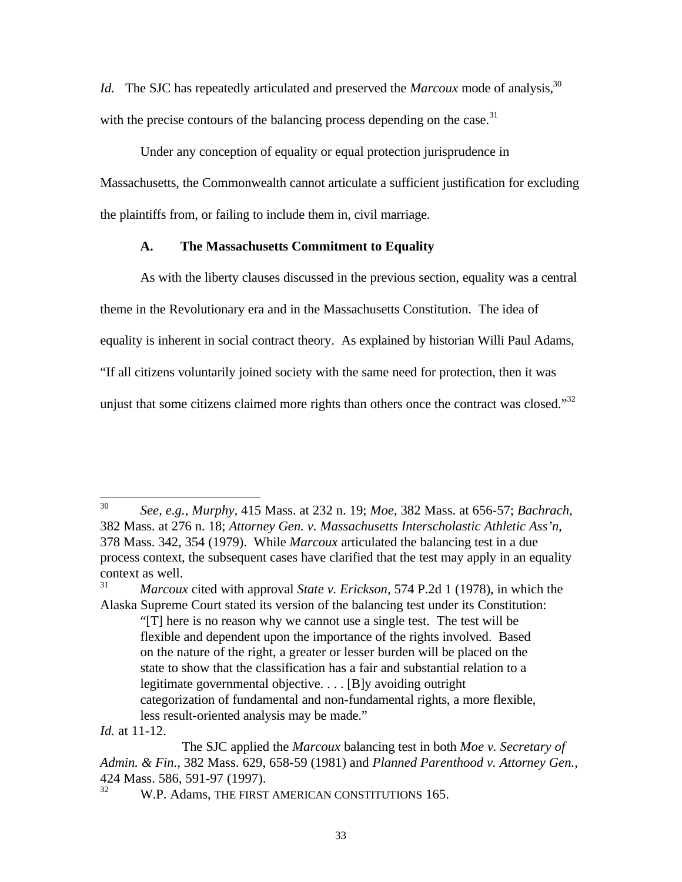*Id.* The SJC has repeatedly articulated and preserved the *Marcoux* mode of analysis,[30] with the precise contours of the balancing process depending on the case.[31]

Under any conception of equality or equal protection jurisprudence in Massachusetts, the Commonwealth cannot articulate a sufficient justification for excluding the plaintiffs from, or failing to include them in, civil marriage.

### A. The Massachusetts Commitment to Equality

As with the liberty clauses discussed in the previous section, equality was a central theme in the Revolutionary era and in the Massachusetts Constitution. The idea of equality is inherent in social contract theory. As explained by historian Willi Paul Adams, "If all citizens voluntarily joined society with the same need for protection, then it was unjust that some citizens claimed more rights than others once the contract was closed."[32]

---

[30] *See, e.g.*, *Murphy*, 415 Mass. at 232 n. 19; *Moe*, 382 Mass. at 656-57; *Bachrach*, 382 Mass. at 276 n. 18; *Attorney Gen. v. Massachusetts Interscholastic Athletic Ass'n*, 378 Mass. 342, 354 (1979). While *Marcoux* articulated the balancing test in a due process context, the subsequent cases have clarified that the test may apply in an equality context as well.

[31] *Marcoux* cited with approval *State v. Erickson*, 574 P.2d 1 (1978), in which the Alaska Supreme Court stated its version of the balancing test under its Constitution:

> "[T] here is no reason why we cannot use a single test. The test will be flexible and dependent upon the importance of the rights involved. Based on the nature of the right, a greater or lesser burden will be placed on the state to show that the classification has a fair and substantial relation to a legitimate governmental objective. . . . [B]y avoiding outright categorization of fundamental and non-fundamental rights, a more flexible, less result-oriented analysis may be made."

*Id.* at 11-12.

The SJC applied the *Marcoux* balancing test in both *Moe v. Secretary of Admin. & Fin.*, 382 Mass. 629, 658-59 (1981) and *Planned Parenthood v. Attorney Gen.*, 424 Mass. 586, 591-97 (1997).

[32] W.P. Adams, THE FIRST AMERICAN CONSTITUTIONS 165.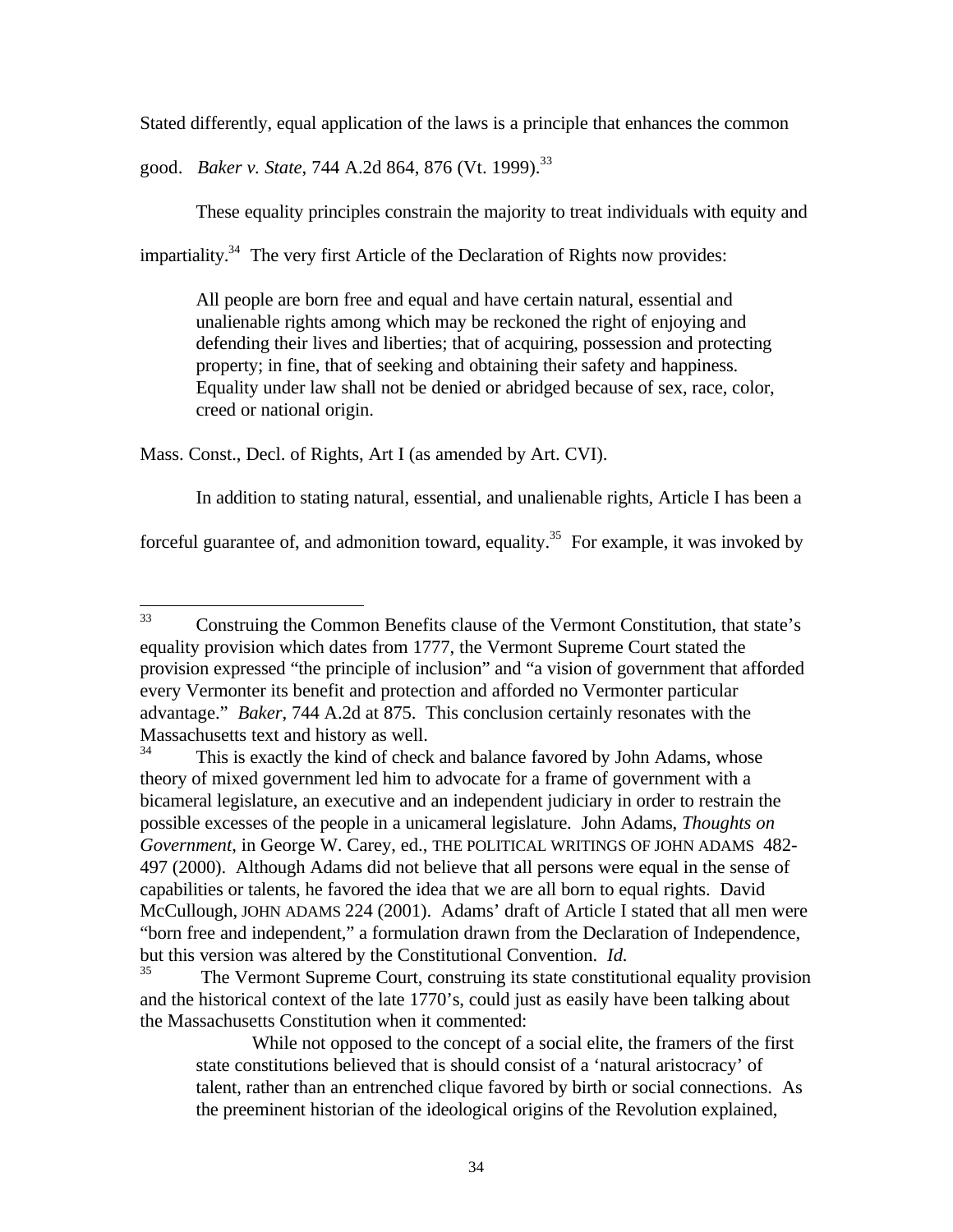Stated differently, equal application of the laws is a principle that enhances the common good. *Baker v. State*, 744 A.2d 864, 876 (Vt. 1999).[33]

These equality principles constrain the majority to treat individuals with equity and impartiality.[34] The very first Article of the Declaration of Rights now provides:

> All people are born free and equal and have certain natural, essential and unalienable rights among which may be reckoned the right of enjoying and defending their lives and liberties; that of acquiring, possession and protecting property; in fine, that of seeking and obtaining their safety and happiness. Equality under law shall not be denied or abridged because of sex, race, color, creed or national origin.

Mass. Const., Decl. of Rights, Art I (as amended by Art. CVI).

In addition to stating natural, essential, and unalienable rights, Article I has been a forceful guarantee of, and admonition toward, equality.[35] For example, it was invoked by

---

[33] Construing the Common Benefits clause of the Vermont Constitution, that state's equality provision which dates from 1777, the Vermont Supreme Court stated the provision expressed "the principle of inclusion" and "a vision of government that afforded every Vermonter its benefit and protection and afforded no Vermonter particular advantage." *Baker*, 744 A.2d at 875. This conclusion certainly resonates with the Massachusetts text and history as well.

[34] This is exactly the kind of check and balance favored by John Adams, whose theory of mixed government led him to advocate for a frame of government with a bicameral legislature, an executive and an independent judiciary in order to restrain the possible excesses of the people in a unicameral legislature. John Adams, *Thoughts on Government*, in George W. Carey, ed., THE POLITICAL WRITINGS OF JOHN ADAMS 482-497 (2000). Although Adams did not believe that all persons were equal in the sense of capabilities or talents, he favored the idea that we are all born to equal rights. David McCullough, JOHN ADAMS 224 (2001). Adams' draft of Article I stated that all men were "born free and independent," a formulation drawn from the Declaration of Independence, but this version was altered by the Constitutional Convention. *Id.*

[35] The Vermont Supreme Court, construing its state constitutional equality provision and the historical context of the late 1770's, could just as easily have been talking about the Massachusetts Constitution when it commented:

> While not opposed to the concept of a social elite, the framers of the first state constitutions believed that is should consist of a 'natural aristocracy' of talent, rather than an entrenched clique favored by birth or social connections. As the preeminent historian of the ideological origins of the Revolution explained,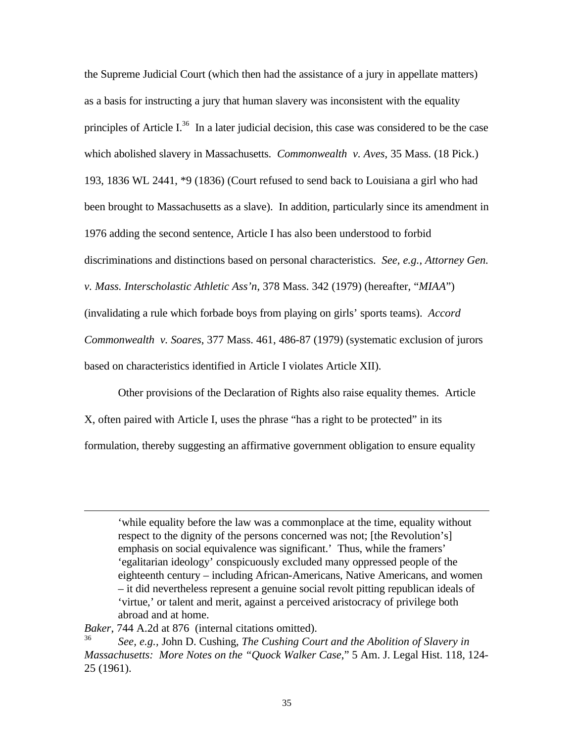the Supreme Judicial Court (which then had the assistance of a jury in appellate matters) as a basis for instructing a jury that human slavery was inconsistent with the equality principles of Article I.[36] In a later judicial decision, this case was considered to be the case which abolished slavery in Massachusetts. *Commonwealth v. Aves*, 35 Mass. (18 Pick.) 193, 1836 WL 2441, *9 (1836) (Court refused to send back to Louisiana a girl who had been brought to Massachusetts as a slave). In addition, particularly since its amendment in 1976 adding the second sentence, Article I has also been understood to forbid discriminations and distinctions based on personal characteristics. *See, e.g.*, *Attorney Gen. v. Mass. Interscholastic Athletic Ass'n*, 378 Mass. 342 (1979) (hereafter, "*MIAA*") (invalidating a rule which forbade boys from playing on girls' sports teams). *Accord Commonwealth v. Soares*, 377 Mass. 461, 486-87 (1979) (systematic exclusion of jurors based on characteristics identified in Article I violates Article XII).

Other provisions of the Declaration of Rights also raise equality themes. Article X, often paired with Article I, uses the phrase "has a right to be protected" in its formulation, thereby suggesting an affirmative government obligation to ensure equality

---

> 'while equality before the law was a commonplace at the time, equality without respect to the dignity of the persons concerned was not; [the Revolution's] emphasis on social equivalence was significant.' Thus, while the framers' 'egalitarian ideology' conspicuously excluded many oppressed people of the eighteenth century – including African-Americans, Native Americans, and women – it did nevertheless represent a genuine social revolt pitting republican ideals of 'virtue,' or talent and merit, against a perceived aristocracy of privilege both abroad and at home.

*Baker*, 744 A.2d at 876 (internal citations omitted).

[36] *See, e.g.*, John D. Cushing, *The Cushing Court and the Abolition of Slavery in Massachusetts: More Notes on the "Quock Walker Case*," 5 Am. J. Legal Hist. 118, 124-25 (1961).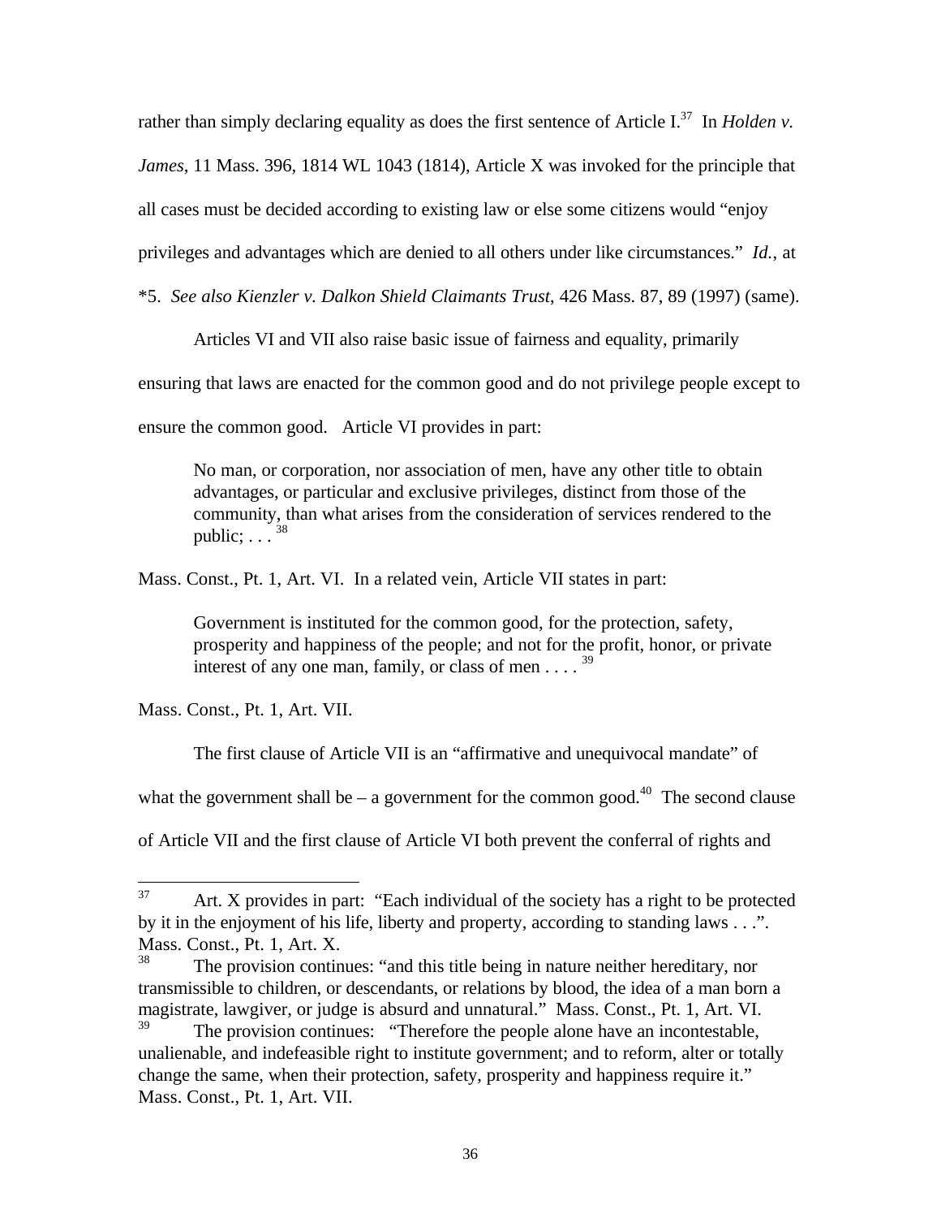rather than simply declaring equality as does the first sentence of Article I.[37] In *Holden v. James*, 11 Mass. 396, 1814 WL 1043 (1814), Article X was invoked for the principle that all cases must be decided according to existing law or else some citizens would "enjoy privileges and advantages which are denied to all others under like circumstances." *Id.*, at *5. *See also Kienzler v. Dalkon Shield Claimants Trust*, 426 Mass. 87, 89 (1997) (same).

Articles VI and VII also raise basic issue of fairness and equality, primarily ensuring that laws are enacted for the common good and do not privilege people except to ensure the common good. Article VI provides in part:

> No man, or corporation, nor association of men, have any other title to obtain advantages, or particular and exclusive privileges, distinct from those of the community, than what arises from the consideration of services rendered to the public; . . . [38]

Mass. Const., Pt. 1, Art. VI. In a related vein, Article VII states in part:

> Government is instituted for the common good, for the protection, safety, prosperity and happiness of the people; and not for the profit, honor, or private interest of any one man, family, or class of men . . . . [39]

Mass. Const., Pt. 1, Art. VII.

The first clause of Article VII is an "affirmative and unequivocal mandate" of what the government shall be – a government for the common good.[40] The second clause of Article VII and the first clause of Article VI both prevent the conferral of rights and

---

[37] Art. X provides in part: "Each individual of the society has a right to be protected by it in the enjoyment of his life, liberty and property, according to standing laws . . .". Mass. Const., Pt. 1, Art. X.

[38] The provision continues: "and this title being in nature neither hereditary, nor transmissible to children, or descendants, or relations by blood, the idea of a man born a magistrate, lawgiver, or judge is absurd and unnatural." Mass. Const., Pt. 1, Art. VI.

[39] The provision continues: "Therefore the people alone have an incontestable, unalienable, and indefeasible right to institute government; and to reform, alter or totally change the same, when their protection, safety, prosperity and happiness require it." Mass. Const., Pt. 1, Art. VII.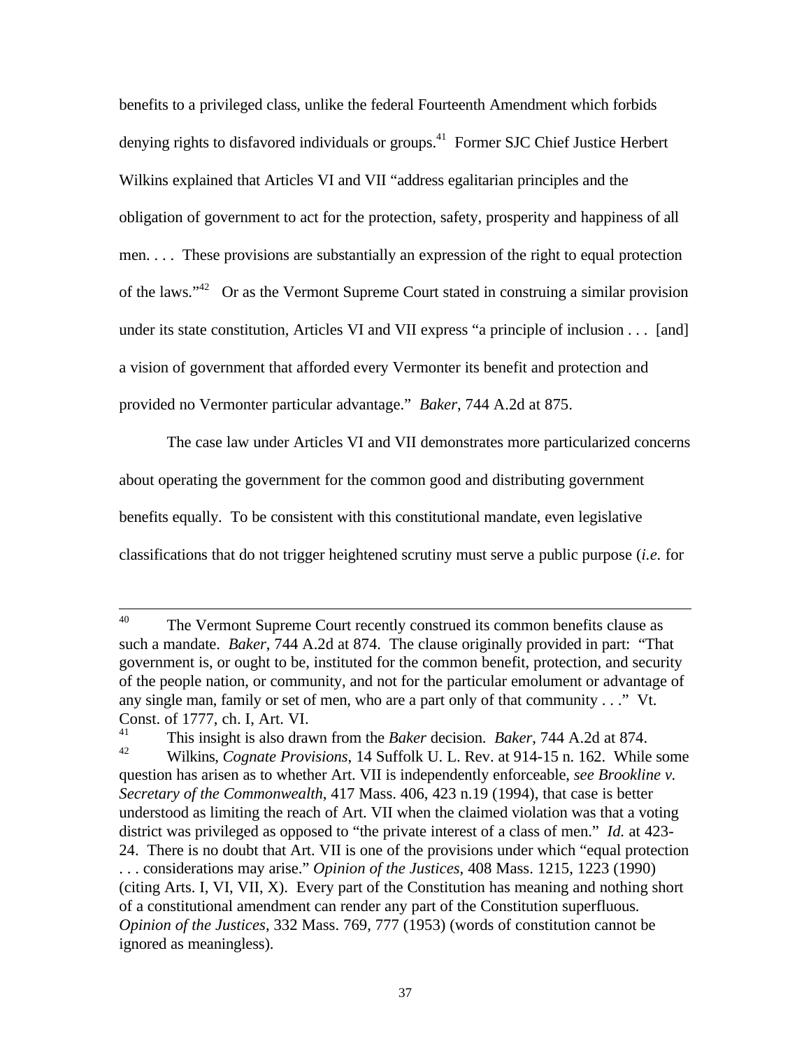benefits to a privileged class, unlike the federal Fourteenth Amendment which forbids denying rights to disfavored individuals or groups.[41] Former SJC Chief Justice Herbert Wilkins explained that Articles VI and VII "address egalitarian principles and the obligation of government to act for the protection, safety, prosperity and happiness of all men. . . . These provisions are substantially an expression of the right to equal protection of the laws."[42] Or as the Vermont Supreme Court stated in construing a similar provision under its state constitution, Articles VI and VII express "a principle of inclusion . . . [and] a vision of government that afforded every Vermonter its benefit and protection and provided no Vermonter particular advantage." *Baker*, 744 A.2d at 875.

The case law under Articles VI and VII demonstrates more particularized concerns about operating the government for the common good and distributing government benefits equally. To be consistent with this constitutional mandate, even legislative classifications that do not trigger heightened scrutiny must serve a public purpose (*i.e.* for

---

[40] The Vermont Supreme Court recently construed its common benefits clause as such a mandate. *Baker*, 744 A.2d at 874. The clause originally provided in part: "That government is, or ought to be, instituted for the common benefit, protection, and security of the people nation, or community, and not for the particular emolument or advantage of any single man, family or set of men, who are a part only of that community . . ." Vt. Const. of 1777, ch. I, Art. VI.

[41] This insight is also drawn from the *Baker* decision. *Baker*, 744 A.2d at 874.

[42] Wilkins, *Cognate Provisions*, 14 Suffolk U. L. Rev. at 914-15 n. 162. While some question has arisen as to whether Art. VII is independently enforceable, *see Brookline v. Secretary of the Commonwealth*, 417 Mass. 406, 423 n.19 (1994), that case is better understood as limiting the reach of Art. VII when the claimed violation was that a voting district was privileged as opposed to "the private interest of a class of men." *Id.* at 423-24. There is no doubt that Art. VII is one of the provisions under which "equal protection . . . considerations may arise." *Opinion of the Justices*, 408 Mass. 1215, 1223 (1990) (citing Arts. I, VI, VII, X). Every part of the Constitution has meaning and nothing short of a constitutional amendment can render any part of the Constitution superfluous. *Opinion of the Justices*, 332 Mass. 769, 777 (1953) (words of constitution cannot be ignored as meaningless).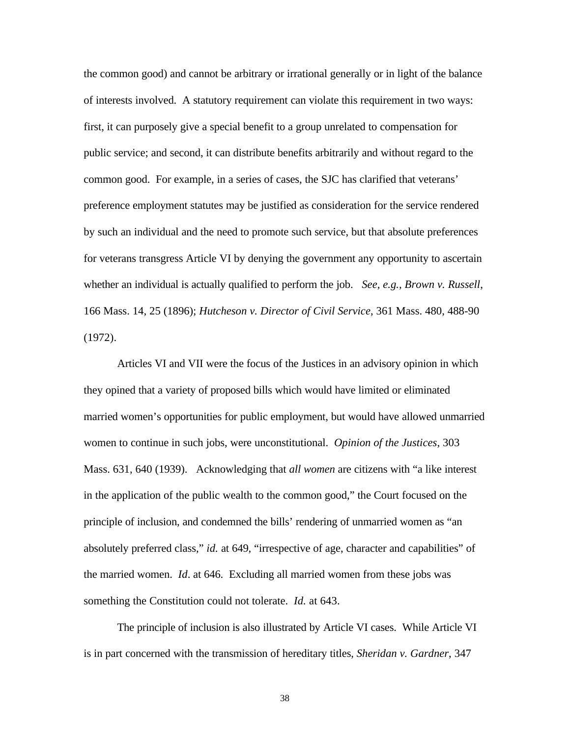the common good) and cannot be arbitrary or irrational generally or in light of the balance of interests involved. A statutory requirement can violate this requirement in two ways: first, it can purposely give a special benefit to a group unrelated to compensation for public service; and second, it can distribute benefits arbitrarily and without regard to the common good. For example, in a series of cases, the SJC has clarified that veterans' preference employment statutes may be justified as consideration for the service rendered by such an individual and the need to promote such service, but that absolute preferences for veterans transgress Article VI by denying the government any opportunity to ascertain whether an individual is actually qualified to perform the job. *See, e.g., Brown v. Russell*, 166 Mass. 14, 25 (1896); *Hutcheson v. Director of Civil Service*, 361 Mass. 480, 488-90 (1972).

Articles VI and VII were the focus of the Justices in an advisory opinion in which they opined that a variety of proposed bills which would have limited or eliminated married women's opportunities for public employment, but would have allowed unmarried women to continue in such jobs, were unconstitutional. *Opinion of the Justices*, 303 Mass. 631, 640 (1939). Acknowledging that *all women* are citizens with "a like interest in the application of the public wealth to the common good," the Court focused on the principle of inclusion, and condemned the bills' rendering of unmarried women as "an absolutely preferred class," *id.* at 649, "irrespective of age, character and capabilities" of the married women. *Id*. at 646. Excluding all married women from these jobs was something the Constitution could not tolerate. *Id.* at 643.

The principle of inclusion is also illustrated by Article VI cases. While Article VI is in part concerned with the transmission of hereditary titles, *Sheridan v. Gardner*, 347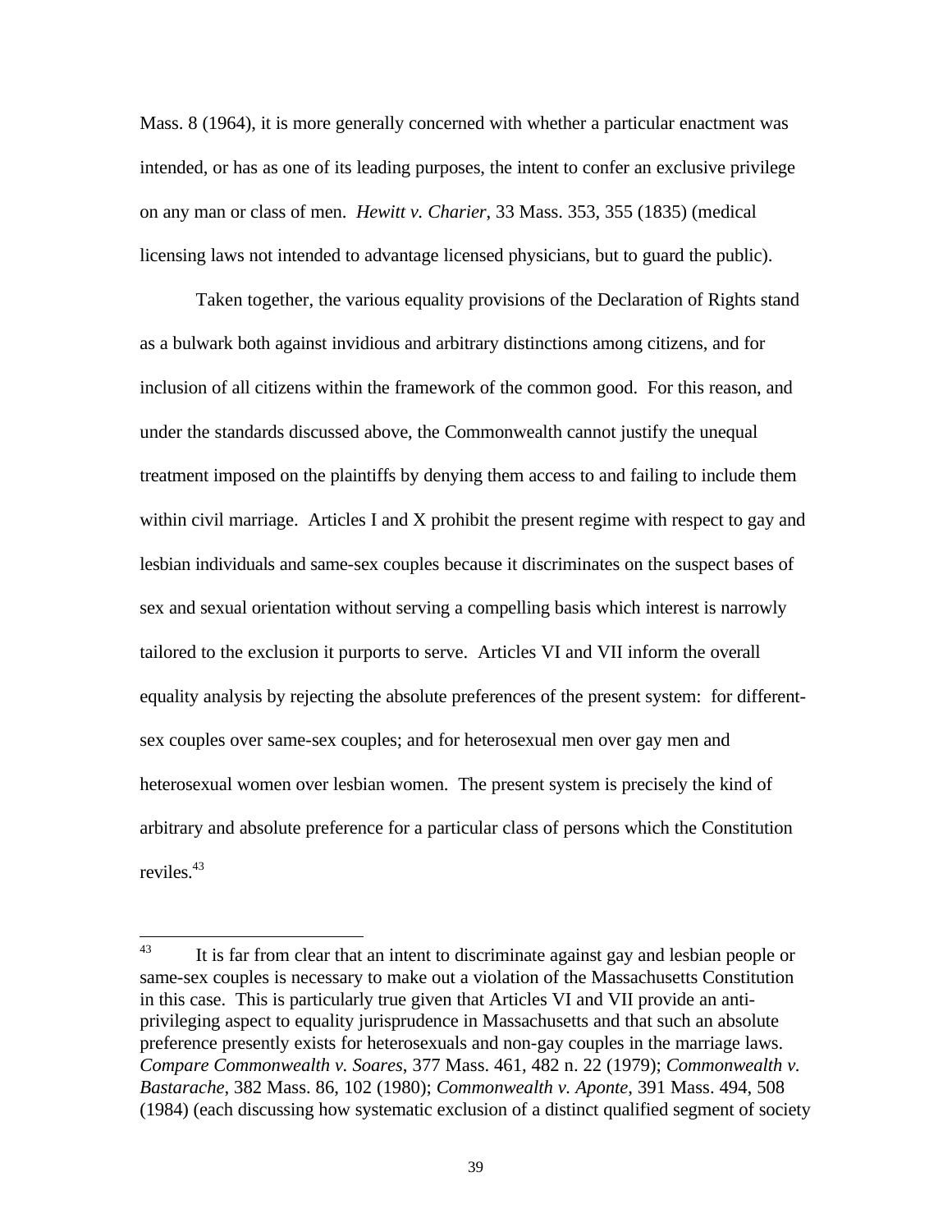Mass. 8 (1964), it is more generally concerned with whether a particular enactment was intended, or has as one of its leading purposes, the intent to confer an exclusive privilege on any man or class of men. *Hewitt v. Charier*, 33 Mass. 353, 355 (1835) (medical licensing laws not intended to advantage licensed physicians, but to guard the public).

Taken together, the various equality provisions of the Declaration of Rights stand as a bulwark both against invidious and arbitrary distinctions among citizens, and for inclusion of all citizens within the framework of the common good. For this reason, and under the standards discussed above, the Commonwealth cannot justify the unequal treatment imposed on the plaintiffs by denying them access to and failing to include them within civil marriage. Articles I and X prohibit the present regime with respect to gay and lesbian individuals and same-sex couples because it discriminates on the suspect bases of sex and sexual orientation without serving a compelling basis which interest is narrowly tailored to the exclusion it purports to serve. Articles VI and VII inform the overall equality analysis by rejecting the absolute preferences of the present system: for different-sex couples over same-sex couples; and for heterosexual men over gay men and heterosexual women over lesbian women. The present system is precisely the kind of arbitrary and absolute preference for a particular class of persons which the Constitution reviles.[43]

---

[43] It is far from clear that an intent to discriminate against gay and lesbian people or same-sex couples is necessary to make out a violation of the Massachusetts Constitution in this case. This is particularly true given that Articles VI and VII provide an anti-privileging aspect to equality jurisprudence in Massachusetts and that such an absolute preference presently exists for heterosexuals and non-gay couples in the marriage laws. *Compare Commonwealth v. Soares*, 377 Mass. 461, 482 n. 22 (1979); *Commonwealth v. Bastarache*, 382 Mass. 86, 102 (1980); *Commonwealth v. Aponte*, 391 Mass. 494, 508 (1984) (each discussing how systematic exclusion of a distinct qualified segment of society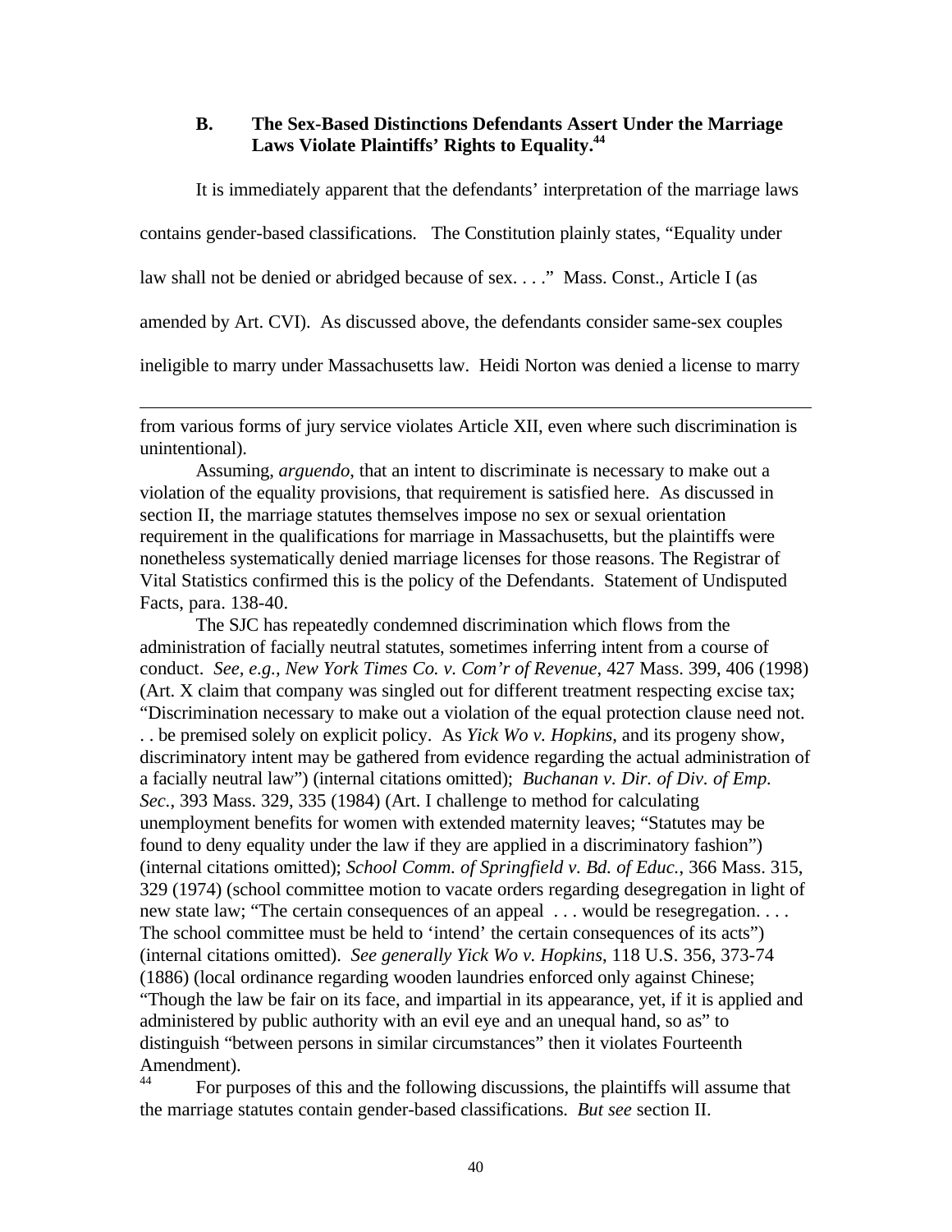### B. The Sex-Based Distinctions Defendants Assert Under the Marriage Laws Violate Plaintiffs' Rights to Equality.[44]

It is immediately apparent that the defendants' interpretation of the marriage laws contains gender-based classifications. The Constitution plainly states, "Equality under law shall not be denied or abridged because of sex. . . ." Mass. Const., Article I (as amended by Art. CVI). As discussed above, the defendants consider same-sex couples ineligible to marry under Massachusetts law. Heidi Norton was denied a license to marry

---

from various forms of jury service violates Article XII, even where such discrimination is unintentional).

Assuming, *arguendo*, that an intent to discriminate is necessary to make out a violation of the equality provisions, that requirement is satisfied here. As discussed in section II, the marriage statutes themselves impose no sex or sexual orientation requirement in the qualifications for marriage in Massachusetts, but the plaintiffs were nonetheless systematically denied marriage licenses for those reasons. The Registrar of Vital Statistics confirmed this is the policy of the Defendants. Statement of Undisputed Facts, para. 138-40.

The SJC has repeatedly condemned discrimination which flows from the administration of facially neutral statutes, sometimes inferring intent from a course of conduct. *See, e.g., New York Times Co. v. Com'r of Revenue*, 427 Mass. 399, 406 (1998) (Art. X claim that company was singled out for different treatment respecting excise tax; "Discrimination necessary to make out a violation of the equal protection clause need not. . . be premised solely on explicit policy. As *Yick Wo v. Hopkins*, and its progeny show, discriminatory intent may be gathered from evidence regarding the actual administration of a facially neutral law") (internal citations omitted); *Buchanan v. Dir. of Div. of Emp. Sec.*, 393 Mass. 329, 335 (1984) (Art. I challenge to method for calculating unemployment benefits for women with extended maternity leaves; "Statutes may be found to deny equality under the law if they are applied in a discriminatory fashion") (internal citations omitted); *School Comm. of Springfield v. Bd. of Educ.*, 366 Mass. 315, 329 (1974) (school committee motion to vacate orders regarding desegregation in light of new state law; "The certain consequences of an appeal . . . would be resegregation. . . . The school committee must be held to 'intend' the certain consequences of its acts") (internal citations omitted). *See generally Yick Wo v. Hopkins*, 118 U.S. 356, 373-74 (1886) (local ordinance regarding wooden laundries enforced only against Chinese; "Though the law be fair on its face, and impartial in its appearance, yet, if it is applied and administered by public authority with an evil eye and an unequal hand, so as" to distinguish "between persons in similar circumstances" then it violates Fourteenth Amendment).

[44] For purposes of this and the following discussions, the plaintiffs will assume that the marriage statutes contain gender-based classifications. *But see* section II.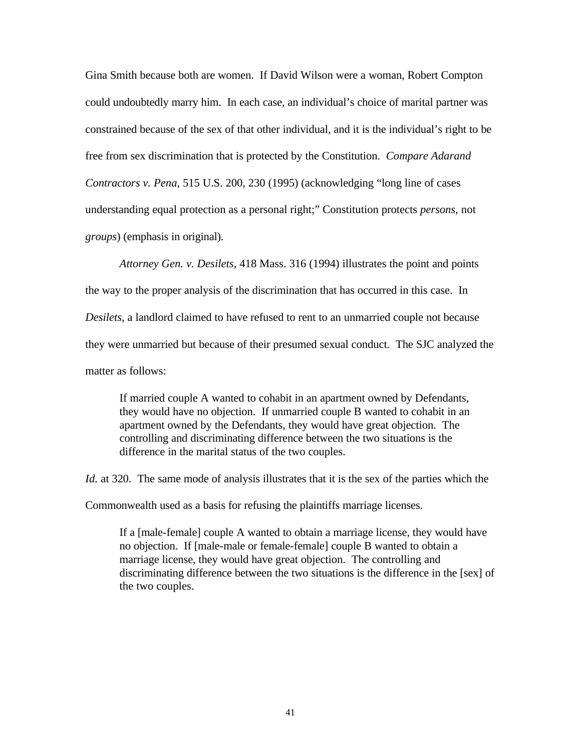Gina Smith because both are women. If David Wilson were a woman, Robert Compton could undoubtedly marry him. In each case, an individual's choice of marital partner was constrained because of the sex of that other individual, and it is the individual's right to be free from sex discrimination that is protected by the Constitution. *Compare Adarand Contractors v. Pena*, 515 U.S. 200, 230 (1995) (acknowledging "long line of cases understanding equal protection as a personal right;" Constitution protects *persons*, not *groups*) (emphasis in original).

*Attorney Gen. v. Desilets*, 418 Mass. 316 (1994) illustrates the point and points the way to the proper analysis of the discrimination that has occurred in this case. In *Desilets*, a landlord claimed to have refused to rent to an unmarried couple not because they were unmarried but because of their presumed sexual conduct. The SJC analyzed the matter as follows:

> If married couple A wanted to cohabit in an apartment owned by Defendants, they would have no objection. If unmarried couple B wanted to cohabit in an apartment owned by the Defendants, they would have great objection. The controlling and discriminating difference between the two situations is the difference in the marital status of the two couples.

*Id.* at 320. The same mode of analysis illustrates that it is the sex of the parties which the Commonwealth used as a basis for refusing the plaintiffs marriage licenses.

> If a [male-female] couple A wanted to obtain a marriage license, they would have no objection. If [male-male or female-female] couple B wanted to obtain a marriage license, they would have great objection. The controlling and discriminating difference between the two situations is the difference in the [sex] of the two couples.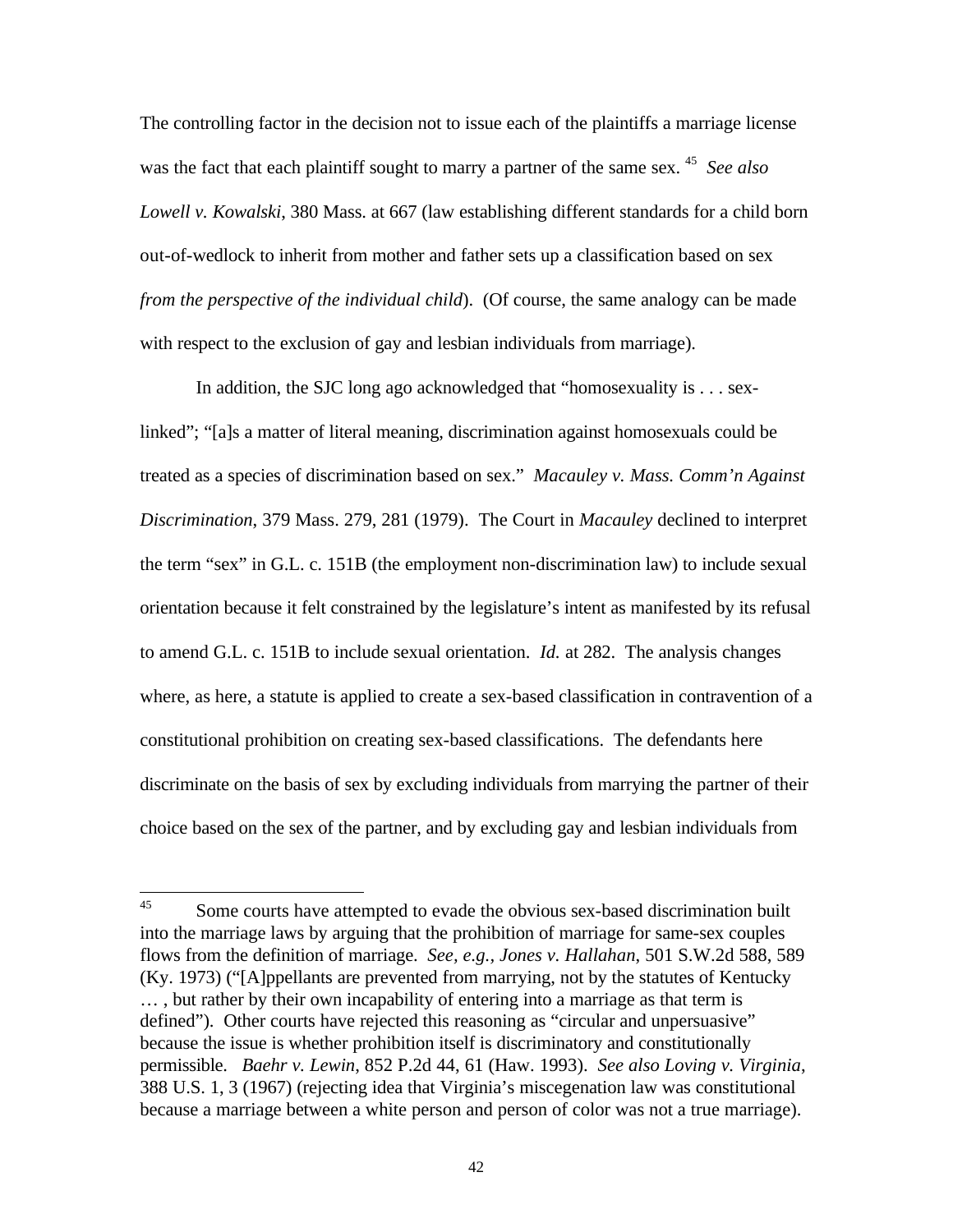The controlling factor in the decision not to issue each of the plaintiffs a marriage license was the fact that each plaintiff sought to marry a partner of the same sex. [45] *See also Lowell v. Kowalski*, 380 Mass. at 667 (law establishing different standards for a child born out-of-wedlock to inherit from mother and father sets up a classification based on sex *from the perspective of the individual child*). (Of course, the same analogy can be made with respect to the exclusion of gay and lesbian individuals from marriage).

In addition, the SJC long ago acknowledged that "homosexuality is . . . sex-linked"; "[a]s a matter of literal meaning, discrimination against homosexuals could be treated as a species of discrimination based on sex." *Macauley v. Mass. Comm'n Against Discrimination*, 379 Mass. 279, 281 (1979). The Court in *Macauley* declined to interpret the term "sex" in G.L. c. 151B (the employment non-discrimination law) to include sexual orientation because it felt constrained by the legislature's intent as manifested by its refusal to amend G.L. c. 151B to include sexual orientation. *Id.* at 282. The analysis changes where, as here, a statute is applied to create a sex-based classification in contravention of a constitutional prohibition on creating sex-based classifications. The defendants here discriminate on the basis of sex by excluding individuals from marrying the partner of their choice based on the sex of the partner, and by excluding gay and lesbian individuals from

---

[45] Some courts have attempted to evade the obvious sex-based discrimination built into the marriage laws by arguing that the prohibition of marriage for same-sex couples flows from the definition of marriage. *See, e.g., Jones v. Hallahan*, 501 S.W.2d 588, 589 (Ky. 1973) ("[A]ppellants are prevented from marrying, not by the statutes of Kentucky … , but rather by their own incapability of entering into a marriage as that term is defined"). Other courts have rejected this reasoning as "circular and unpersuasive" because the issue is whether prohibition itself is discriminatory and constitutionally permissible. *Baehr v. Lewin*, 852 P.2d 44, 61 (Haw. 1993). *See also Loving v. Virginia*, 388 U.S. 1, 3 (1967) (rejecting idea that Virginia's miscegenation law was constitutional because a marriage between a white person and person of color was not a true marriage).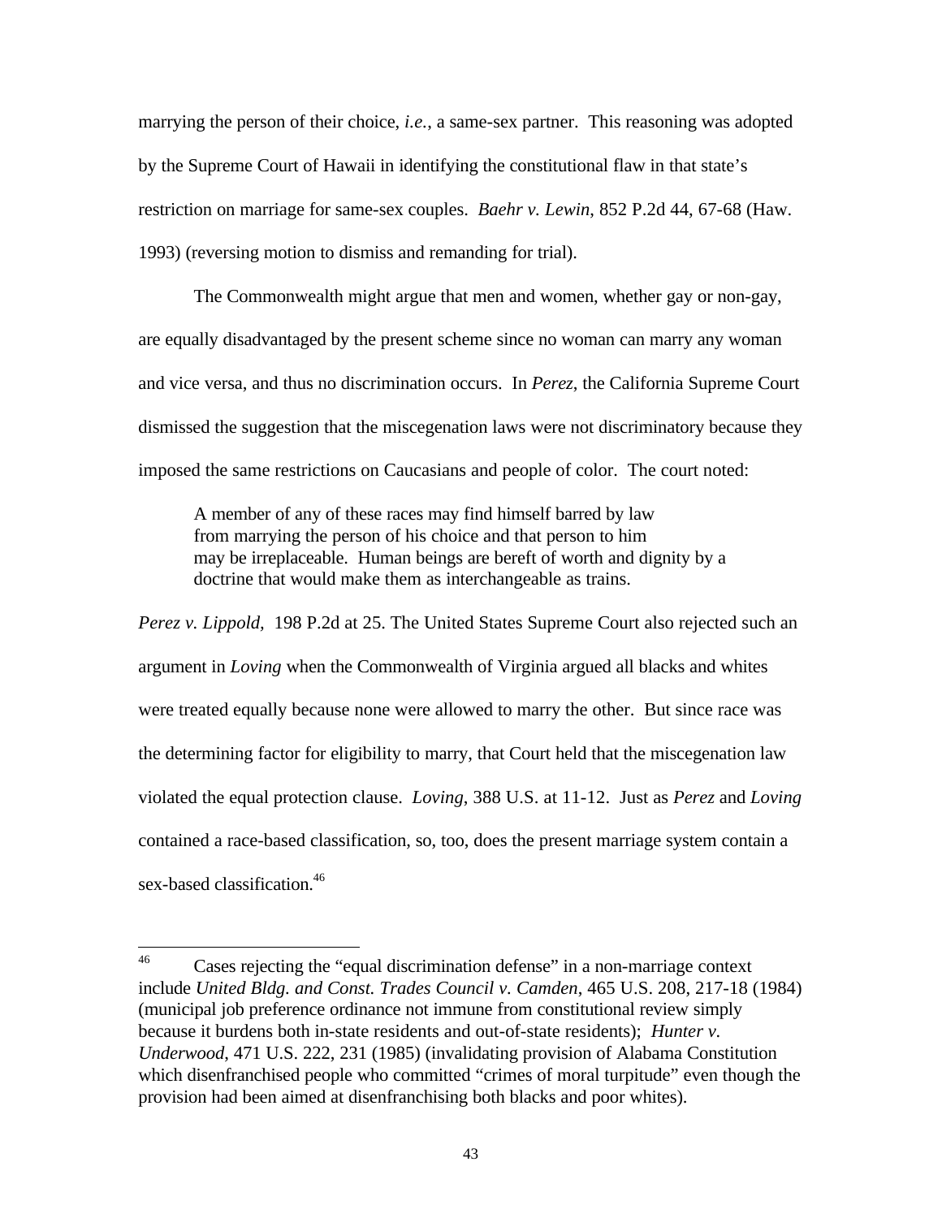marrying the person of their choice, *i.e.*, a same-sex partner. This reasoning was adopted by the Supreme Court of Hawaii in identifying the constitutional flaw in that state's restriction on marriage for same-sex couples. *Baehr v. Lewin*, 852 P.2d 44, 67-68 (Haw. 1993) (reversing motion to dismiss and remanding for trial).

The Commonwealth might argue that men and women, whether gay or non-gay, are equally disadvantaged by the present scheme since no woman can marry any woman and vice versa, and thus no discrimination occurs. In *Perez*, the California Supreme Court dismissed the suggestion that the miscegenation laws were not discriminatory because they imposed the same restrictions on Caucasians and people of color. The court noted:

> A member of any of these races may find himself barred by law from marrying the person of his choice and that person to him may be irreplaceable. Human beings are bereft of worth and dignity by a doctrine that would make them as interchangeable as trains.

*Perez v. Lippold*, 198 P.2d at 25. The United States Supreme Court also rejected such an argument in *Loving* when the Commonwealth of Virginia argued all blacks and whites were treated equally because none were allowed to marry the other. But since race was the determining factor for eligibility to marry, that Court held that the miscegenation law violated the equal protection clause. *Loving*, 388 U.S. at 11-12. Just as *Perez* and *Loving* contained a race-based classification, so, too, does the present marriage system contain a sex-based classification.[46]

---

[46] Cases rejecting the "equal discrimination defense" in a non-marriage context include *United Bldg. and Const. Trades Council v. Camden*, 465 U.S. 208, 217-18 (1984) (municipal job preference ordinance not immune from constitutional review simply because it burdens both in-state residents and out-of-state residents); *Hunter v. Underwood*, 471 U.S. 222, 231 (1985) (invalidating provision of Alabama Constitution which disenfranchised people who committed "crimes of moral turpitude" even though the provision had been aimed at disenfranchising both blacks and poor whites).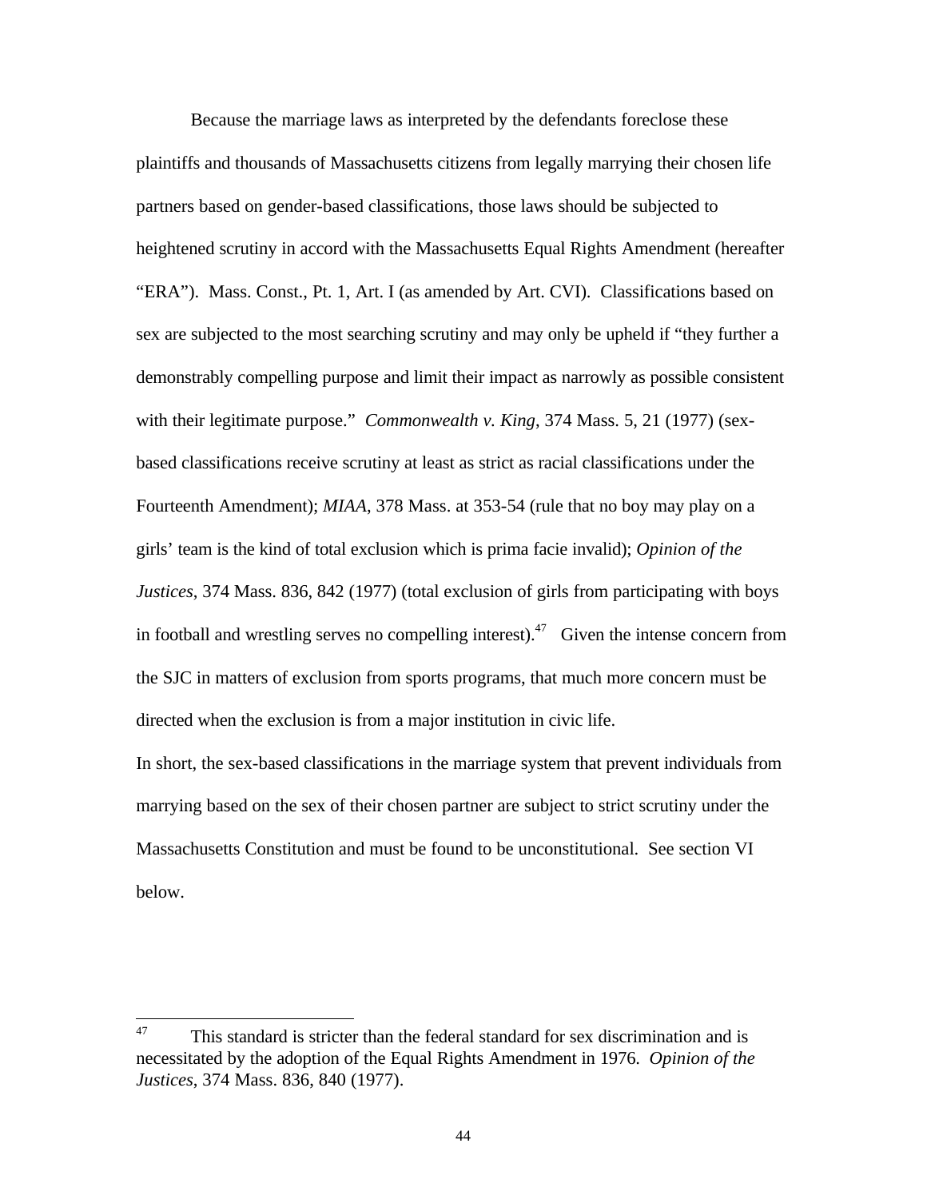Because the marriage laws as interpreted by the defendants foreclose these plaintiffs and thousands of Massachusetts citizens from legally marrying their chosen life partners based on gender-based classifications, those laws should be subjected to heightened scrutiny in accord with the Massachusetts Equal Rights Amendment (hereafter "ERA"). Mass. Const., Pt. 1, Art. I (as amended by Art. CVI). Classifications based on sex are subjected to the most searching scrutiny and may only be upheld if "they further a demonstrably compelling purpose and limit their impact as narrowly as possible consistent with their legitimate purpose." *Commonwealth v. King*, 374 Mass. 5, 21 (1977) (sex-based classifications receive scrutiny at least as strict as racial classifications under the Fourteenth Amendment); *MIAA*, 378 Mass. at 353-54 (rule that no boy may play on a girls' team is the kind of total exclusion which is prima facie invalid); *Opinion of the Justices*, 374 Mass. 836, 842 (1977) (total exclusion of girls from participating with boys in football and wrestling serves no compelling interest).[47] Given the intense concern from the SJC in matters of exclusion from sports programs, that much more concern must be directed when the exclusion is from a major institution in civic life.

In short, the sex-based classifications in the marriage system that prevent individuals from marrying based on the sex of their chosen partner are subject to strict scrutiny under the Massachusetts Constitution and must be found to be unconstitutional. See section VI below.

---

[47] This standard is stricter than the federal standard for sex discrimination and is necessitated by the adoption of the Equal Rights Amendment in 1976. *Opinion of the Justices*, 374 Mass. 836, 840 (1977).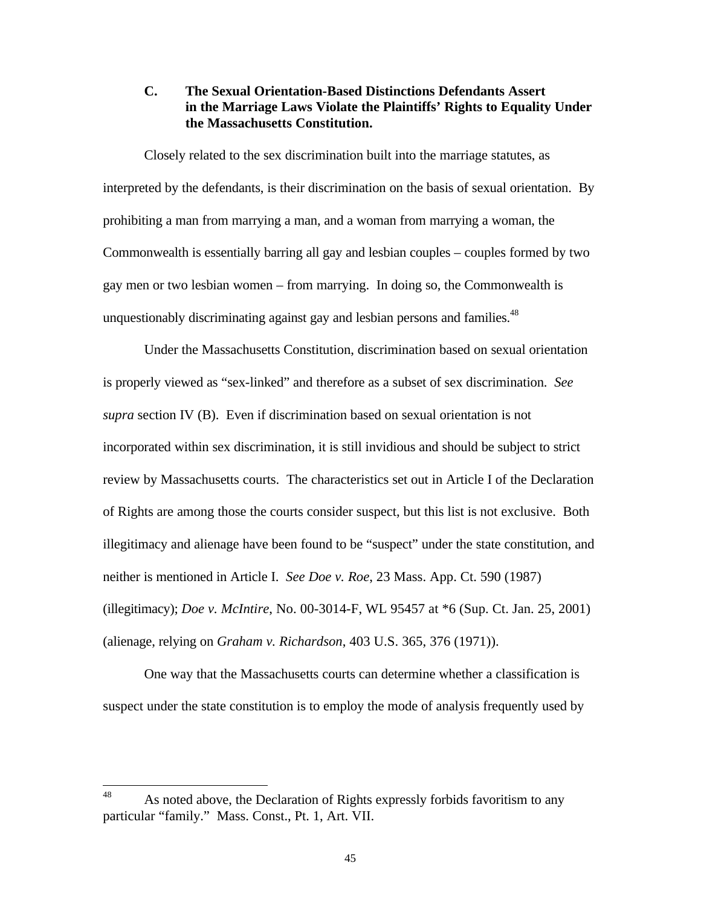### C. The Sexual Orientation-Based Distinctions Defendants Assert in the Marriage Laws Violate the Plaintiffs' Rights to Equality Under the Massachusetts Constitution.

Closely related to the sex discrimination built into the marriage statutes, as interpreted by the defendants, is their discrimination on the basis of sexual orientation. By prohibiting a man from marrying a man, and a woman from marrying a woman, the Commonwealth is essentially barring all gay and lesbian couples – couples formed by two gay men or two lesbian women – from marrying. In doing so, the Commonwealth is unquestionably discriminating against gay and lesbian persons and families.[48]

Under the Massachusetts Constitution, discrimination based on sexual orientation is properly viewed as "sex-linked" and therefore as a subset of sex discrimination. *See supra* section IV (B). Even if discrimination based on sexual orientation is not incorporated within sex discrimination, it is still invidious and should be subject to strict review by Massachusetts courts. The characteristics set out in Article I of the Declaration of Rights are among those the courts consider suspect, but this list is not exclusive. Both illegitimacy and alienage have been found to be "suspect" under the state constitution, and neither is mentioned in Article I. *See Doe v. Roe*, 23 Mass. App. Ct. 590 (1987) (illegitimacy); *Doe v. McIntire*, No. 00-3014-F, WL 95457 at *6 (Sup. Ct. Jan. 25, 2001) (alienage, relying on *Graham v. Richardson*, 403 U.S. 365, 376 (1971)).

One way that the Massachusetts courts can determine whether a classification is suspect under the state constitution is to employ the mode of analysis frequently used by

---

[48] As noted above, the Declaration of Rights expressly forbids favoritism to any particular "family." Mass. Const., Pt. 1, Art. VII.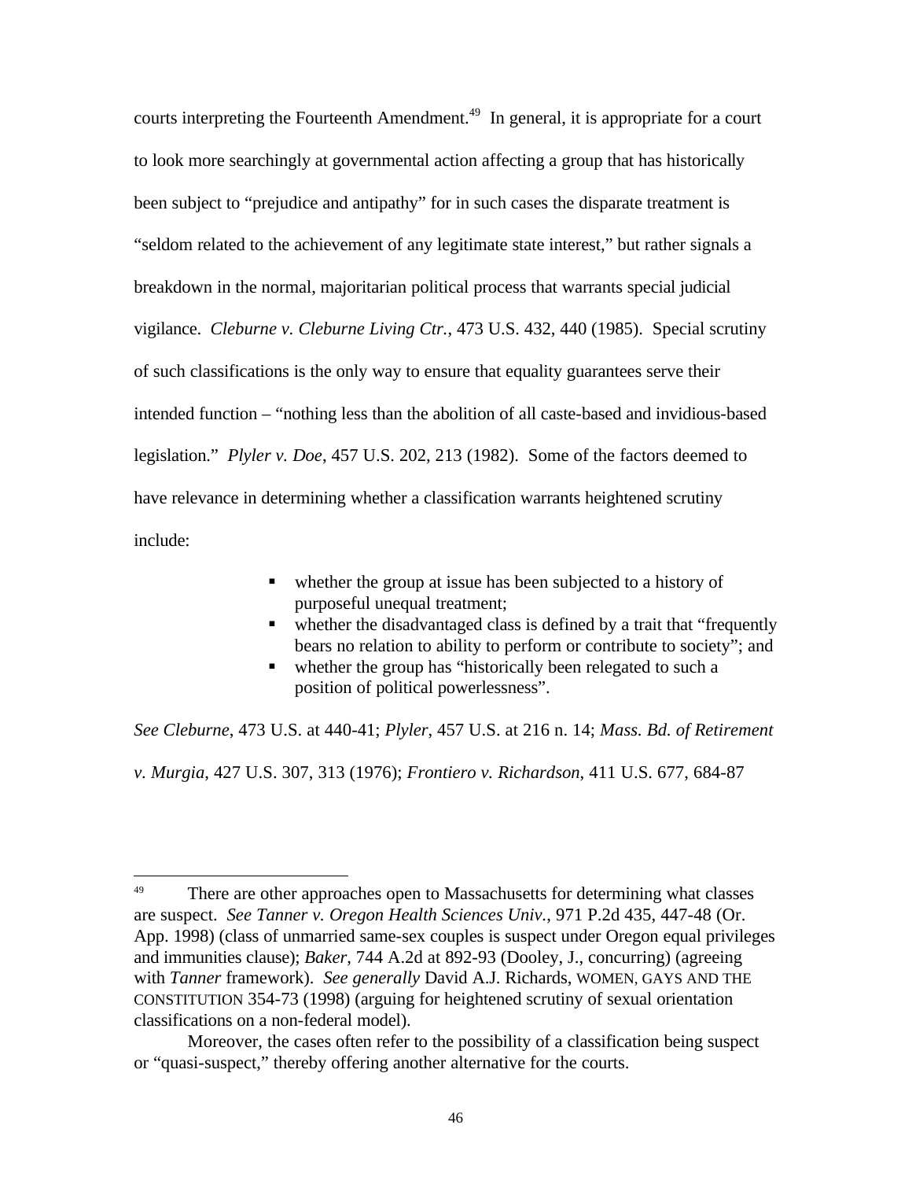courts interpreting the Fourteenth Amendment.[49] In general, it is appropriate for a court to look more searchingly at governmental action affecting a group that has historically been subject to "prejudice and antipathy" for in such cases the disparate treatment is "seldom related to the achievement of any legitimate state interest," but rather signals a breakdown in the normal, majoritarian political process that warrants special judicial vigilance. *Cleburne v. Cleburne Living Ctr.*, 473 U.S. 432, 440 (1985). Special scrutiny of such classifications is the only way to ensure that equality guarantees serve their intended function – "nothing less than the abolition of all caste-based and invidious-based legislation." *Plyler v. Doe*, 457 U.S. 202, 213 (1982). Some of the factors deemed to have relevance in determining whether a classification warrants heightened scrutiny include:

- whether the group at issue has been subjected to a history of purposeful unequal treatment;
- whether the disadvantaged class is defined by a trait that "frequently bears no relation to ability to perform or contribute to society"; and
- whether the group has "historically been relegated to such a position of political powerlessness".

*See Cleburne*, 473 U.S. at 440-41; *Plyler*, 457 U.S. at 216 n. 14; *Mass. Bd. of Retirement v. Murgia*, 427 U.S. 307, 313 (1976); *Frontiero v. Richardson*, 411 U.S. 677, 684-87

---

[49] There are other approaches open to Massachusetts for determining what classes are suspect. *See Tanner v. Oregon Health Sciences Univ.*, 971 P.2d 435, 447-48 (Or. App. 1998) (class of unmarried same-sex couples is suspect under Oregon equal privileges and immunities clause); *Baker*, 744 A.2d at 892-93 (Dooley, J., concurring) (agreeing with *Tanner* framework). *See generally* David A.J. Richards, WOMEN, GAYS AND THE CONSTITUTION 354-73 (1998) (arguing for heightened scrutiny of sexual orientation classifications on a non-federal model).

Moreover, the cases often refer to the possibility of a classification being suspect or "quasi-suspect," thereby offering another alternative for the courts.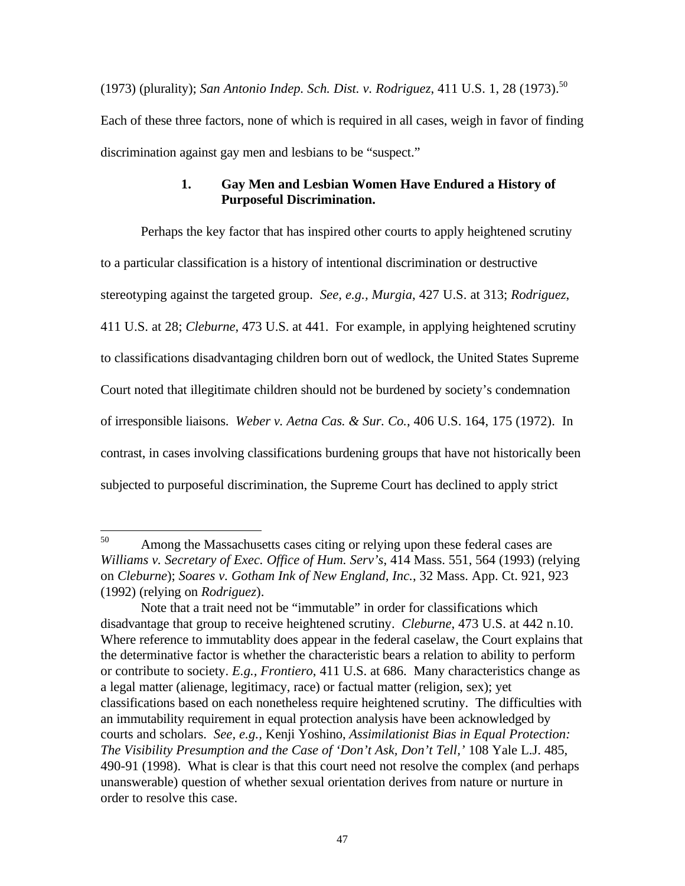(1973) (plurality); *San Antonio Indep. Sch. Dist. v. Rodriguez*, 411 U.S. 1, 28 (1973).[50] Each of these three factors, none of which is required in all cases, weigh in favor of finding discrimination against gay men and lesbians to be "suspect."

### 1. Gay Men and Lesbian Women Have Endured a History of Purposeful Discrimination.

Perhaps the key factor that has inspired other courts to apply heightened scrutiny to a particular classification is a history of intentional discrimination or destructive stereotyping against the targeted group. *See, e.g., Murgia*, 427 U.S. at 313; *Rodriguez*, 411 U.S. at 28; *Cleburne*, 473 U.S. at 441. For example, in applying heightened scrutiny to classifications disadvantaging children born out of wedlock, the United States Supreme Court noted that illegitimate children should not be burdened by society's condemnation of irresponsible liaisons. *Weber v. Aetna Cas. & Sur. Co.*, 406 U.S. 164, 175 (1972). In contrast, in cases involving classifications burdening groups that have not historically been subjected to purposeful discrimination, the Supreme Court has declined to apply strict

---

[50] Among the Massachusetts cases citing or relying upon these federal cases are *Williams v. Secretary of Exec. Office of Hum. Serv's*, 414 Mass. 551, 564 (1993) (relying on *Cleburne*); *Soares v. Gotham Ink of New England, Inc.*, 32 Mass. App. Ct. 921, 923 (1992) (relying on *Rodriguez*).

Note that a trait need not be "immutable" in order for classifications which disadvantage that group to receive heightened scrutiny. *Cleburne*, 473 U.S. at 442 n.10. Where reference to immutablity does appear in the federal caselaw, the Court explains that the determinative factor is whether the characteristic bears a relation to ability to perform or contribute to society. *E.g., Frontiero*, 411 U.S. at 686. Many characteristics change as a legal matter (alienage, legitimacy, race) or factual matter (religion, sex); yet classifications based on each nonetheless require heightened scrutiny. The difficulties with an immutability requirement in equal protection analysis have been acknowledged by courts and scholars. *See, e.g.,* Kenji Yoshino, *Assimilationist Bias in Equal Protection: The Visibility Presumption and the Case of 'Don't Ask, Don't Tell,'* 108 Yale L.J. 485, 490-91 (1998). What is clear is that this court need not resolve the complex (and perhaps unanswerable) question of whether sexual orientation derives from nature or nurture in order to resolve this case.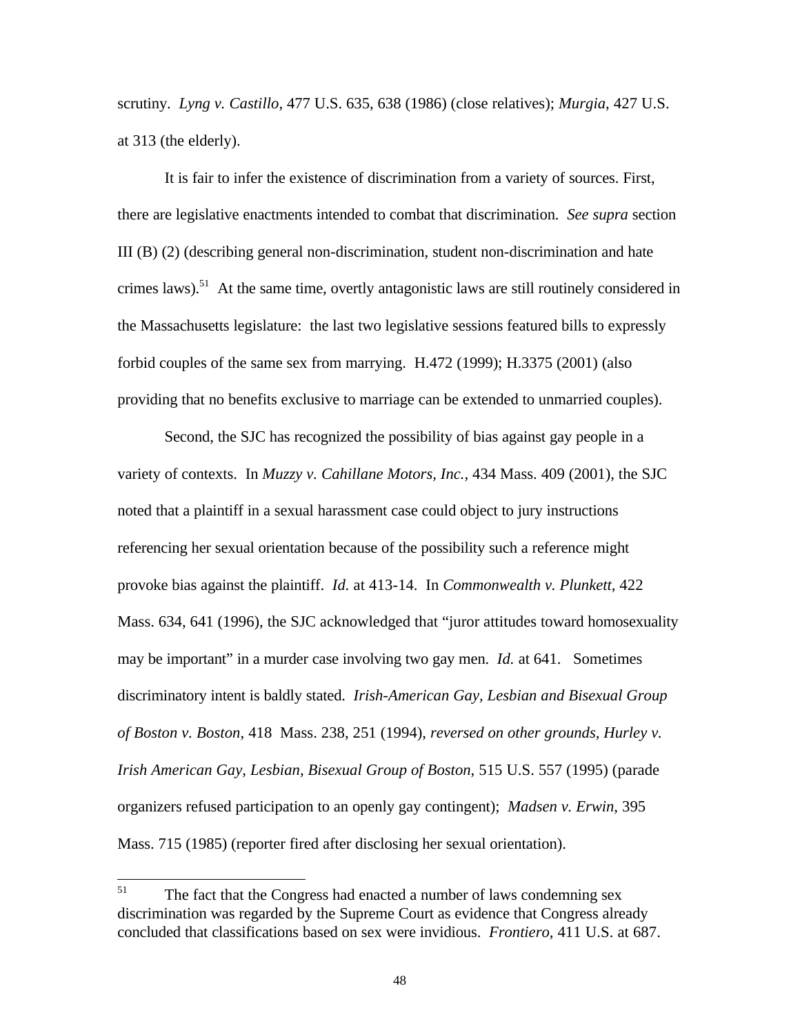scrutiny. *Lyng v. Castillo*, 477 U.S. 635, 638 (1986) (close relatives); *Murgia*, 427 U.S. at 313 (the elderly).

It is fair to infer the existence of discrimination from a variety of sources. First, there are legislative enactments intended to combat that discrimination. *See supra* section III (B) (2) (describing general non-discrimination, student non-discrimination and hate crimes laws).[51] At the same time, overtly antagonistic laws are still routinely considered in the Massachusetts legislature: the last two legislative sessions featured bills to expressly forbid couples of the same sex from marrying. H.472 (1999); H.3375 (2001) (also providing that no benefits exclusive to marriage can be extended to unmarried couples).

Second, the SJC has recognized the possibility of bias against gay people in a variety of contexts. In *Muzzy v. Cahillane Motors, Inc.*, 434 Mass. 409 (2001), the SJC noted that a plaintiff in a sexual harassment case could object to jury instructions referencing her sexual orientation because of the possibility such a reference might provoke bias against the plaintiff. *Id.* at 413-14. In *Commonwealth v. Plunkett*, 422 Mass. 634, 641 (1996), the SJC acknowledged that "juror attitudes toward homosexuality may be important" in a murder case involving two gay men. *Id.* at 641. Sometimes discriminatory intent is baldly stated. *Irish-American Gay, Lesbian and Bisexual Group of Boston v. Boston*, 418 Mass. 238, 251 (1994), *reversed on other grounds*, *Hurley v. Irish American Gay, Lesbian, Bisexual Group of Boston*, 515 U.S. 557 (1995) (parade organizers refused participation to an openly gay contingent); *Madsen v. Erwin*, 395 Mass. 715 (1985) (reporter fired after disclosing her sexual orientation).

---

[51] The fact that the Congress had enacted a number of laws condemning sex discrimination was regarded by the Supreme Court as evidence that Congress already concluded that classifications based on sex were invidious. *Frontiero*, 411 U.S. at 687.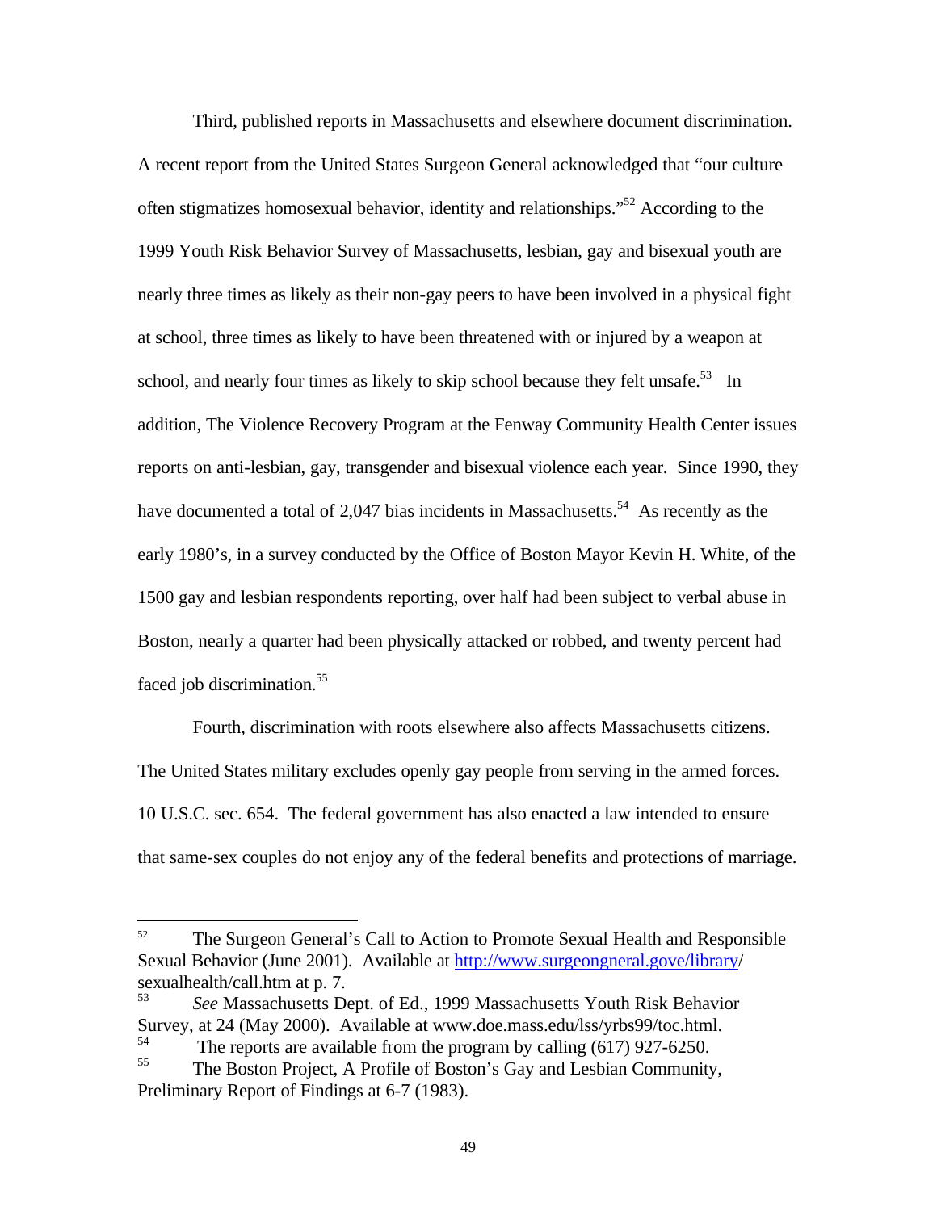Third, published reports in Massachusetts and elsewhere document discrimination. A recent report from the United States Surgeon General acknowledged that "our culture often stigmatizes homosexual behavior, identity and relationships."[52] According to the 1999 Youth Risk Behavior Survey of Massachusetts, lesbian, gay and bisexual youth are nearly three times as likely as their non-gay peers to have been involved in a physical fight at school, three times as likely to have been threatened with or injured by a weapon at school, and nearly four times as likely to skip school because they felt unsafe.[53] In addition, The Violence Recovery Program at the Fenway Community Health Center issues reports on anti-lesbian, gay, transgender and bisexual violence each year. Since 1990, they have documented a total of 2,047 bias incidents in Massachusetts.[54] As recently as the early 1980's, in a survey conducted by the Office of Boston Mayor Kevin H. White, of the 1500 gay and lesbian respondents reporting, over half had been subject to verbal abuse in Boston, nearly a quarter had been physically attacked or robbed, and twenty percent had faced job discrimination.[55]

Fourth, discrimination with roots elsewhere also affects Massachusetts citizens. The United States military excludes openly gay people from serving in the armed forces. 10 U.S.C. sec. 654. The federal government has also enacted a law intended to ensure that same-sex couples do not enjoy any of the federal benefits and protections of marriage.

---

[52] The Surgeon General's Call to Action to Promote Sexual Health and Responsible Sexual Behavior (June 2001). Available at http://www.surgeongneral.gove/library/sexualhealth/call.htm at p. 7.

[53] *See* Massachusetts Dept. of Ed., 1999 Massachusetts Youth Risk Behavior Survey, at 24 (May 2000). Available at www.doe.mass.edu/lss/yrbs99/toc.html.

[54] The reports are available from the program by calling (617) 927-6250.

[55] The Boston Project, A Profile of Boston's Gay and Lesbian Community, Preliminary Report of Findings at 6-7 (1983).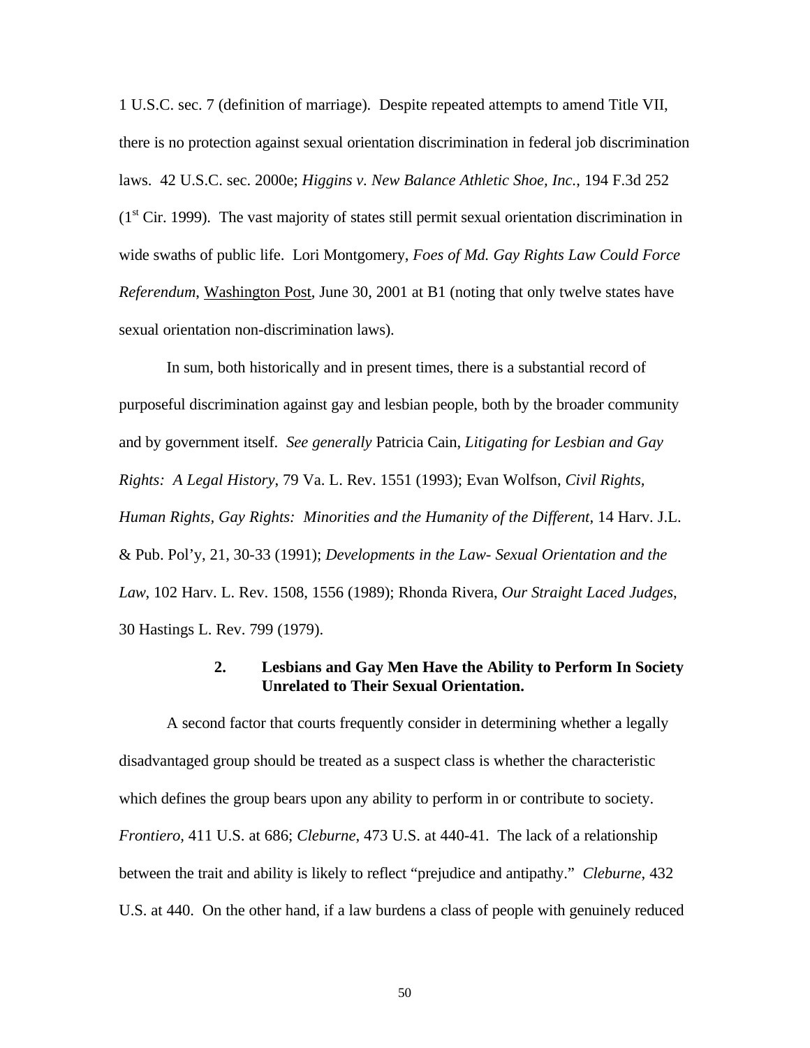1 U.S.C. sec. 7 (definition of marriage). Despite repeated attempts to amend Title VII, there is no protection against sexual orientation discrimination in federal job discrimination laws. 42 U.S.C. sec. 2000e; *Higgins v. New Balance Athletic Shoe, Inc.*, 194 F.3d 252 (1st Cir. 1999). The vast majority of states still permit sexual orientation discrimination in wide swaths of public life. Lori Montgomery, *Foes of Md. Gay Rights Law Could Force Referendum*, Washington Post, June 30, 2001 at B1 (noting that only twelve states have sexual orientation non-discrimination laws).

In sum, both historically and in present times, there is a substantial record of purposeful discrimination against gay and lesbian people, both by the broader community and by government itself. *See generally* Patricia Cain, *Litigating for Lesbian and Gay Rights: A Legal History*, 79 Va. L. Rev. 1551 (1993); Evan Wolfson, *Civil Rights, Human Rights, Gay Rights: Minorities and the Humanity of the Different*, 14 Harv. J.L. & Pub. Pol'y, 21, 30-33 (1991); *Developments in the Law- Sexual Orientation and the Law*, 102 Harv. L. Rev. 1508, 1556 (1989); Rhonda Rivera, *Our Straight Laced Judges*, 30 Hastings L. Rev. 799 (1979).

### 2. Lesbians and Gay Men Have the Ability to Perform In Society Unrelated to Their Sexual Orientation.

A second factor that courts frequently consider in determining whether a legally disadvantaged group should be treated as a suspect class is whether the characteristic which defines the group bears upon any ability to perform in or contribute to society. *Frontiero*, 411 U.S. at 686; *Cleburne*, 473 U.S. at 440-41. The lack of a relationship between the trait and ability is likely to reflect "prejudice and antipathy." *Cleburne*, 432 U.S. at 440. On the other hand, if a law burdens a class of people with genuinely reduced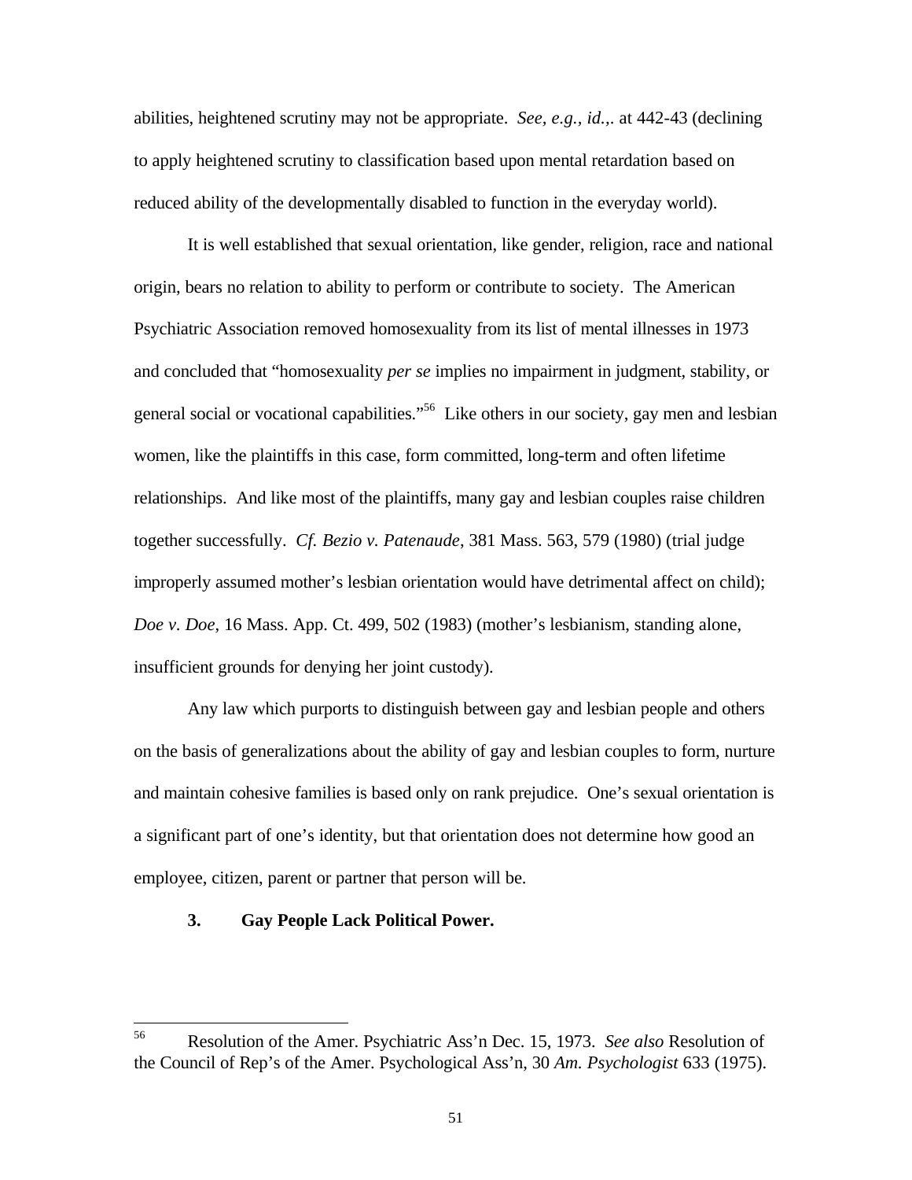abilities, heightened scrutiny may not be appropriate. *See, e.g.*, *id.*,. at 442-43 (declining to apply heightened scrutiny to classification based upon mental retardation based on reduced ability of the developmentally disabled to function in the everyday world).

It is well established that sexual orientation, like gender, religion, race and national origin, bears no relation to ability to perform or contribute to society. The American Psychiatric Association removed homosexuality from its list of mental illnesses in 1973 and concluded that "homosexuality *per se* implies no impairment in judgment, stability, or general social or vocational capabilities."[56] Like others in our society, gay men and lesbian women, like the plaintiffs in this case, form committed, long-term and often lifetime relationships. And like most of the plaintiffs, many gay and lesbian couples raise children together successfully. *Cf. Bezio v. Patenaude*, 381 Mass. 563, 579 (1980) (trial judge improperly assumed mother's lesbian orientation would have detrimental affect on child); *Doe v. Doe*, 16 Mass. App. Ct. 499, 502 (1983) (mother's lesbianism, standing alone, insufficient grounds for denying her joint custody).

Any law which purports to distinguish between gay and lesbian people and others on the basis of generalizations about the ability of gay and lesbian couples to form, nurture and maintain cohesive families is based only on rank prejudice. One's sexual orientation is a significant part of one's identity, but that orientation does not determine how good an employee, citizen, parent or partner that person will be.

**3. Gay People Lack Political Power.**

---

[56] Resolution of the Amer. Psychiatric Ass'n Dec. 15, 1973. *See also* Resolution of the Council of Rep's of the Amer. Psychological Ass'n, 30 *Am. Psychologist* 633 (1975).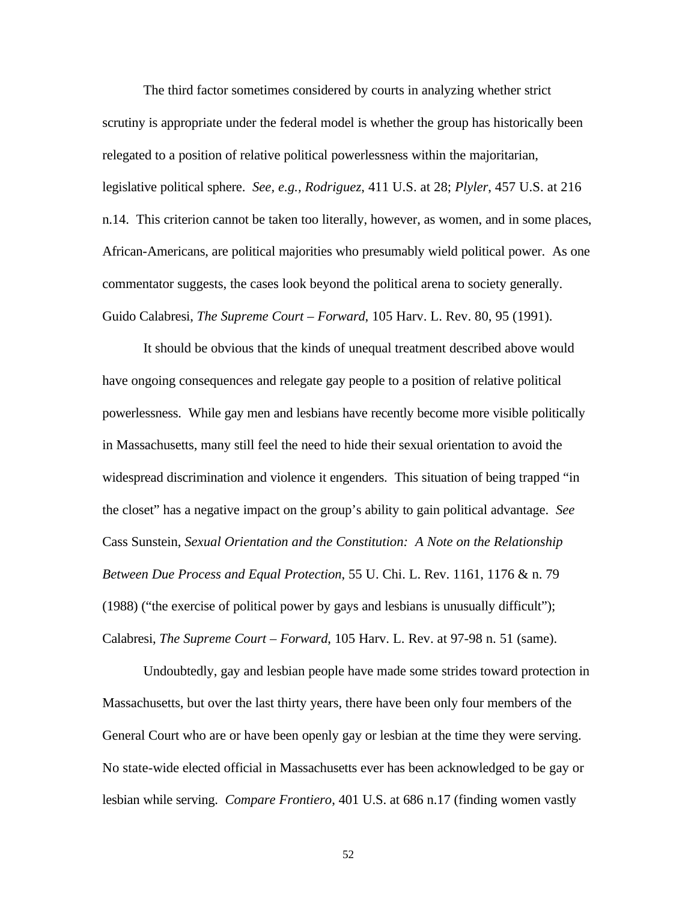The third factor sometimes considered by courts in analyzing whether strict scrutiny is appropriate under the federal model is whether the group has historically been relegated to a position of relative political powerlessness within the majoritarian, legislative political sphere. *See, e.g.*, *Rodriguez*, 411 U.S. at 28; *Plyler*, 457 U.S. at 216 n.14. This criterion cannot be taken too literally, however, as women, and in some places, African-Americans, are political majorities who presumably wield political power. As one commentator suggests, the cases look beyond the political arena to society generally. Guido Calabresi, *The Supreme Court – Forward*, 105 Harv. L. Rev. 80, 95 (1991).

It should be obvious that the kinds of unequal treatment described above would have ongoing consequences and relegate gay people to a position of relative political powerlessness. While gay men and lesbians have recently become more visible politically in Massachusetts, many still feel the need to hide their sexual orientation to avoid the widespread discrimination and violence it engenders. This situation of being trapped "in the closet" has a negative impact on the group's ability to gain political advantage. *See* Cass Sunstein, *Sexual Orientation and the Constitution: A Note on the Relationship Between Due Process and Equal Protection*, 55 U. Chi. L. Rev. 1161, 1176 & n. 79 (1988) ("the exercise of political power by gays and lesbians is unusually difficult"); Calabresi, *The Supreme Court – Forward*, 105 Harv. L. Rev. at 97-98 n. 51 (same).

Undoubtedly, gay and lesbian people have made some strides toward protection in Massachusetts, but over the last thirty years, there have been only four members of the General Court who are or have been openly gay or lesbian at the time they were serving. No state-wide elected official in Massachusetts ever has been acknowledged to be gay or lesbian while serving. *Compare Frontiero*, 401 U.S. at 686 n.17 (finding women vastly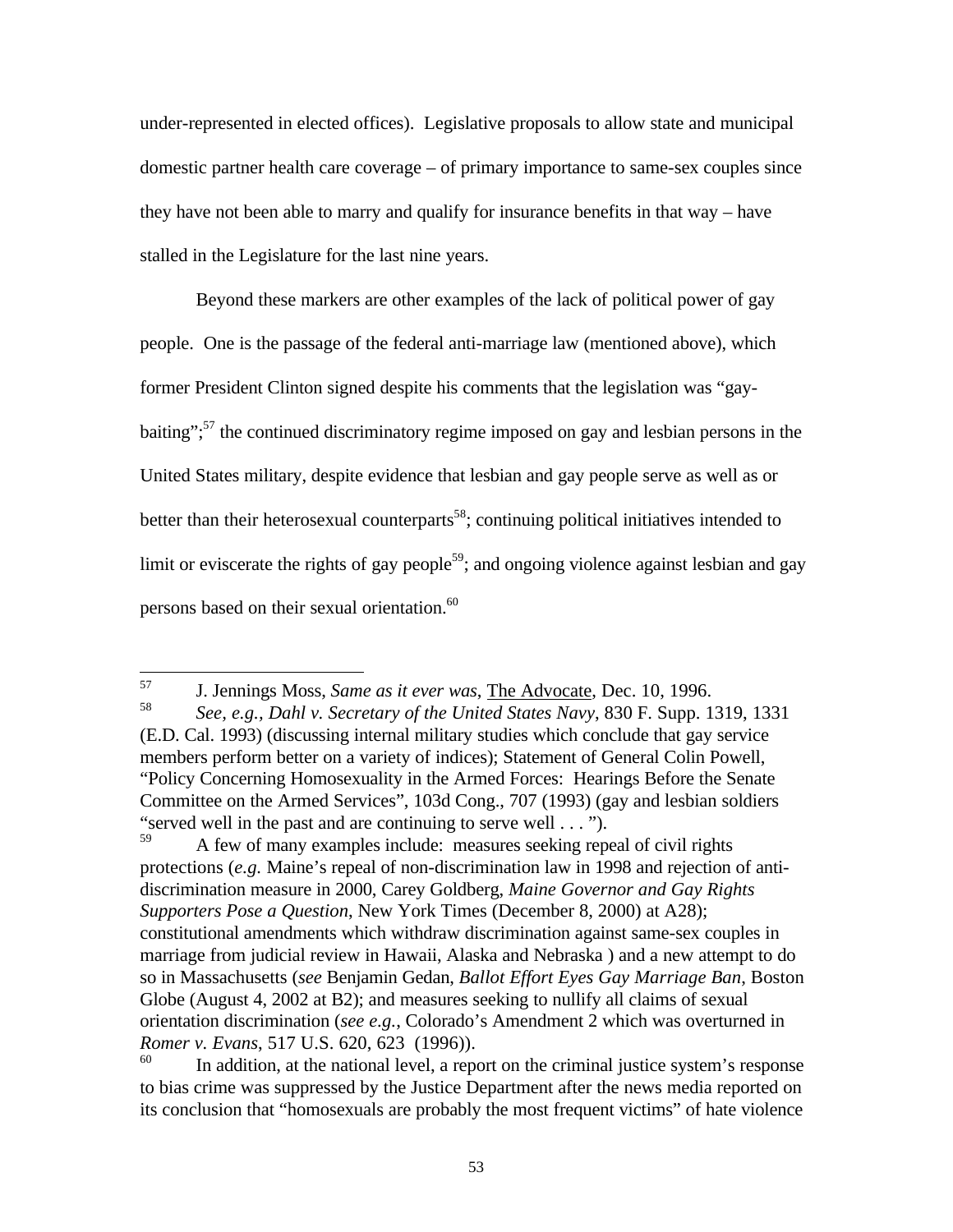under-represented in elected offices). Legislative proposals to allow state and municipal domestic partner health care coverage – of primary importance to same-sex couples since they have not been able to marry and qualify for insurance benefits in that way – have stalled in the Legislature for the last nine years.

Beyond these markers are other examples of the lack of political power of gay people. One is the passage of the federal anti-marriage law (mentioned above), which former President Clinton signed despite his comments that the legislation was "gay-baiting";[57] the continued discriminatory regime imposed on gay and lesbian persons in the United States military, despite evidence that lesbian and gay people serve as well as or better than their heterosexual counterparts[58]; continuing political initiatives intended to limit or eviscerate the rights of gay people[59]; and ongoing violence against lesbian and gay persons based on their sexual orientation.[60]

---

[57] J. Jennings Moss, *Same as it ever was*, The Advocate, Dec. 10, 1996.

[58] *See, e.g., Dahl v. Secretary of the United States Navy*, 830 F. Supp. 1319, 1331 (E.D. Cal. 1993) (discussing internal military studies which conclude that gay service members perform better on a variety of indices); Statement of General Colin Powell, "Policy Concerning Homosexuality in the Armed Forces: Hearings Before the Senate Committee on the Armed Services", 103d Cong., 707 (1993) (gay and lesbian soldiers "served well in the past and are continuing to serve well . . . ").

[59] A few of many examples include: measures seeking repeal of civil rights protections (*e.g.* Maine's repeal of non-discrimination law in 1998 and rejection of anti-discrimination measure in 2000, Carey Goldberg, *Maine Governor and Gay Rights Supporters Pose a Question*, New York Times (December 8, 2000) at A28); constitutional amendments which withdraw discrimination against same-sex couples in marriage from judicial review in Hawaii, Alaska and Nebraska ) and a new attempt to do so in Massachusetts (*see* Benjamin Gedan, *Ballot Effort Eyes Gay Marriage Ban*, Boston Globe (August 4, 2002 at B2); and measures seeking to nullify all claims of sexual orientation discrimination (*see e.g.,* Colorado's Amendment 2 which was overturned in *Romer v. Evans*, 517 U.S. 620, 623 (1996)).

[60] In addition, at the national level, a report on the criminal justice system's response to bias crime was suppressed by the Justice Department after the news media reported on its conclusion that "homosexuals are probably the most frequent victims" of hate violence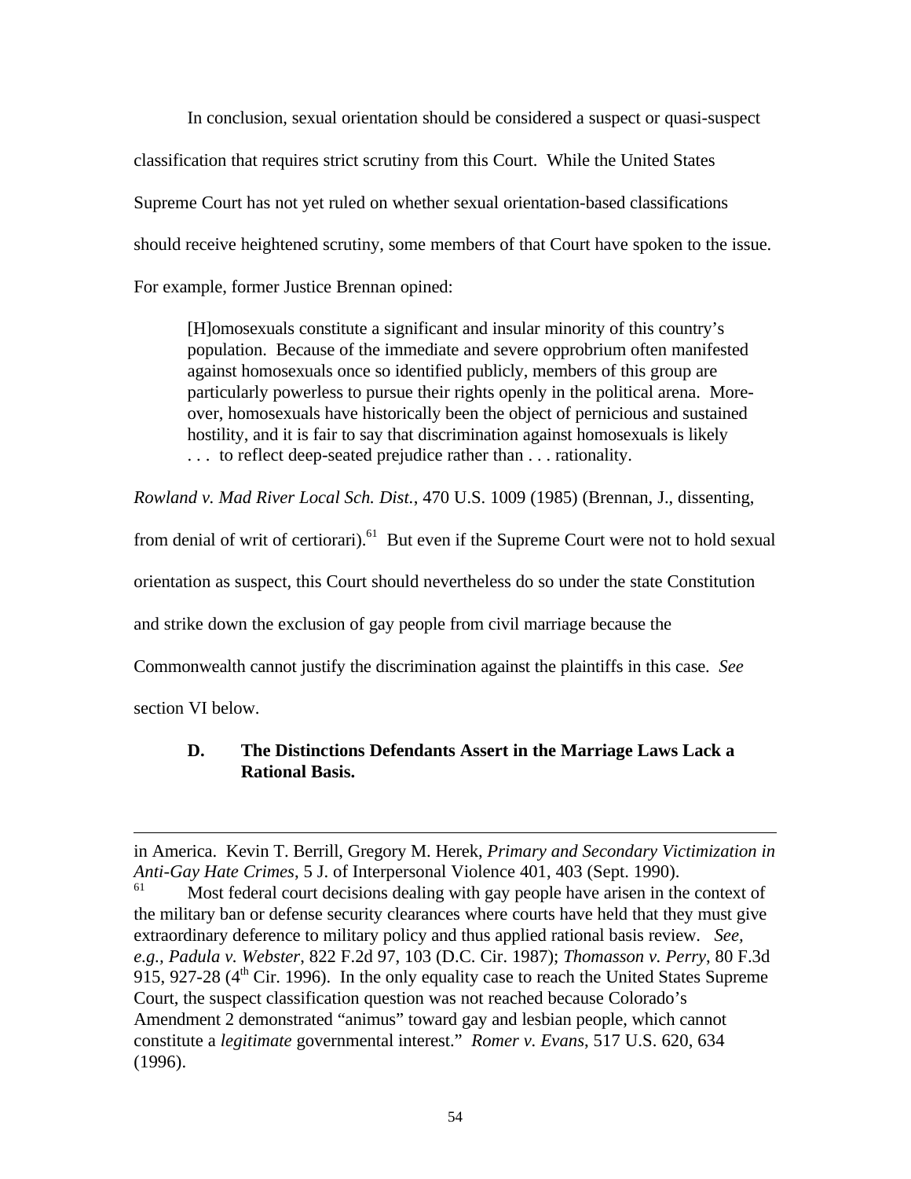In conclusion, sexual orientation should be considered a suspect or quasi-suspect classification that requires strict scrutiny from this Court. While the United States Supreme Court has not yet ruled on whether sexual orientation-based classifications should receive heightened scrutiny, some members of that Court have spoken to the issue. For example, former Justice Brennan opined:

> [H]omosexuals constitute a significant and insular minority of this country's population. Because of the immediate and severe opprobrium often manifested against homosexuals once so identified publicly, members of this group are particularly powerless to pursue their rights openly in the political arena. Moreover, homosexuals have historically been the object of pernicious and sustained hostility, and it is fair to say that discrimination against homosexuals is likely . . . to reflect deep-seated prejudice rather than . . . rationality.

*Rowland v. Mad River Local Sch. Dist.*, 470 U.S. 1009 (1985) (Brennan, J., dissenting, from denial of writ of certiorari).[61] But even if the Supreme Court were not to hold sexual orientation as suspect, this Court should nevertheless do so under the state Constitution and strike down the exclusion of gay people from civil marriage because the Commonwealth cannot justify the discrimination against the plaintiffs in this case. *See* section VI below.

### D. The Distinctions Defendants Assert in the Marriage Laws Lack a Rational Basis.

---

in America. Kevin T. Berrill, Gregory M. Herek, *Primary and Secondary Victimization in Anti-Gay Hate Crimes*, 5 J. of Interpersonal Violence 401, 403 (Sept. 1990).

[61] Most federal court decisions dealing with gay people have arisen in the context of the military ban or defense security clearances where courts have held that they must give extraordinary deference to military policy and thus applied rational basis review. *See, e.g.*, *Padula v. Webster*, 822 F.2d 97, 103 (D.C. Cir. 1987); *Thomasson v. Perry*, 80 F.3d 915, 927-28 (4th Cir. 1996). In the only equality case to reach the United States Supreme Court, the suspect classification question was not reached because Colorado's Amendment 2 demonstrated "animus" toward gay and lesbian people, which cannot constitute a *legitimate* governmental interest." *Romer v. Evans*, 517 U.S. 620, 634 (1996).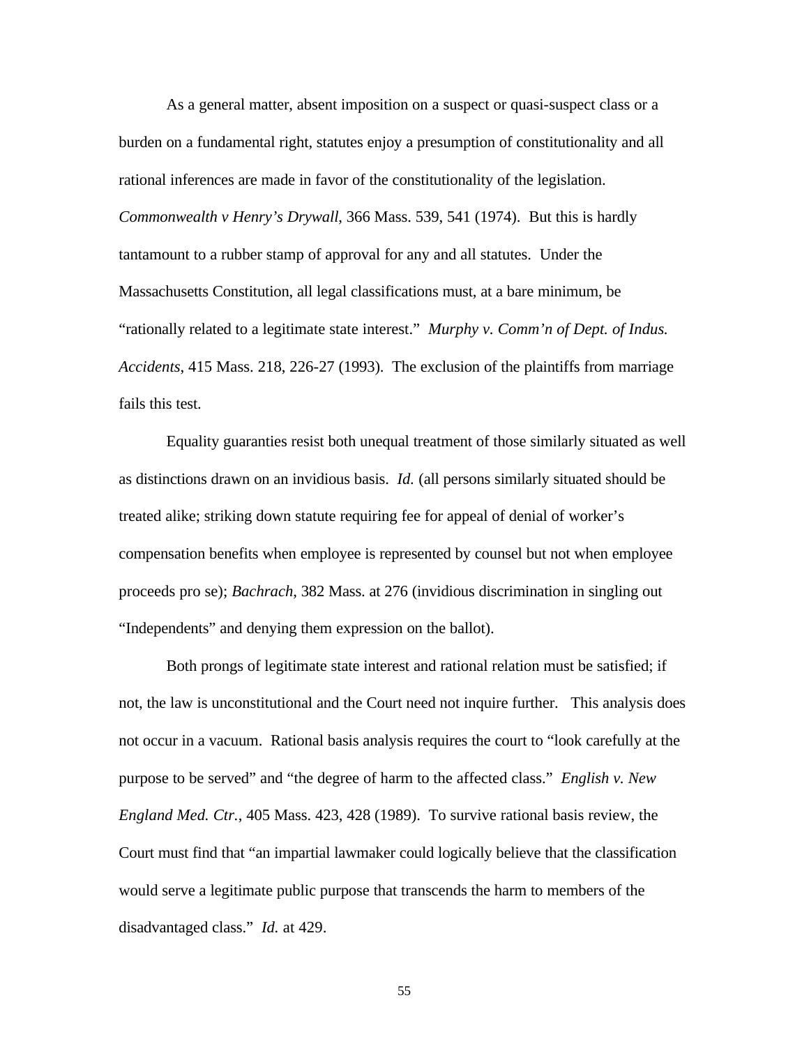As a general matter, absent imposition on a suspect or quasi-suspect class or a burden on a fundamental right, statutes enjoy a presumption of constitutionality and all rational inferences are made in favor of the constitutionality of the legislation. *Commonwealth v Henry's Drywall*, 366 Mass. 539, 541 (1974). But this is hardly tantamount to a rubber stamp of approval for any and all statutes. Under the Massachusetts Constitution, all legal classifications must, at a bare minimum, be "rationally related to a legitimate state interest." *Murphy v. Comm'n of Dept. of Indus. Accidents*, 415 Mass. 218, 226-27 (1993). The exclusion of the plaintiffs from marriage fails this test.

Equality guaranties resist both unequal treatment of those similarly situated as well as distinctions drawn on an invidious basis. *Id.* (all persons similarly situated should be treated alike; striking down statute requiring fee for appeal of denial of worker's compensation benefits when employee is represented by counsel but not when employee proceeds pro se); *Bachrach*, 382 Mass. at 276 (invidious discrimination in singling out "Independents" and denying them expression on the ballot).

Both prongs of legitimate state interest and rational relation must be satisfied; if not, the law is unconstitutional and the Court need not inquire further. This analysis does not occur in a vacuum. Rational basis analysis requires the court to "look carefully at the purpose to be served" and "the degree of harm to the affected class." *English v. New England Med. Ctr.*, 405 Mass. 423, 428 (1989). To survive rational basis review, the Court must find that "an impartial lawmaker could logically believe that the classification would serve a legitimate public purpose that transcends the harm to members of the disadvantaged class." *Id.* at 429.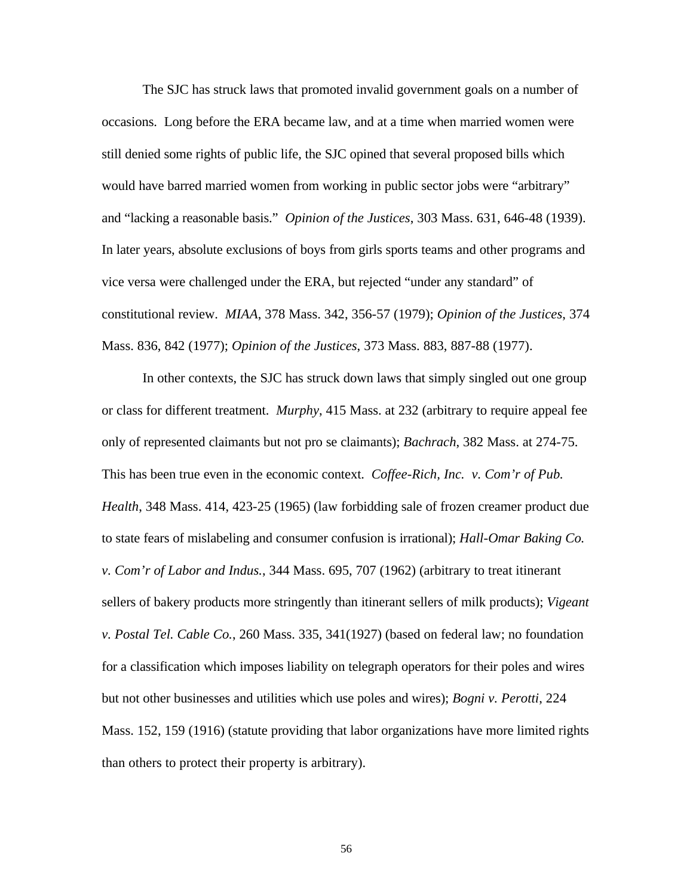The SJC has struck laws that promoted invalid government goals on a number of occasions. Long before the ERA became law, and at a time when married women were still denied some rights of public life, the SJC opined that several proposed bills which would have barred married women from working in public sector jobs were "arbitrary" and "lacking a reasonable basis." *Opinion of the Justices*, 303 Mass. 631, 646-48 (1939). In later years, absolute exclusions of boys from girls sports teams and other programs and vice versa were challenged under the ERA, but rejected "under any standard" of constitutional review. *MIAA*, 378 Mass. 342, 356-57 (1979); *Opinion of the Justices*, 374 Mass. 836, 842 (1977); *Opinion of the Justices*, 373 Mass. 883, 887-88 (1977).

In other contexts, the SJC has struck down laws that simply singled out one group or class for different treatment. *Murphy*, 415 Mass. at 232 (arbitrary to require appeal fee only of represented claimants but not pro se claimants); *Bachrach*, 382 Mass. at 274-75. This has been true even in the economic context. *Coffee-Rich, Inc. v. Com'r of Pub. Health*, 348 Mass. 414, 423-25 (1965) (law forbidding sale of frozen creamer product due to state fears of mislabeling and consumer confusion is irrational); *Hall-Omar Baking Co. v. Com'r of Labor and Indus.*, 344 Mass. 695, 707 (1962) (arbitrary to treat itinerant sellers of bakery products more stringently than itinerant sellers of milk products); *Vigeant v. Postal Tel. Cable Co.*, 260 Mass. 335, 341(1927) (based on federal law; no foundation for a classification which imposes liability on telegraph operators for their poles and wires but not other businesses and utilities which use poles and wires); *Bogni v. Perotti*, 224 Mass. 152, 159 (1916) (statute providing that labor organizations have more limited rights than others to protect their property is arbitrary).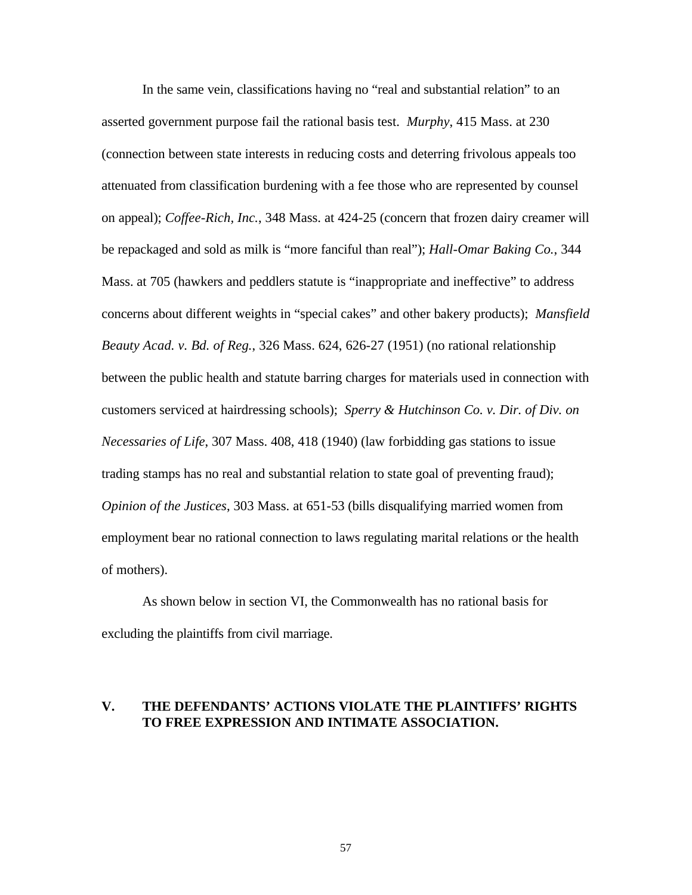In the same vein, classifications having no "real and substantial relation" to an asserted government purpose fail the rational basis test. *Murphy*, 415 Mass. at 230 (connection between state interests in reducing costs and deterring frivolous appeals too attenuated from classification burdening with a fee those who are represented by counsel on appeal); *Coffee-Rich, Inc.*, 348 Mass. at 424-25 (concern that frozen dairy creamer will be repackaged and sold as milk is "more fanciful than real"); *Hall-Omar Baking Co.*, 344 Mass. at 705 (hawkers and peddlers statute is "inappropriate and ineffective" to address concerns about different weights in "special cakes" and other bakery products); *Mansfield Beauty Acad. v. Bd. of Reg.*, 326 Mass. 624, 626-27 (1951) (no rational relationship between the public health and statute barring charges for materials used in connection with customers serviced at hairdressing schools); *Sperry & Hutchinson Co. v. Dir. of Div. on Necessaries of Life*, 307 Mass. 408, 418 (1940) (law forbidding gas stations to issue trading stamps has no real and substantial relation to state goal of preventing fraud); *Opinion of the Justices*, 303 Mass. at 651-53 (bills disqualifying married women from employment bear no rational connection to laws regulating marital relations or the health of mothers).

As shown below in section VI, the Commonwealth has no rational basis for excluding the plaintiffs from civil marriage.

## V. THE DEFENDANTS' ACTIONS VIOLATE THE PLAINTIFFS' RIGHTS TO FREE EXPRESSION AND INTIMATE ASSOCIATION.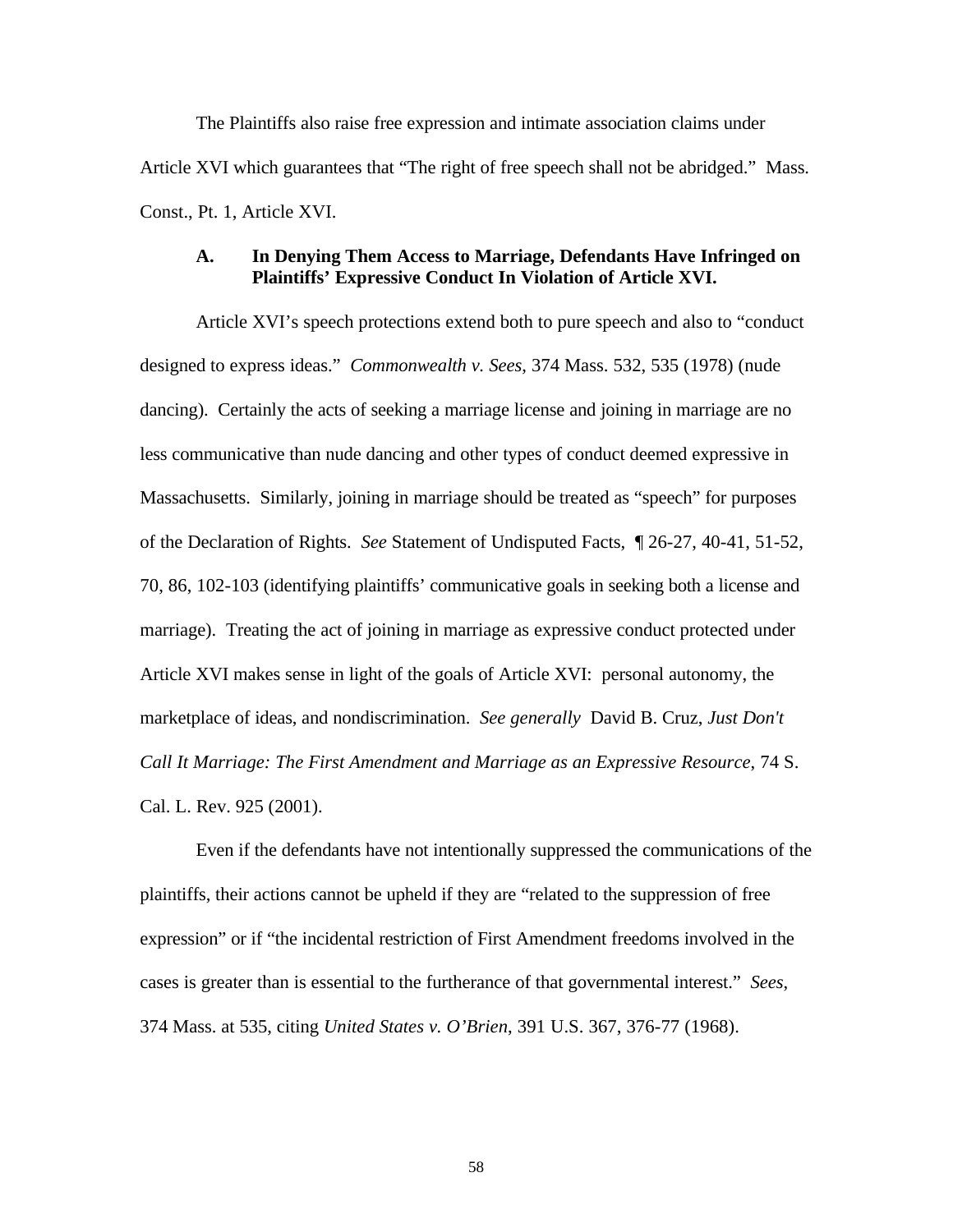The Plaintiffs also raise free expression and intimate association claims under Article XVI which guarantees that "The right of free speech shall not be abridged." Mass. Const., Pt. 1, Article XVI.

### A. In Denying Them Access to Marriage, Defendants Have Infringed on Plaintiffs' Expressive Conduct In Violation of Article XVI.

Article XVI's speech protections extend both to pure speech and also to "conduct designed to express ideas." *Commonwealth v. Sees*, 374 Mass. 532, 535 (1978) (nude dancing). Certainly the acts of seeking a marriage license and joining in marriage are no less communicative than nude dancing and other types of conduct deemed expressive in Massachusetts. Similarly, joining in marriage should be treated as "speech" for purposes of the Declaration of Rights. *See* Statement of Undisputed Facts, ¶ 26-27, 40-41, 51-52, 70, 86, 102-103 (identifying plaintiffs' communicative goals in seeking both a license and marriage). Treating the act of joining in marriage as expressive conduct protected under Article XVI makes sense in light of the goals of Article XVI: personal autonomy, the marketplace of ideas, and nondiscrimination. *See generally* David B. Cruz, *Just Don't Call It Marriage: The First Amendment and Marriage as an Expressive Resource*, 74 S. Cal. L. Rev. 925 (2001).

Even if the defendants have not intentionally suppressed the communications of the plaintiffs, their actions cannot be upheld if they are "related to the suppression of free expression" or if "the incidental restriction of First Amendment freedoms involved in the cases is greater than is essential to the furtherance of that governmental interest." *Sees*, 374 Mass. at 535, citing *United States v. O'Brien*, 391 U.S. 367, 376-77 (1968).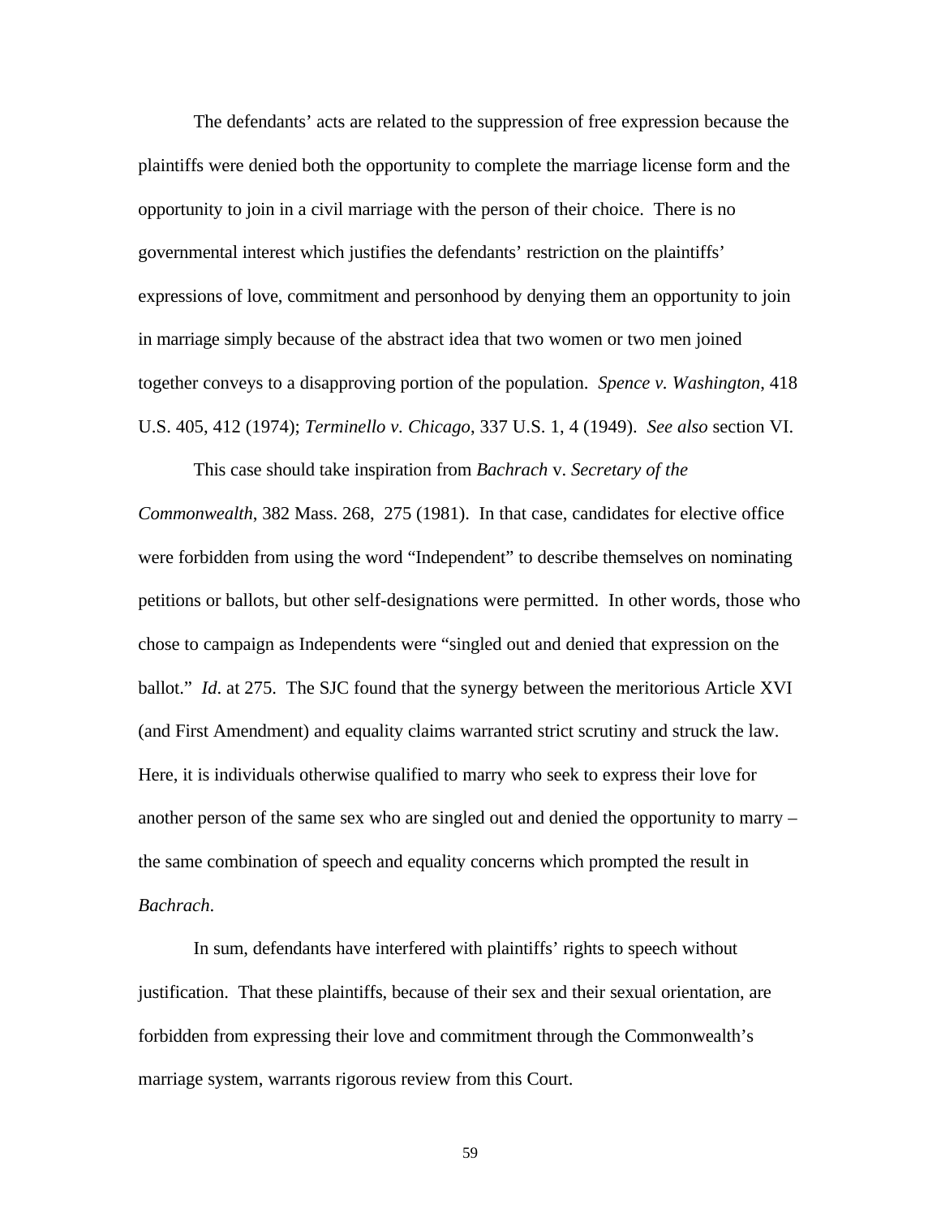The defendants' acts are related to the suppression of free expression because the plaintiffs were denied both the opportunity to complete the marriage license form and the opportunity to join in a civil marriage with the person of their choice. There is no governmental interest which justifies the defendants' restriction on the plaintiffs' expressions of love, commitment and personhood by denying them an opportunity to join in marriage simply because of the abstract idea that two women or two men joined together conveys to a disapproving portion of the population. *Spence v. Washington*, 418 U.S. 405, 412 (1974); *Terminello v. Chicago*, 337 U.S. 1, 4 (1949). *See also* section VI.

This case should take inspiration from *Bachrach* v. *Secretary of the Commonwealth*, 382 Mass. 268, 275 (1981). In that case, candidates for elective office were forbidden from using the word "Independent" to describe themselves on nominating petitions or ballots, but other self-designations were permitted. In other words, those who chose to campaign as Independents were "singled out and denied that expression on the ballot." *Id*. at 275. The SJC found that the synergy between the meritorious Article XVI (and First Amendment) and equality claims warranted strict scrutiny and struck the law. Here, it is individuals otherwise qualified to marry who seek to express their love for another person of the same sex who are singled out and denied the opportunity to marry – the same combination of speech and equality concerns which prompted the result in *Bachrach*.

In sum, defendants have interfered with plaintiffs' rights to speech without justification. That these plaintiffs, because of their sex and their sexual orientation, are forbidden from expressing their love and commitment through the Commonwealth's marriage system, warrants rigorous review from this Court.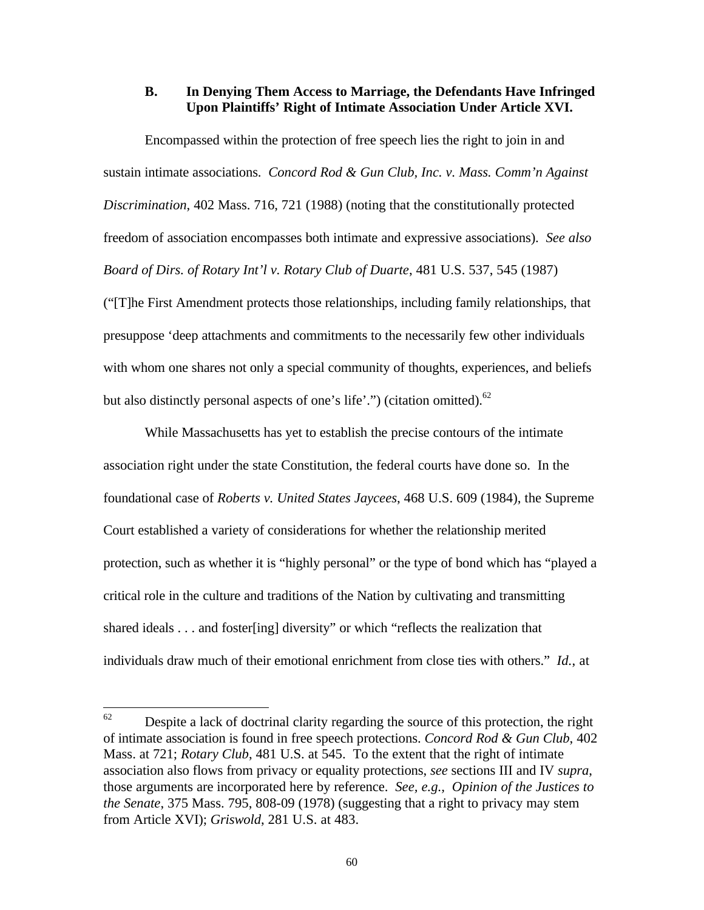### B. In Denying Them Access to Marriage, the Defendants Have Infringed Upon Plaintiffs' Right of Intimate Association Under Article XVI.

Encompassed within the protection of free speech lies the right to join in and sustain intimate associations. *Concord Rod & Gun Club, Inc. v. Mass. Comm'n Against Discrimination*, 402 Mass. 716, 721 (1988) (noting that the constitutionally protected freedom of association encompasses both intimate and expressive associations). *See also Board of Dirs. of Rotary Int'l v. Rotary Club of Duarte*, 481 U.S. 537, 545 (1987) ("[T]he First Amendment protects those relationships, including family relationships, that presuppose 'deep attachments and commitments to the necessarily few other individuals with whom one shares not only a special community of thoughts, experiences, and beliefs but also distinctly personal aspects of one's life'.") (citation omitted).[62]

While Massachusetts has yet to establish the precise contours of the intimate association right under the state Constitution, the federal courts have done so. In the foundational case of *Roberts v. United States Jaycees*, 468 U.S. 609 (1984), the Supreme Court established a variety of considerations for whether the relationship merited protection, such as whether it is "highly personal" or the type of bond which has "played a critical role in the culture and traditions of the Nation by cultivating and transmitting shared ideals . . . and foster[ing] diversity" or which "reflects the realization that individuals draw much of their emotional enrichment from close ties with others." *Id.*, at

---

[62] Despite a lack of doctrinal clarity regarding the source of this protection, the right of intimate association is found in free speech protections. *Concord Rod & Gun Club*, 402 Mass. at 721; *Rotary Club*, 481 U.S. at 545. To the extent that the right of intimate association also flows from privacy or equality protections, *see* sections III and IV *supra*, those arguments are incorporated here by reference. *See*, *e.g.*, *Opinion of the Justices to the Senate*, 375 Mass. 795, 808-09 (1978) (suggesting that a right to privacy may stem from Article XVI); *Griswold*, 281 U.S. at 483.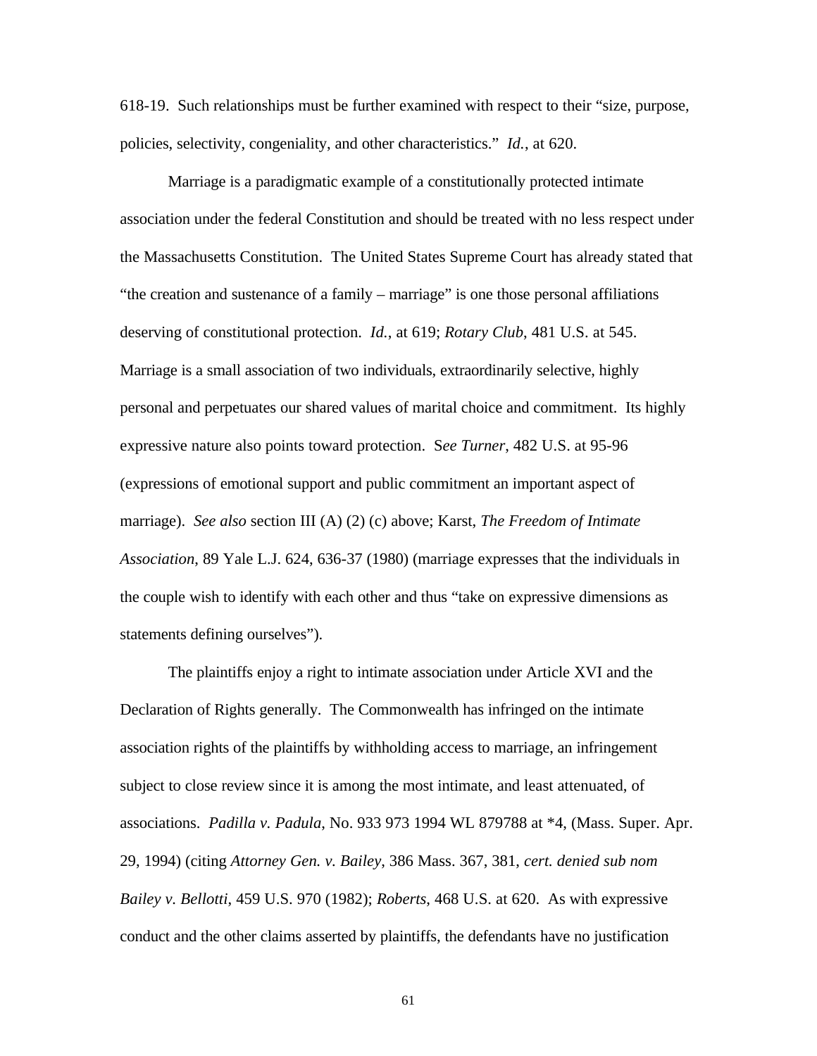618-19. Such relationships must be further examined with respect to their "size, purpose, policies, selectivity, congeniality, and other characteristics." *Id.*, at 620.

Marriage is a paradigmatic example of a constitutionally protected intimate association under the federal Constitution and should be treated with no less respect under the Massachusetts Constitution. The United States Supreme Court has already stated that "the creation and sustenance of a family – marriage" is one those personal affiliations deserving of constitutional protection. *Id.*, at 619; *Rotary Club*, 481 U.S. at 545. Marriage is a small association of two individuals, extraordinarily selective, highly personal and perpetuates our shared values of marital choice and commitment. Its highly expressive nature also points toward protection. S*ee Turner*, 482 U.S. at 95-96 (expressions of emotional support and public commitment an important aspect of marriage). *See also* section III (A) (2) (c) above; Karst, *The Freedom of Intimate Association*, 89 Yale L.J. 624, 636-37 (1980) (marriage expresses that the individuals in the couple wish to identify with each other and thus "take on expressive dimensions as statements defining ourselves").

The plaintiffs enjoy a right to intimate association under Article XVI and the Declaration of Rights generally. The Commonwealth has infringed on the intimate association rights of the plaintiffs by withholding access to marriage, an infringement subject to close review since it is among the most intimate, and least attenuated, of associations. *Padilla v. Padula*, No. 933 973 1994 WL 879788 at *4, (Mass. Super. Apr. 29, 1994) (citing *Attorney Gen. v. Bailey*, 386 Mass. 367, 381, *cert. denied sub nom Bailey v. Bellotti*, 459 U.S. 970 (1982); *Roberts*, 468 U.S. at 620. As with expressive conduct and the other claims asserted by plaintiffs, the defendants have no justification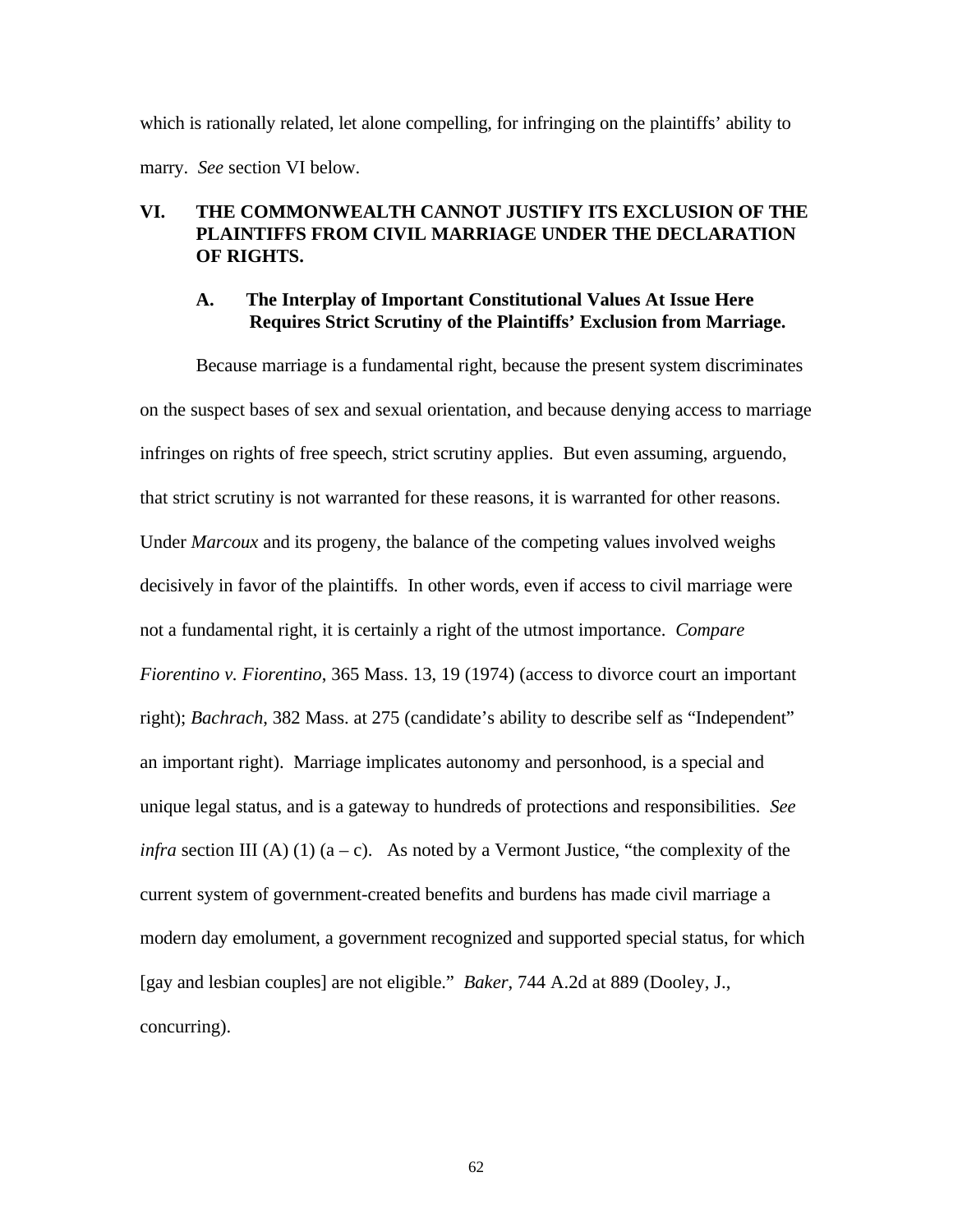which is rationally related, let alone compelling, for infringing on the plaintiffs' ability to marry. *See* section VI below.

## VI. THE COMMONWEALTH CANNOT JUSTIFY ITS EXCLUSION OF THE PLAINTIFFS FROM CIVIL MARRIAGE UNDER THE DECLARATION OF RIGHTS.

### A. The Interplay of Important Constitutional Values At Issue Here Requires Strict Scrutiny of the Plaintiffs' Exclusion from Marriage.

Because marriage is a fundamental right, because the present system discriminates on the suspect bases of sex and sexual orientation, and because denying access to marriage infringes on rights of free speech, strict scrutiny applies. But even assuming, arguendo, that strict scrutiny is not warranted for these reasons, it is warranted for other reasons. Under *Marcoux* and its progeny, the balance of the competing values involved weighs decisively in favor of the plaintiffs. In other words, even if access to civil marriage were not a fundamental right, it is certainly a right of the utmost importance. *Compare Fiorentino v. Fiorentino*, 365 Mass. 13, 19 (1974) (access to divorce court an important right); *Bachrach*, 382 Mass. at 275 (candidate's ability to describe self as "Independent" an important right). Marriage implicates autonomy and personhood, is a special and unique legal status, and is a gateway to hundreds of protections and responsibilities. *See infra* section III (A) (1) (a – c). As noted by a Vermont Justice, "the complexity of the current system of government-created benefits and burdens has made civil marriage a modern day emolument, a government recognized and supported special status, for which [gay and lesbian couples] are not eligible." *Baker*, 744 A.2d at 889 (Dooley, J., concurring).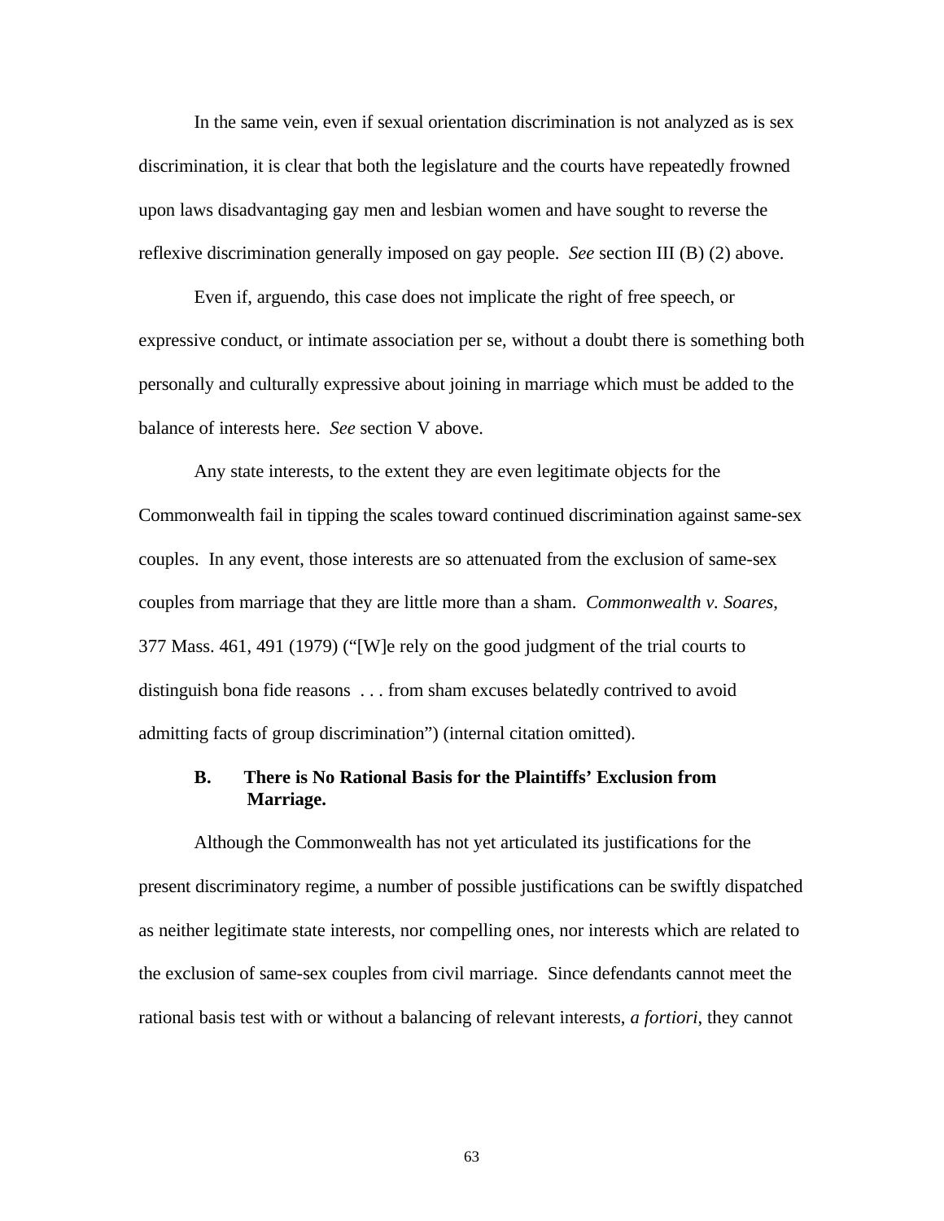In the same vein, even if sexual orientation discrimination is not analyzed as is sex discrimination, it is clear that both the legislature and the courts have repeatedly frowned upon laws disadvantaging gay men and lesbian women and have sought to reverse the reflexive discrimination generally imposed on gay people. *See* section III (B) (2) above.

Even if, arguendo, this case does not implicate the right of free speech, or expressive conduct, or intimate association per se, without a doubt there is something both personally and culturally expressive about joining in marriage which must be added to the balance of interests here. *See* section V above.

Any state interests, to the extent they are even legitimate objects for the Commonwealth fail in tipping the scales toward continued discrimination against same-sex couples. In any event, those interests are so attenuated from the exclusion of same-sex couples from marriage that they are little more than a sham. *Commonwealth v. Soares*, 377 Mass. 461, 491 (1979) ("[W]e rely on the good judgment of the trial courts to distinguish bona fide reasons . . . from sham excuses belatedly contrived to avoid admitting facts of group discrimination") (internal citation omitted).

### B. There is No Rational Basis for the Plaintiffs' Exclusion from Marriage.

Although the Commonwealth has not yet articulated its justifications for the present discriminatory regime, a number of possible justifications can be swiftly dispatched as neither legitimate state interests, nor compelling ones, nor interests which are related to the exclusion of same-sex couples from civil marriage. Since defendants cannot meet the rational basis test with or without a balancing of relevant interests, *a fortiori*, they cannot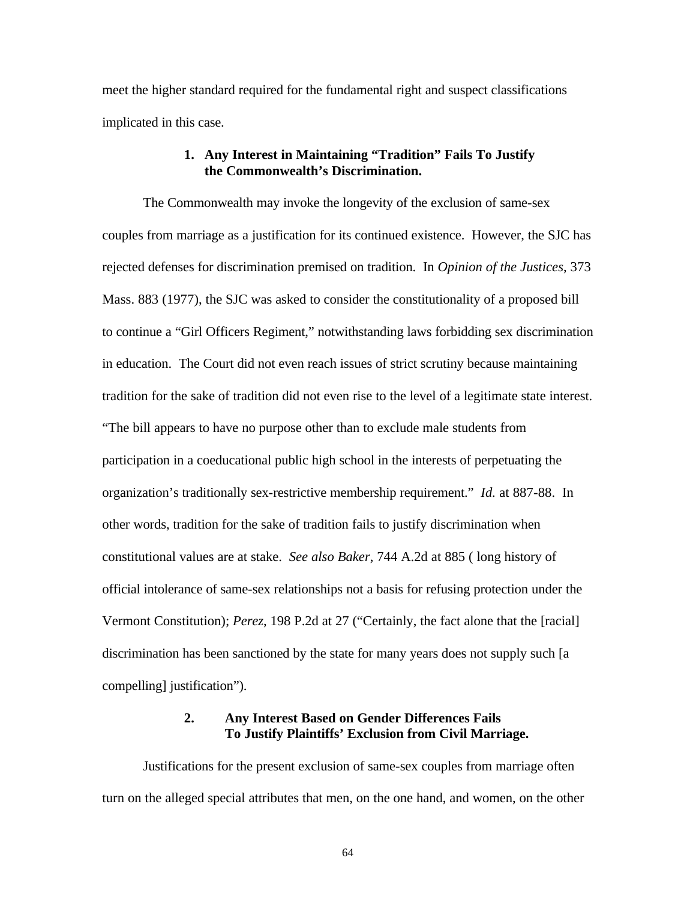meet the higher standard required for the fundamental right and suspect classifications implicated in this case.

### 1. Any Interest in Maintaining "Tradition" Fails To Justify the Commonwealth's Discrimination.

The Commonwealth may invoke the longevity of the exclusion of same-sex couples from marriage as a justification for its continued existence. However, the SJC has rejected defenses for discrimination premised on tradition. In *Opinion of the Justices*, 373 Mass. 883 (1977), the SJC was asked to consider the constitutionality of a proposed bill to continue a "Girl Officers Regiment," notwithstanding laws forbidding sex discrimination in education. The Court did not even reach issues of strict scrutiny because maintaining tradition for the sake of tradition did not even rise to the level of a legitimate state interest. "The bill appears to have no purpose other than to exclude male students from participation in a coeducational public high school in the interests of perpetuating the organization's traditionally sex-restrictive membership requirement." *Id.* at 887-88. In other words, tradition for the sake of tradition fails to justify discrimination when constitutional values are at stake. *See also Baker*, 744 A.2d at 885 ( long history of official intolerance of same-sex relationships not a basis for refusing protection under the Vermont Constitution); *Perez*, 198 P.2d at 27 ("Certainly, the fact alone that the [racial] discrimination has been sanctioned by the state for many years does not supply such [a compelling] justification").

### 2. Any Interest Based on Gender Differences Fails To Justify Plaintiffs' Exclusion from Civil Marriage.

Justifications for the present exclusion of same-sex couples from marriage often turn on the alleged special attributes that men, on the one hand, and women, on the other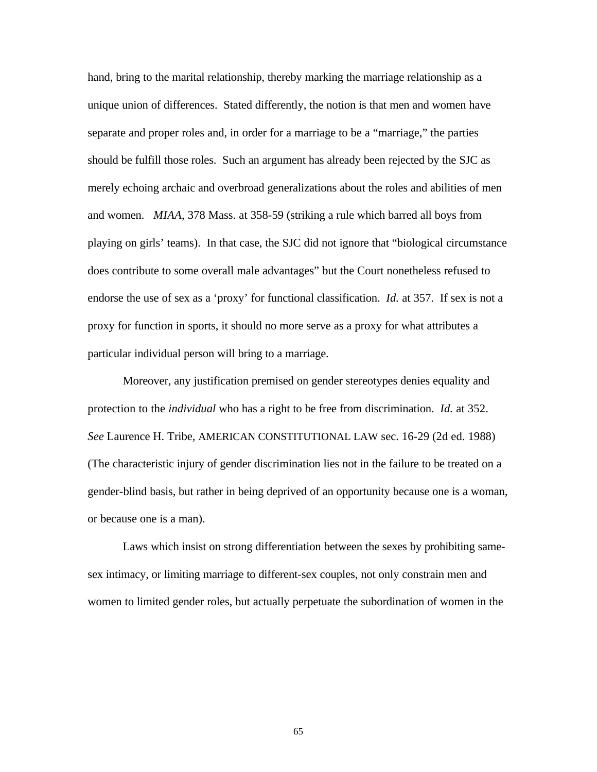hand, bring to the marital relationship, thereby marking the marriage relationship as a unique union of differences. Stated differently, the notion is that men and women have separate and proper roles and, in order for a marriage to be a "marriage," the parties should be fulfill those roles. Such an argument has already been rejected by the SJC as merely echoing archaic and overbroad generalizations about the roles and abilities of men and women. *MIAA*, 378 Mass. at 358-59 (striking a rule which barred all boys from playing on girls' teams). In that case, the SJC did not ignore that "biological circumstance does contribute to some overall male advantages" but the Court nonetheless refused to endorse the use of sex as a 'proxy' for functional classification. *Id.* at 357. If sex is not a proxy for function in sports, it should no more serve as a proxy for what attributes a particular individual person will bring to a marriage.

Moreover, any justification premised on gender stereotypes denies equality and protection to the *individual* who has a right to be free from discrimination. *Id.* at 352. *See* Laurence H. Tribe, AMERICAN CONSTITUTIONAL LAW sec. 16-29 (2d ed. 1988) (The characteristic injury of gender discrimination lies not in the failure to be treated on a gender-blind basis, but rather in being deprived of an opportunity because one is a woman, or because one is a man).

Laws which insist on strong differentiation between the sexes by prohibiting same-sex intimacy, or limiting marriage to different-sex couples, not only constrain men and women to limited gender roles, but actually perpetuate the subordination of women in the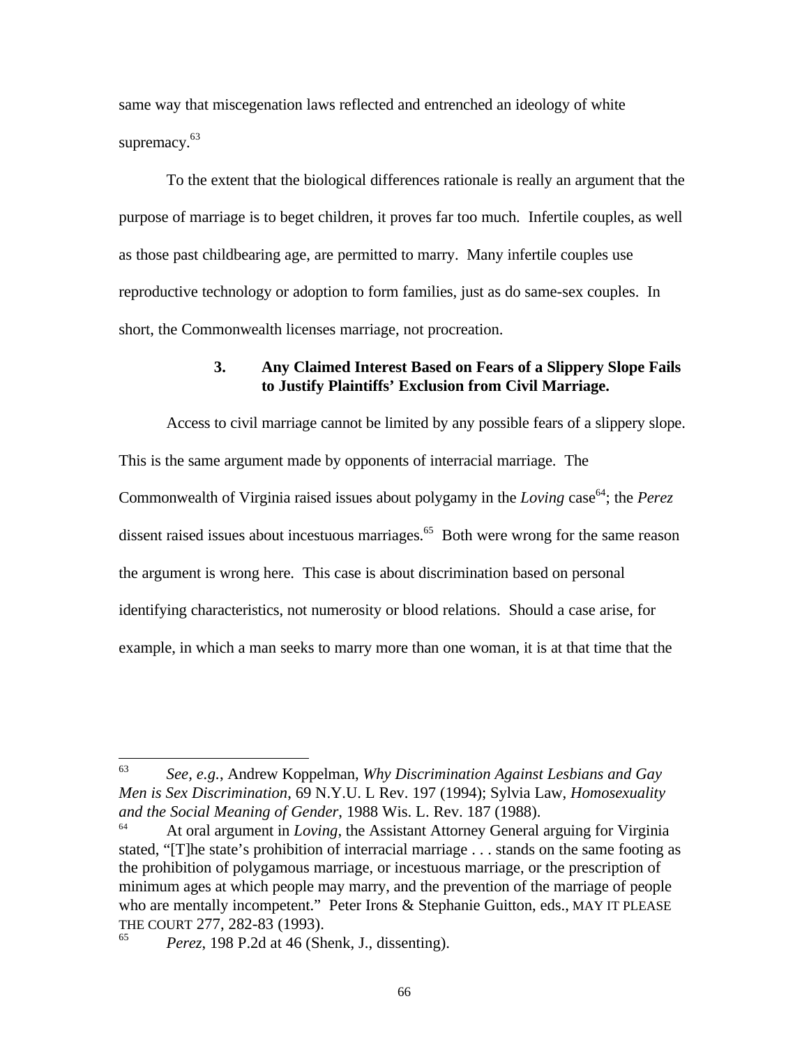same way that miscegenation laws reflected and entrenched an ideology of white supremacy.[63]

To the extent that the biological differences rationale is really an argument that the purpose of marriage is to beget children, it proves far too much. Infertile couples, as well as those past childbearing age, are permitted to marry. Many infertile couples use reproductive technology or adoption to form families, just as do same-sex couples. In short, the Commonwealth licenses marriage, not procreation.

### 3. Any Claimed Interest Based on Fears of a Slippery Slope Fails to Justify Plaintiffs' Exclusion from Civil Marriage.

Access to civil marriage cannot be limited by any possible fears of a slippery slope. This is the same argument made by opponents of interracial marriage. The Commonwealth of Virginia raised issues about polygamy in the *Loving* case[64]; the *Perez* dissent raised issues about incestuous marriages.[65] Both were wrong for the same reason the argument is wrong here. This case is about discrimination based on personal identifying characteristics, not numerosity or blood relations. Should a case arise, for example, in which a man seeks to marry more than one woman, it is at that time that the

---

[63] *See, e.g.*, Andrew Koppelman, *Why Discrimination Against Lesbians and Gay Men is Sex Discrimination*, 69 N.Y.U. L Rev. 197 (1994); Sylvia Law, *Homosexuality and the Social Meaning of Gender*, 1988 Wis. L. Rev. 187 (1988).

[64] At oral argument in *Loving*, the Assistant Attorney General arguing for Virginia stated, "[T]he state's prohibition of interracial marriage . . . stands on the same footing as the prohibition of polygamous marriage, or incestuous marriage, or the prescription of minimum ages at which people may marry, and the prevention of the marriage of people who are mentally incompetent." Peter Irons & Stephanie Guitton, eds., MAY IT PLEASE THE COURT 277, 282-83 (1993).

[65] *Perez*, 198 P.2d at 46 (Shenk, J., dissenting).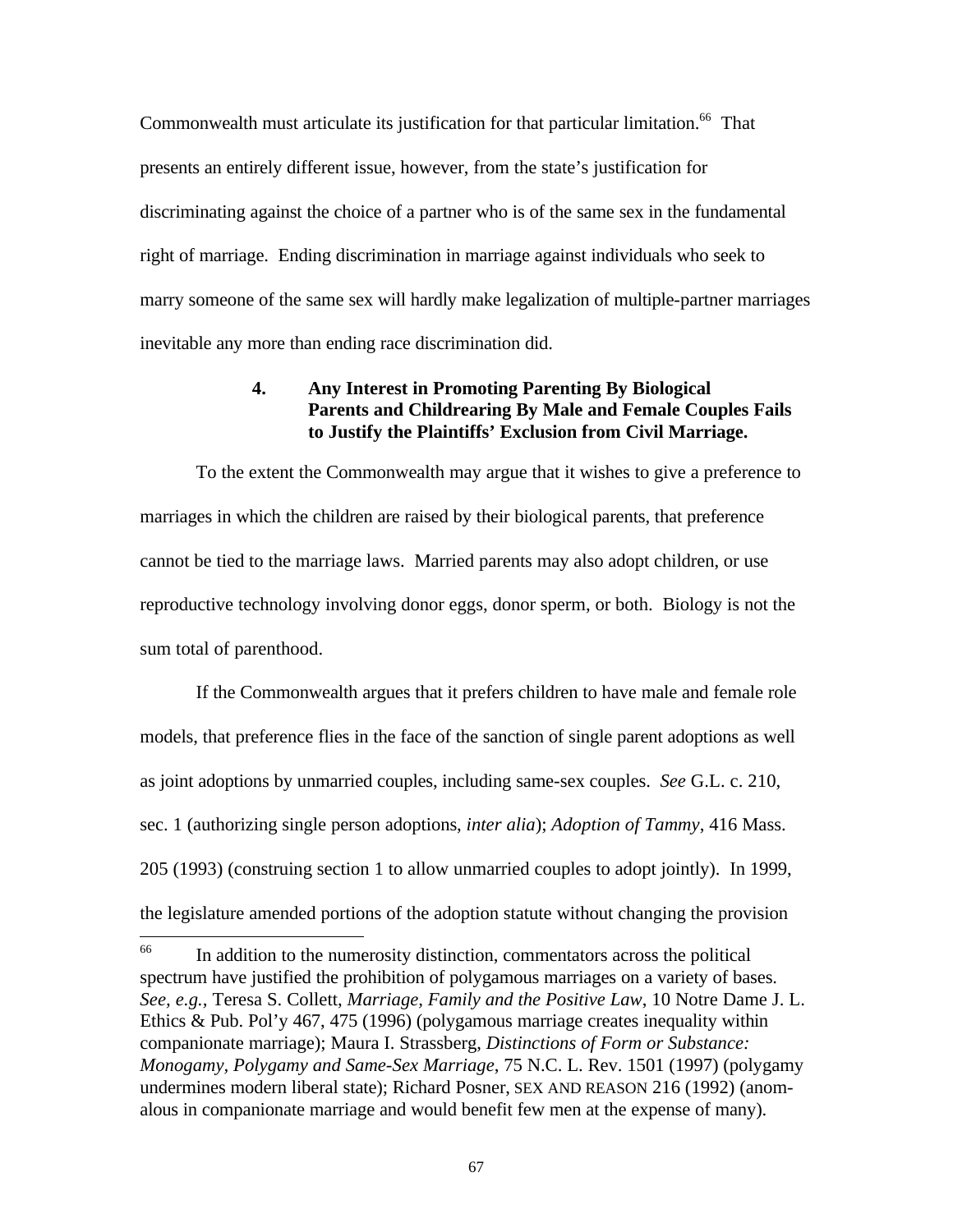Commonwealth must articulate its justification for that particular limitation.[66] That presents an entirely different issue, however, from the state's justification for discriminating against the choice of a partner who is of the same sex in the fundamental right of marriage. Ending discrimination in marriage against individuals who seek to marry someone of the same sex will hardly make legalization of multiple-partner marriages inevitable any more than ending race discrimination did.

### 4. Any Interest in Promoting Parenting By Biological Parents and Childrearing By Male and Female Couples Fails to Justify the Plaintiffs' Exclusion from Civil Marriage.

To the extent the Commonwealth may argue that it wishes to give a preference to marriages in which the children are raised by their biological parents, that preference cannot be tied to the marriage laws. Married parents may also adopt children, or use reproductive technology involving donor eggs, donor sperm, or both. Biology is not the sum total of parenthood.

If the Commonwealth argues that it prefers children to have male and female role models, that preference flies in the face of the sanction of single parent adoptions as well as joint adoptions by unmarried couples, including same-sex couples. *See* G.L. c. 210, sec. 1 (authorizing single person adoptions, *inter alia*); *Adoption of Tammy*, 416 Mass. 205 (1993) (construing section 1 to allow unmarried couples to adopt jointly). In 1999, the legislature amended portions of the adoption statute without changing the provision

---

[66] In addition to the numerosity distinction, commentators across the political spectrum have justified the prohibition of polygamous marriages on a variety of bases. *See, e.g.*, Teresa S. Collett, *Marriage, Family and the Positive Law*, 10 Notre Dame J. L. Ethics & Pub. Pol'y 467, 475 (1996) (polygamous marriage creates inequality within companionate marriage); Maura I. Strassberg, *Distinctions of Form or Substance: Monogamy, Polygamy and Same-Sex Marriage*, 75 N.C. L. Rev. 1501 (1997) (polygamy undermines modern liberal state); Richard Posner, SEX AND REASON 216 (1992) (anom-alous in companionate marriage and would benefit few men at the expense of many).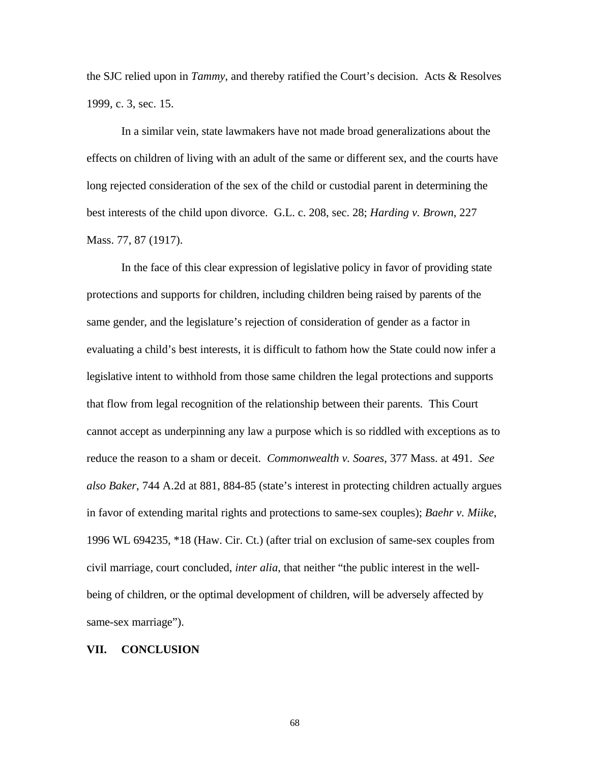the SJC relied upon in *Tammy*, and thereby ratified the Court's decision. Acts & Resolves 1999, c. 3, sec. 15.

In a similar vein, state lawmakers have not made broad generalizations about the effects on children of living with an adult of the same or different sex, and the courts have long rejected consideration of the sex of the child or custodial parent in determining the best interests of the child upon divorce. G.L. c. 208, sec. 28; *Harding v. Brown*, 227 Mass. 77, 87 (1917).

In the face of this clear expression of legislative policy in favor of providing state protections and supports for children, including children being raised by parents of the same gender, and the legislature's rejection of consideration of gender as a factor in evaluating a child's best interests, it is difficult to fathom how the State could now infer a legislative intent to withhold from those same children the legal protections and supports that flow from legal recognition of the relationship between their parents. This Court cannot accept as underpinning any law a purpose which is so riddled with exceptions as to reduce the reason to a sham or deceit. *Commonwealth v. Soares*, 377 Mass. at 491. *See also Baker*, 744 A.2d at 881, 884-85 (state's interest in protecting children actually argues in favor of extending marital rights and protections to same-sex couples); *Baehr v. Miike*, 1996 WL 694235, *18 (Haw. Cir. Ct.) (after trial on exclusion of same-sex couples from civil marriage, court concluded, *inter alia*, that neither "the public interest in the well-being of children, or the optimal development of children, will be adversely affected by same-sex marriage").

## VII. CONCLUSION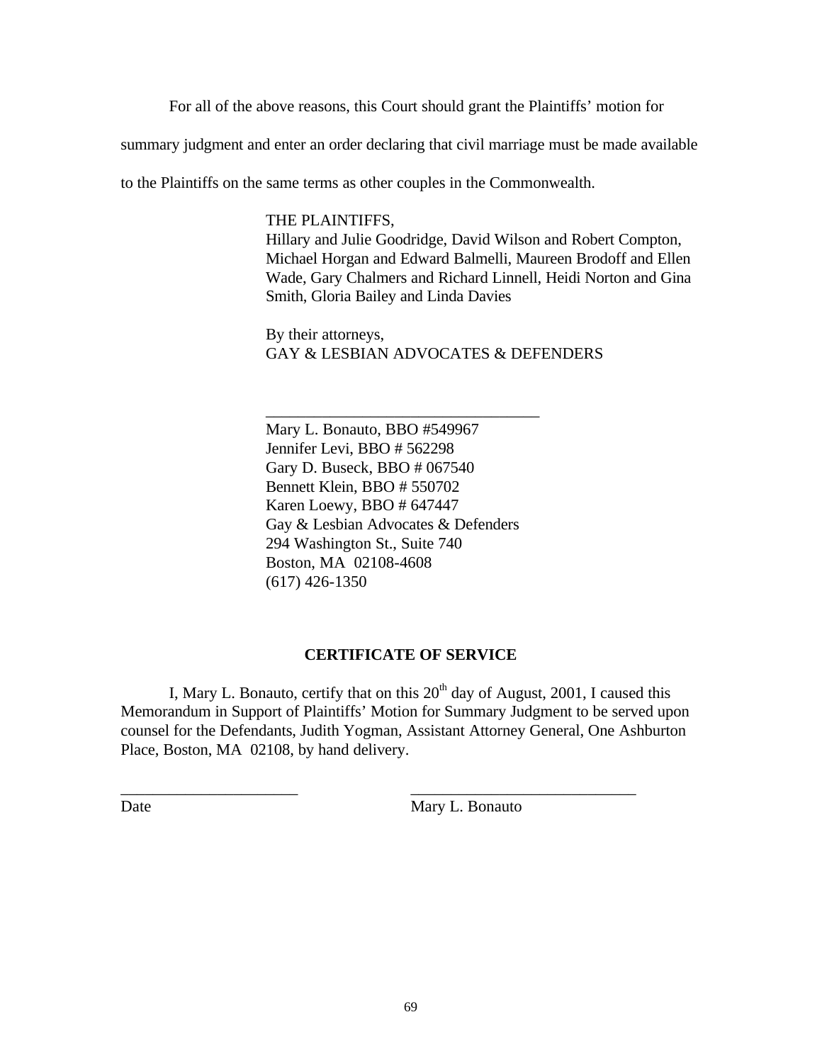For all of the above reasons, this Court should grant the Plaintiffs' motion for summary judgment and enter an order declaring that civil marriage must be made available to the Plaintiffs on the same terms as other couples in the Commonwealth.

THE PLAINTIFFS,
Hillary and Julie Goodridge, David Wilson and Robert Compton, Michael Horgan and Edward Balmelli, Maureen Brodoff and Ellen Wade, Gary Chalmers and Richard Linnell, Heidi Norton and Gina Smith, Gloria Bailey and Linda Davies

By their attorneys,
GAY & LESBIAN ADVOCATES & DEFENDERS

___________________________________
Mary L. Bonauto, BBO #549967
Jennifer Levi, BBO # 562298
Gary D. Buseck, BBO # 067540
Bennett Klein, BBO # 550702
Karen Loewy, BBO # 647447
Gay & Lesbian Advocates & Defenders
294 Washington St., Suite 740
Boston, MA 02108-4608
(617) 426-1350

**CERTIFICATE OF SERVICE**

I, Mary L. Bonauto, certify that on this 20th day of August, 2001, I caused this Memorandum in Support of Plaintiffs' Motion for Summary Judgment to be served upon counsel for the Defendants, Judith Yogman, Assistant Attorney General, One Ashburton Place, Boston, MA 02108, by hand delivery.

______________________ ____________________________
Date Mary L. Bonauto